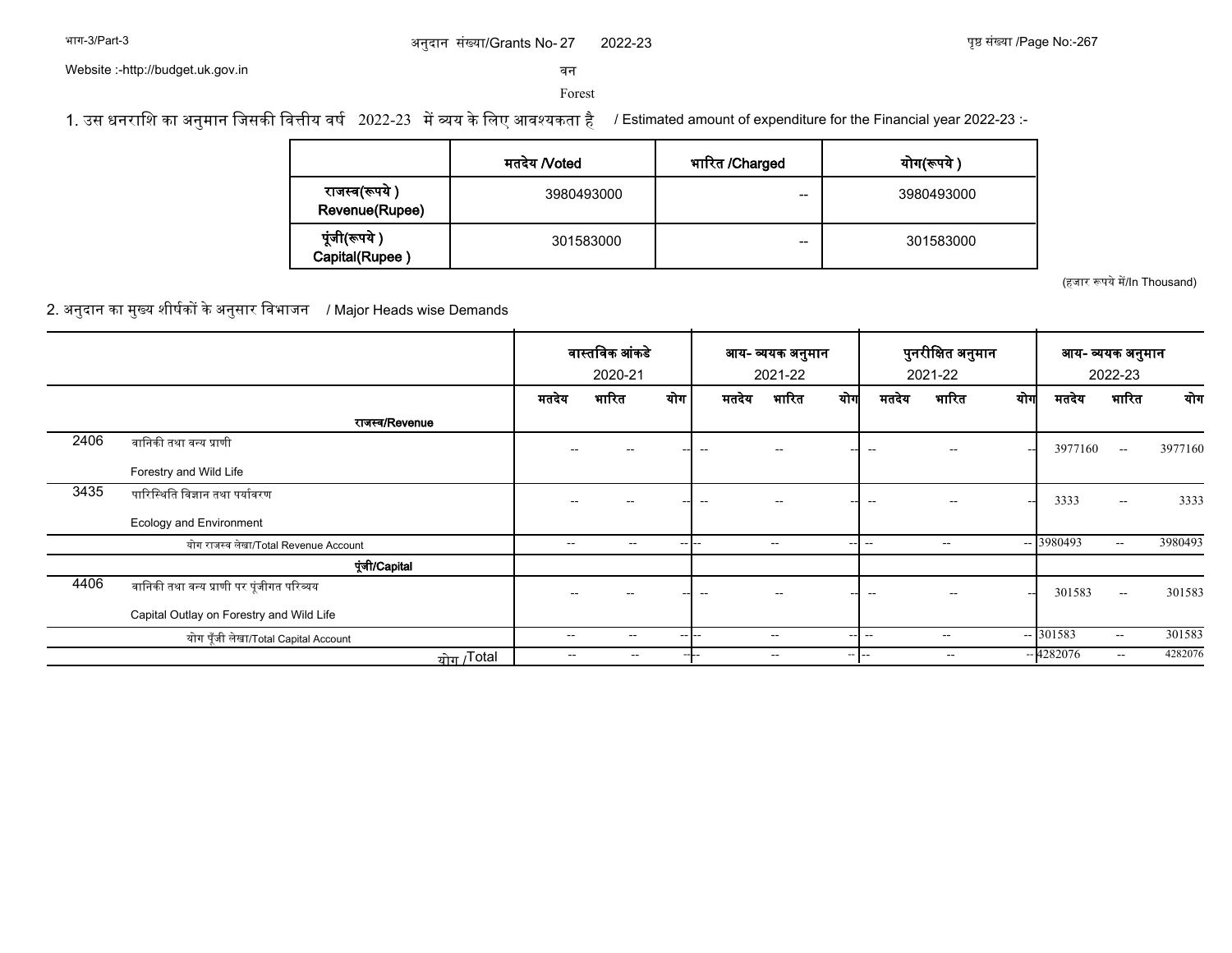अनुदान संख्या/Grants No- 27 2022-23

Website :-http://budget.uk.gov.in

# वन

# Forest

1. उस धनराशि का अनुमान जिसकी वित्तीय वर्ष 2022-23 में व्यय के लिए आवश्यकता है / Estimated amount of expenditure for the Financial year 2022-23 :-

| | मतदेय /Voted | भारित /Charged | योग(रूपये ) |
|---|---|---|---|
| राजस्व(रूपये ) Revenue(Rupee) | 3980493000 | -- | 3980493000 |
| पूंजी(रूपये ) Capital(Rupee ) | 301583000 | -- | 301583000 |

(हज़ार रूपये में/In Thousand)

2. अनुदान का मुख्य शीर्षकों के अनुसार विभाजन / Major Heads wise Demands

| | | वास्तविक आंकडे 2020-21 | | | आय- व्ययक अनुमान 2021-22 | | | पुनरीक्षित अनुमान 2021-22 | | | आय- व्ययक अनुमान 2022-23 | | |
|---|---|---|---|---|---|---|---|---|---|---|---|---|---|
| | | मतदेय | भारित | योग | मतदेय | भारित | योग | मतदेय | भारित | योग | मतदेय | भारित | योग |
| | **राजस्व/Revenue** | | | | | | | | | | | | |
| 2406 | वानिकी तथा वन्य प्राणी Forestry and Wild Life | -- | -- | -- | -- | -- | -- | -- | -- | -- | 3977160 | -- | 3977160 |
| 3435 | पारिस्थिति विज्ञान तथा पर्यावरण Ecology and Environment | -- | -- | -- | -- | -- | -- | -- | -- | -- | 3333 | -- | 3333 |
| | योग राजस्व लेखा/Total Revenue Account | -- | -- | -- | -- | -- | -- | -- | -- | -- | 3980493 | -- | 3980493 |
| | **पूंजी/Capital** | | | | | | | | | | | | |
| 4406 | वानिकी तथा वन्य प्राणी पर पूंजीगत परिव्यय Capital Outlay on Forestry and Wild Life | -- | -- | -- | -- | -- | -- | -- | -- | -- | 301583 | -- | 301583 |
| | योग पूँजी लेखा/Total Capital Account | -- | -- | -- | -- | -- | -- | -- | -- | -- | 301583 | -- | 301583 |
| | योग /Total | -- | -- | -- | -- | -- | -- | -- | -- | -- | 4282076 | -- | 4282076 |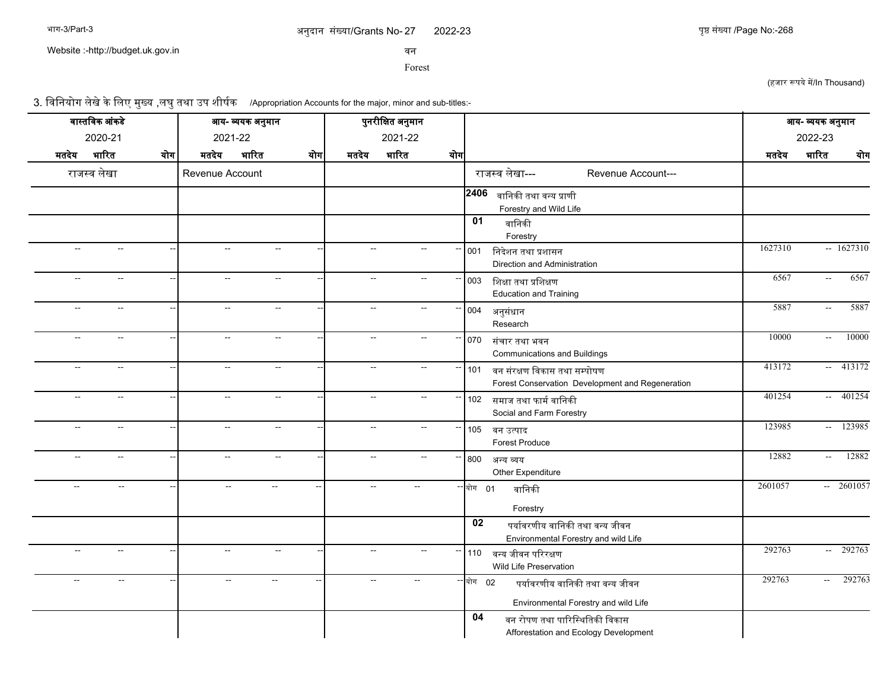अनुदान संख्या/Grants No- 27 2022-23

वन

Forest

(हजार रूपये में/In Thousand)

3. विनियोग लेखे के लिए मुख्य ,लघु तथा उप शीर्षक /Appropriation Accounts for the major, minor and sub-titles:-

| वास्तविक आंकडे 2020-21 | | | आय- व्ययक अनुमान 2021-22 | | | पुनरीक्षित अनुमान 2021-22 | | | | आय- व्ययक अनुमान 2022-23 | | |
|---|---|---|---|---|---|---|---|---|---|---|---|---|
| मतदेय | भारित | योग | मतदेय | भारित | योग | मतदेय | भारित | योग | | मतदेय | भारित | योग |
| राजस्व लेखा | | | Revenue Account | | | | | | राजस्व लेखा--- Revenue Account--- | | | |
| | | | | | | | | | 2406 वानिकी तथा वन्य प्राणी Forestry and Wild Life | | | |
| | | | | | | | | | 01 वानिकी Forestry | | | |
| -- | -- | -- | -- | -- | -- | -- | -- | -- | 001 निदेशन तथा प्रशासन Direction and Administration | 1627310 | -- | 1627310 |
| -- | -- | -- | -- | -- | -- | -- | -- | -- | 003 शिक्षा तथा प्रशिक्षण Education and Training | 6567 | -- | 6567 |
| -- | -- | -- | -- | -- | -- | -- | -- | -- | 004 अनुसंधान Research | 5887 | -- | 5887 |
| -- | -- | -- | -- | -- | -- | -- | -- | -- | 070 संचार तथा भवन Communications and Buildings | 10000 | -- | 10000 |
| -- | -- | -- | -- | -- | -- | -- | -- | -- | 101 वन संरक्षण विकास तथा सम्पोषण Forest Conservation Development and Regeneration | 413172 | -- | 413172 |
| -- | -- | -- | -- | -- | -- | -- | -- | -- | 102 समाज तथा फार्म वानिकी Social and Farm Forestry | 401254 | -- | 401254 |
| -- | -- | -- | -- | -- | -- | -- | -- | -- | 105 वन उत्पाद Forest Produce | 123985 | -- | 123985 |
| -- | -- | -- | -- | -- | -- | -- | -- | -- | 800 अन्य व्यय Other Expenditure | 12882 | -- | 12882 |
| -- | -- | -- | -- | -- | -- | -- | -- | -- | योग 01 वानिकी Forestry | 2601057 | -- | 2601057 |
| | | | | | | | | | 02 पर्यावरणीय वानिकी तथा वन्य जीवन Environmental Forestry and wild Life | | | |
| -- | -- | -- | -- | -- | -- | -- | -- | -- | 110 वन्य जीवन परिरक्षण Wild Life Preservation | 292763 | -- | 292763 |
| -- | -- | -- | -- | -- | -- | -- | -- | -- | योग 02 पर्यावरणीय वानिकी तथा वन्य जीवन Environmental Forestry and wild Life | 292763 | -- | 292763 |
| | | | | | | | | | 04 वन रोपण तथा पारिस्थितिकी विकास Afforestation and Ecology Development | | | |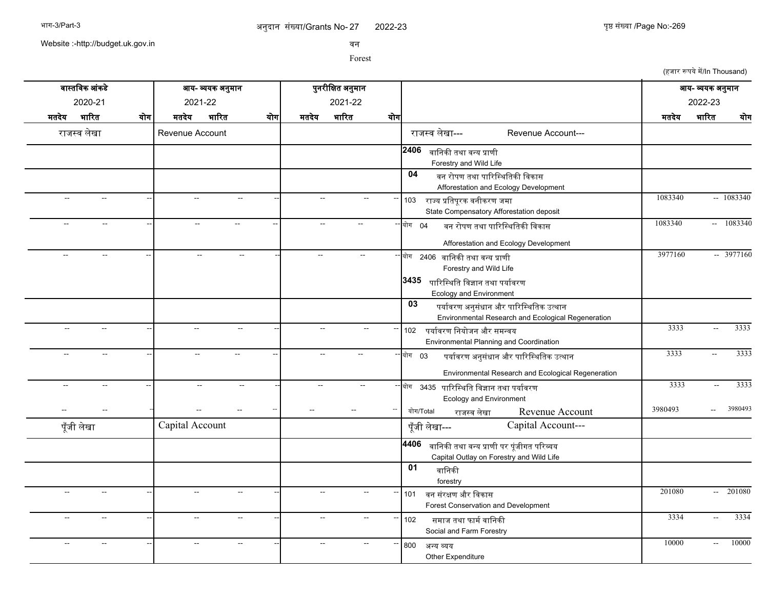अनुदान संख्या/Grants No- 27 2022-23

वन

Forest

(हजार रूपये में/In Thousand)

| वास्तविक आंकडे 2020-21 | | | आय- व्ययक अनुमान 2021-22 | | | पुनरीक्षित अनुमान 2021-22 | | | | आय- व्ययक अनुमान 2022-23 | | |
|---|---|---|---|---|---|---|---|---|---|---|---|---|
| मतदेय | भारित | योग | मतदेय | भारित | योग | मतदेय | भारित | योग | | मतदेय | भारित | योग |
| राजस्व लेखा | | | Revenue Account | | | | | | राजस्व लेखा--- Revenue Account--- | | | |
| | | | | | | | | | **2406** वानिकी तथा वन्य प्राणी Forestry and Wild Life | | | |
| | | | | | | | | | **04** वन रोपण तथा पारिस्थितिकी विकास Afforestation and Ecology Development | | | |
| -- | -- | -- | -- | -- | -- | -- | -- | -- | 103 राज्य प्रतिपूरक वनीकरण जमा State Compensatory Afforestation deposit | 1083340 | -- | 1083340 |
| -- | -- | -- | -- | -- | -- | -- | -- | -- | योग 04 वन रोपण तथा पारिस्थितिकी विकास Afforestation and Ecology Development | 1083340 | -- | 1083340 |
| -- | -- | -- | -- | -- | -- | -- | -- | -- | योग 2406 वानिकी तथा वन्य प्राणी Forestry and Wild Life | 3977160 | -- | 3977160 |
| | | | | | | | | | **3435** पारिस्थिति विज्ञान तथा पर्यावरण Ecology and Environment | | | |
| | | | | | | | | | **03** पर्यावरण अनुसंधान और पारिस्थितिक उत्थान Environmental Research and Ecological Regeneration | | | |
| -- | -- | -- | -- | -- | -- | -- | -- | -- | 102 पर्यावरण नियोजन और समन्वय Environmental Planning and Coordination | 3333 | -- | 3333 |
| -- | -- | -- | -- | -- | -- | -- | -- | -- | योग 03 पर्यावरण अनुसंधान और पारिस्थितिक उत्थान Environmental Research and Ecological Regeneration | 3333 | -- | 3333 |
| -- | -- | -- | -- | -- | -- | -- | -- | -- | योग 3435 पारिस्थिति विज्ञान तथा पर्यावरण Ecology and Environment | 3333 | -- | 3333 |
| -- | -- | - | -- | -- | -- | -- | -- | -- | योग/Total राजस्व लेखा Revenue Account | 3980493 | -- | 3980493 |
| पूँजी लेखा | | | Capital Account | | | | | | पूँजी लेखा--- Capital Account--- | | | |
| | | | | | | | | | **4406** वानिकी तथा वन्य प्राणी पर पूंजीगत परिव्यय Capital Outlay on Forestry and Wild Life | | | |
| | | | | | | | | | **01** वानिकी forestry | | | |
| -- | -- | -- | -- | -- | -- | -- | -- | -- | 101 वन संरक्षण और विकास Forest Conservation and Development | 201080 | -- | 201080 |
| -- | -- | -- | -- | -- | -- | -- | -- | -- | 102 समाज तथा फार्म वानिकी Social and Farm Forestry | 3334 | -- | 3334 |
| -- | -- | -- | -- | -- | -- | -- | -- | -- | 800 अन्य व्यय Other Expenditure | 10000 | -- | 10000 |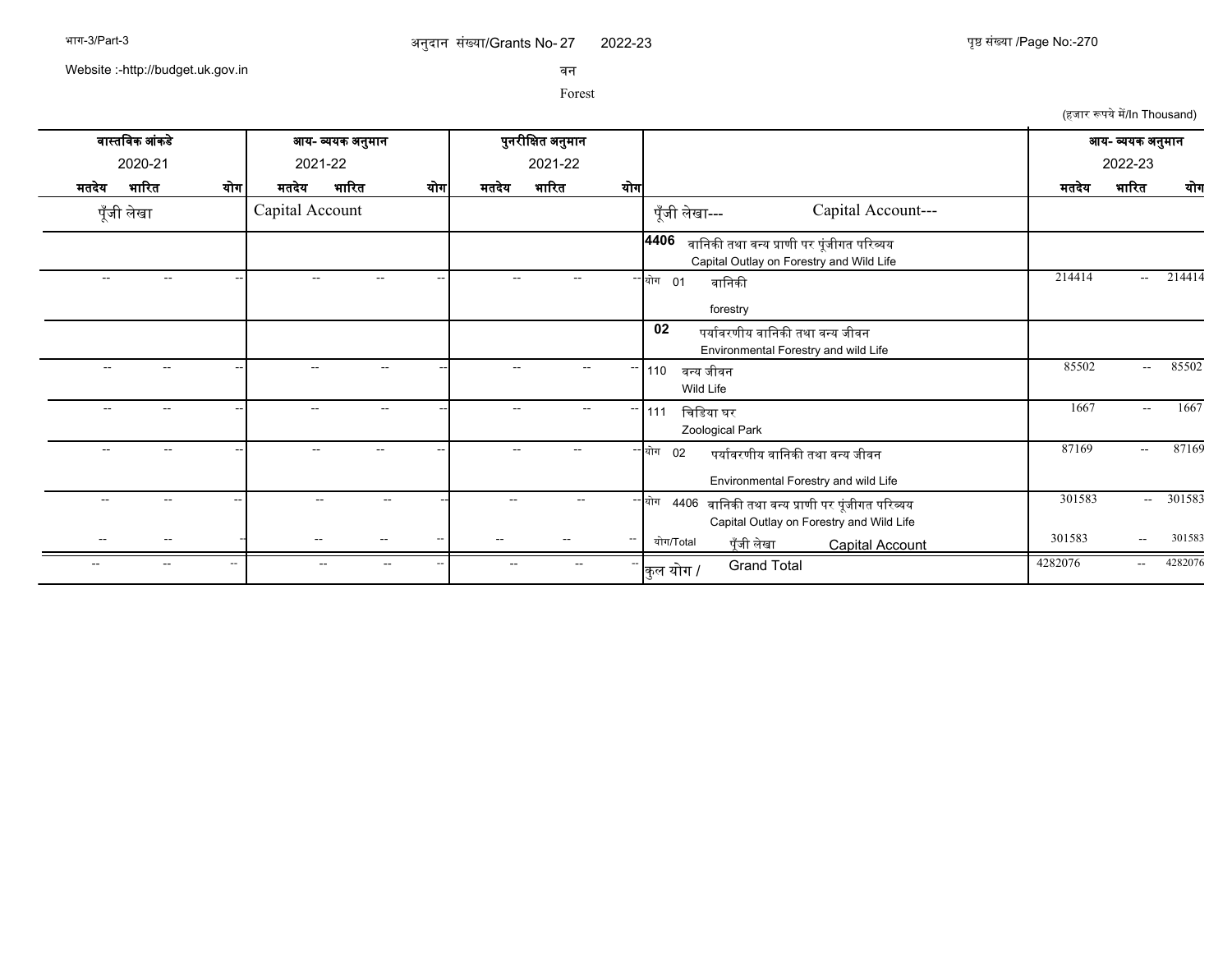अनुदान संख्या/Grants No- 27 2022-23

वन

Forest

(हजार रूपये में/In Thousand)

| वास्तविक आंकडे 2020-21 | | | आय- व्ययक अनुमान 2021-22 | | | पुनरीक्षित अनुमान 2021-22 | | | | आय- व्ययक अनुमान 2022-23 | | |
|---|---|---|---|---|---|---|---|---|---|---|---|---|
| मतदेय | भारित | योग | मतदेय | भारित | योग | मतदेय | भारित | योग | | मतदेय | भारित | योग |
| पूँजी लेखा | | | Capital Account | | | | | | पूँजी लेखा--- Capital Account--- | | | |
| | | | | | | | | | **4406** वानिकी तथा वन्य प्राणी पर पूंजीगत परिव्यय Capital Outlay on Forestry and Wild Life | | | |
| -- | -- | -- | -- | -- | -- | -- | -- | -- | योग 01 वानिकी forestry | 214414 | -- | 214414 |
| | | | | | | | | | **02** पर्यावरणीय वानिकी तथा वन्य जीवन Environmental Forestry and wild Life | | | |
| -- | -- | -- | -- | -- | -- | -- | -- | -- | 110 वन्य जीवन Wild Life | 85502 | -- | 85502 |
| -- | -- | -- | -- | -- | -- | -- | -- | -- | 111 चिडिया घर Zoological Park | 1667 | -- | 1667 |
| -- | -- | -- | -- | -- | -- | -- | -- | -- | योग 02 पर्यावरणीय वानिकी तथा वन्य जीवन Environmental Forestry and wild Life | 87169 | -- | 87169 |
| -- | -- | -- | -- | -- | -- | -- | -- | -- | योग 4406 वानिकी तथा वन्य प्राणी पर पूंजीगत परिव्यय Capital Outlay on Forestry and Wild Life | 301583 | -- | 301583 |
| -- | -- | -- | -- | -- | -- | -- | -- | -- | योग/Total पूँजी लेखा Capital Account | 301583 | -- | 301583 |
| -- | -- | -- | -- | -- | -- | -- | -- | -- | कुल योग / Grand Total | 4282076 | -- | 4282076 |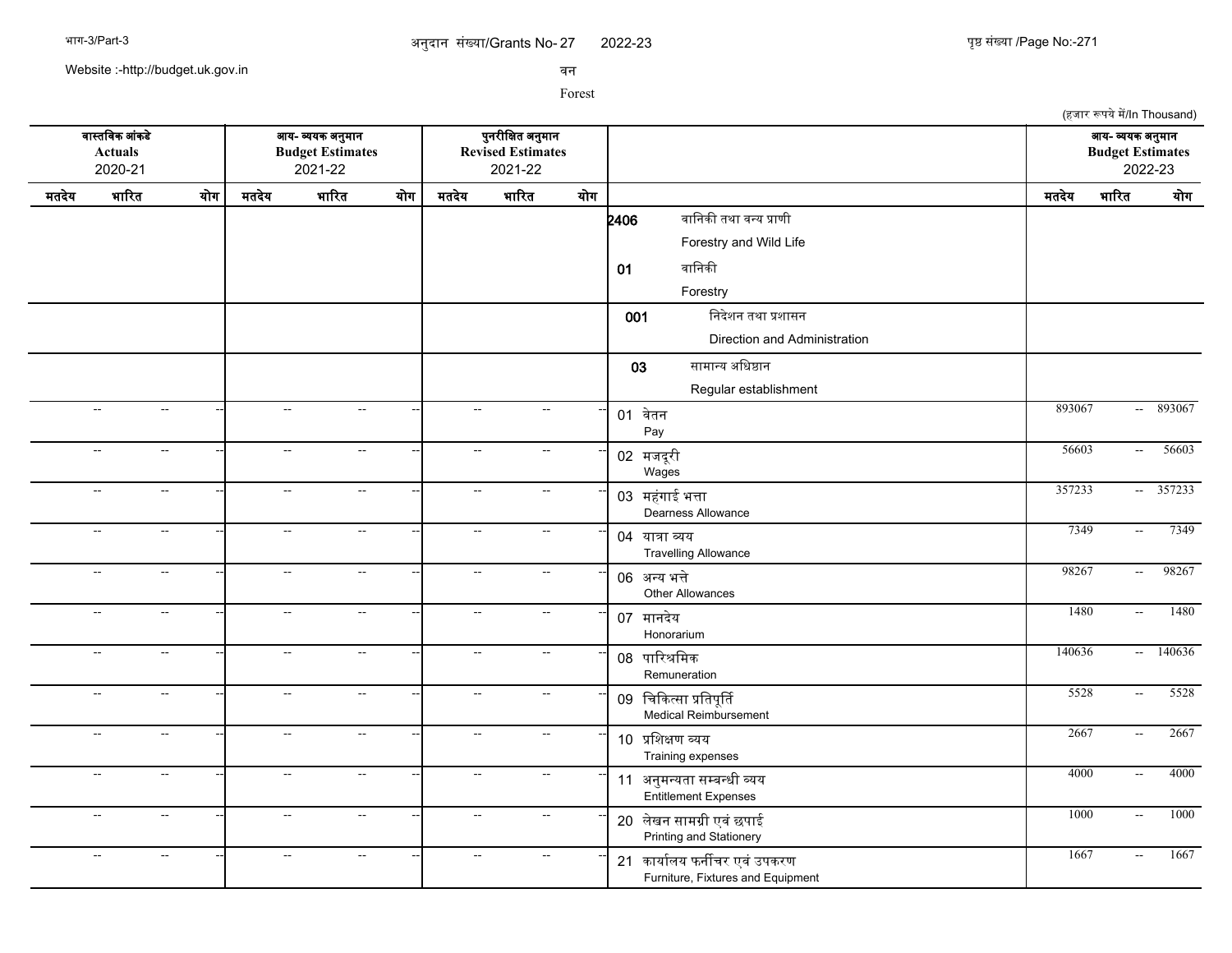अनुदान संख्या/Grants No- 27 2022-23

वन

Forest

(हजार रूपये में/In Thousand)

| वास्तविक आंकडे Actuals 2020-21 | | | आय- व्ययक अनुमान Budget Estimates 2021-22 | | | पुनरीक्षित अनुमान Revised Estimates 2021-22 | | | | आय- व्ययक अनुमान Budget Estimates 2022-23 | | |
|---|---|---|---|---|---|---|---|---|---|---|---|---|
| मतदेय | भारित | योग | मतदेय | भारित | योग | मतदेय | भारित | योग | | मतदेय | भारित | योग |
| | | | | | | | | | 2406 वानिकी तथा वन्य प्राणी Forestry and Wild Life | | | |
| | | | | | | | | | 01 वानिकी Forestry | | | |
| | | | | | | | | | 001 निदेशन तथा प्रशासन Direction and Administration | | | |
| | | | | | | | | | 03 सामान्य अधिष्ठान Regular establishment | | | |
| -- | -- | -- | -- | -- | -- | -- | -- | -- | 01 वेतन Pay | 893067 | -- | 893067 |
| -- | -- | -- | -- | -- | -- | -- | -- | -- | 02 मजदूरी Wages | 56603 | -- | 56603 |
| -- | -- | -- | -- | -- | -- | -- | -- | -- | 03 महंगाई भत्ता Dearness Allowance | 357233 | -- | 357233 |
| -- | -- | -- | -- | -- | -- | -- | -- | -- | 04 यात्रा व्यय Travelling Allowance | 7349 | -- | 7349 |
| -- | -- | -- | -- | -- | -- | -- | -- | -- | 06 अन्य भत्ते Other Allowances | 98267 | -- | 98267 |
| -- | -- | -- | -- | -- | -- | -- | -- | -- | 07 मानदेय Honorarium | 1480 | -- | 1480 |
| -- | -- | -- | -- | -- | -- | -- | -- | -- | 08 पारिश्रमिक Remuneration | 140636 | -- | 140636 |
| -- | -- | -- | -- | -- | -- | -- | -- | -- | 09 चिकित्सा प्रतिपूर्ति Medical Reimbursement | 5528 | -- | 5528 |
| -- | -- | -- | -- | -- | -- | -- | -- | -- | 10 प्रशिक्षण व्यय Training expenses | 2667 | -- | 2667 |
| -- | -- | -- | -- | -- | -- | -- | -- | -- | 11 अनुमन्यता सम्बन्धी व्यय Entitlement Expenses | 4000 | -- | 4000 |
| -- | -- | -- | -- | -- | -- | -- | -- | -- | 20 लेखन सामग्री एवं छपाई Printing and Stationery | 1000 | -- | 1000 |
| -- | -- | -- | -- | -- | -- | -- | -- | -- | 21 कार्यालय फर्नीचर एवं उपकरण Furniture, Fixtures and Equipment | 1667 | -- | 1667 |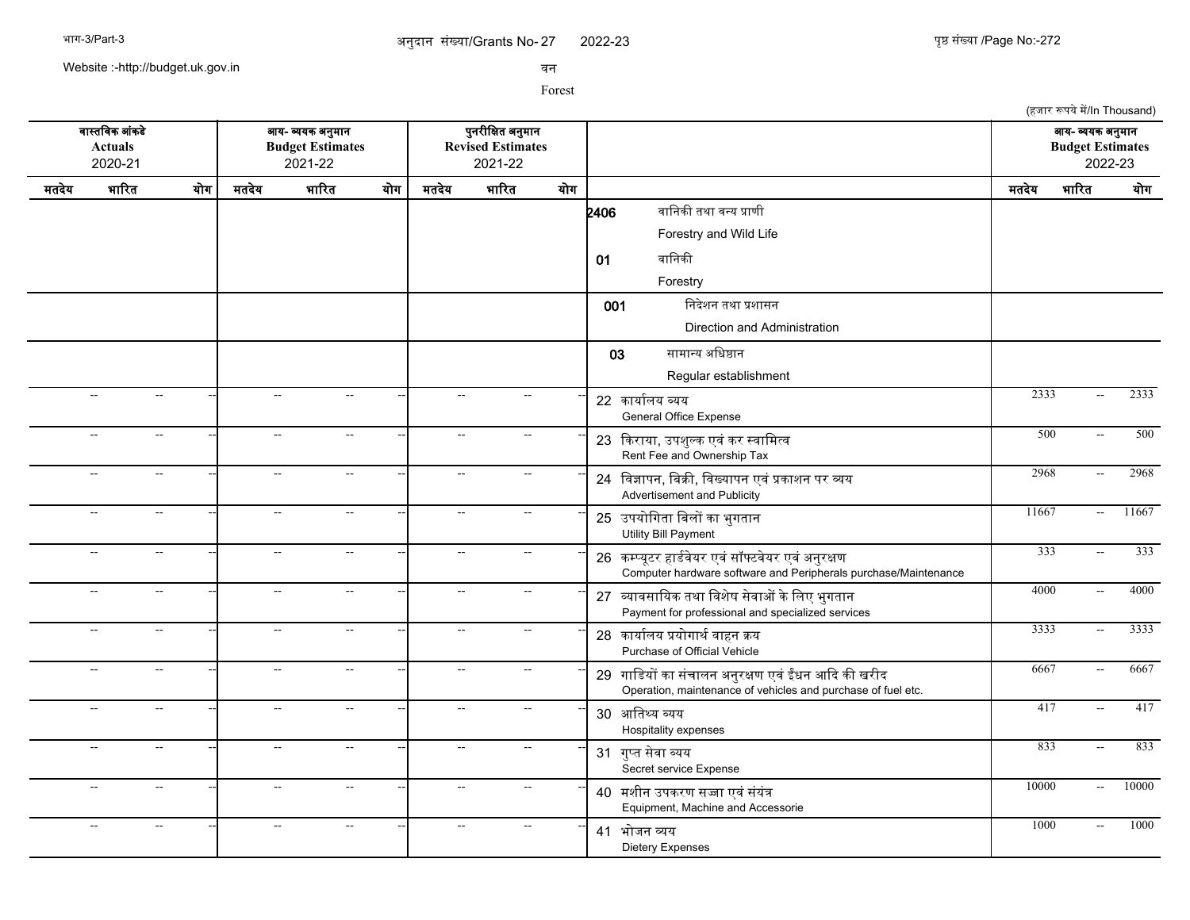अनुदान संख्या/Grants No- 27 2022-23

वन

Forest

(हजार रूपये में/In Thousand)

| वास्तविक आंकडे Actuals 2020-21 | | | आय- व्ययक अनुमान Budget Estimates 2021-22 | | | पुनरीक्षित अनुमान Revised Estimates 2021-22 | | | | आय- व्ययक अनुमान Budget Estimates 2022-23 | | |
|---|---|---|---|---|---|---|---|---|---|---|---|---|
| मतदेय | भारित | योग | मतदेय | भारित | योग | मतदेय | भारित | योग | | मतदेय | भारित | योग |
| | | | | | | | | | **2406** वानिकी तथा वन्य प्राणी Forestry and Wild Life | | | |
| | | | | | | | | | **01** वानिकी Forestry | | | |
| | | | | | | | | | **001** निदेशन तथा प्रशासन Direction and Administration | | | |
| | | | | | | | | | **03** सामान्य अधिष्ठान Regular establishment | | | |
| -- | -- | -- | -- | -- | -- | -- | -- | -- | 22 कार्यालय व्यय General Office Expense | 2333 | -- | 2333 |
| -- | -- | -- | -- | -- | -- | -- | -- | -- | 23 किराया, उपशुल्क एवं कर स्वामित्व Rent Fee and Ownership Tax | 500 | -- | 500 |
| -- | -- | -- | -- | -- | -- | -- | -- | -- | 24 विज्ञापन, बिक्री, विख्यापन एवं प्रकाशन पर व्यय Advertisement and Publicity | 2968 | -- | 2968 |
| -- | -- | -- | -- | -- | -- | -- | -- | -- | 25 उपयोगिता बिलों का भुगतान Utility Bill Payment | 11667 | -- | 11667 |
| -- | -- | -- | -- | -- | -- | -- | -- | -- | 26 कम्प्यूटर हार्डवेयर एवं सॉफ्टवेयर एवं अनुरक्षण Computer hardware software and Peripherals purchase/Maintenance | 333 | -- | 333 |
| -- | -- | -- | -- | -- | -- | -- | -- | -- | 27 व्यावसायिक तथा विशेष सेवाओं के लिए भुगतान Payment for professional and specialized services | 4000 | -- | 4000 |
| -- | -- | -- | -- | -- | -- | -- | -- | -- | 28 कार्यालय प्रयोगार्थ वाहन क्रय Purchase of Official Vehicle | 3333 | -- | 3333 |
| -- | -- | -- | -- | -- | -- | -- | -- | -- | 29 गाडियों का संचालन अनुरक्षण एवं ईंधन आदि की खरीद Operation, maintenance of vehicles and purchase of fuel etc. | 6667 | -- | 6667 |
| -- | -- | -- | -- | -- | -- | -- | -- | -- | 30 आतिथ्य व्यय Hospitality expenses | 417 | -- | 417 |
| -- | -- | -- | -- | -- | -- | -- | -- | -- | 31 गुप्त सेवा व्यय Secret service Expense | 833 | -- | 833 |
| -- | -- | -- | -- | -- | -- | -- | -- | -- | 40 मशीन उपकरण सज्जा एवं संयंत्र Equipment, Machine and Accessorie | 10000 | -- | 10000 |
| -- | -- | -- | -- | -- | -- | -- | -- | -- | 41 भोजन व्यय Dietery Expenses | 1000 | -- | 1000 |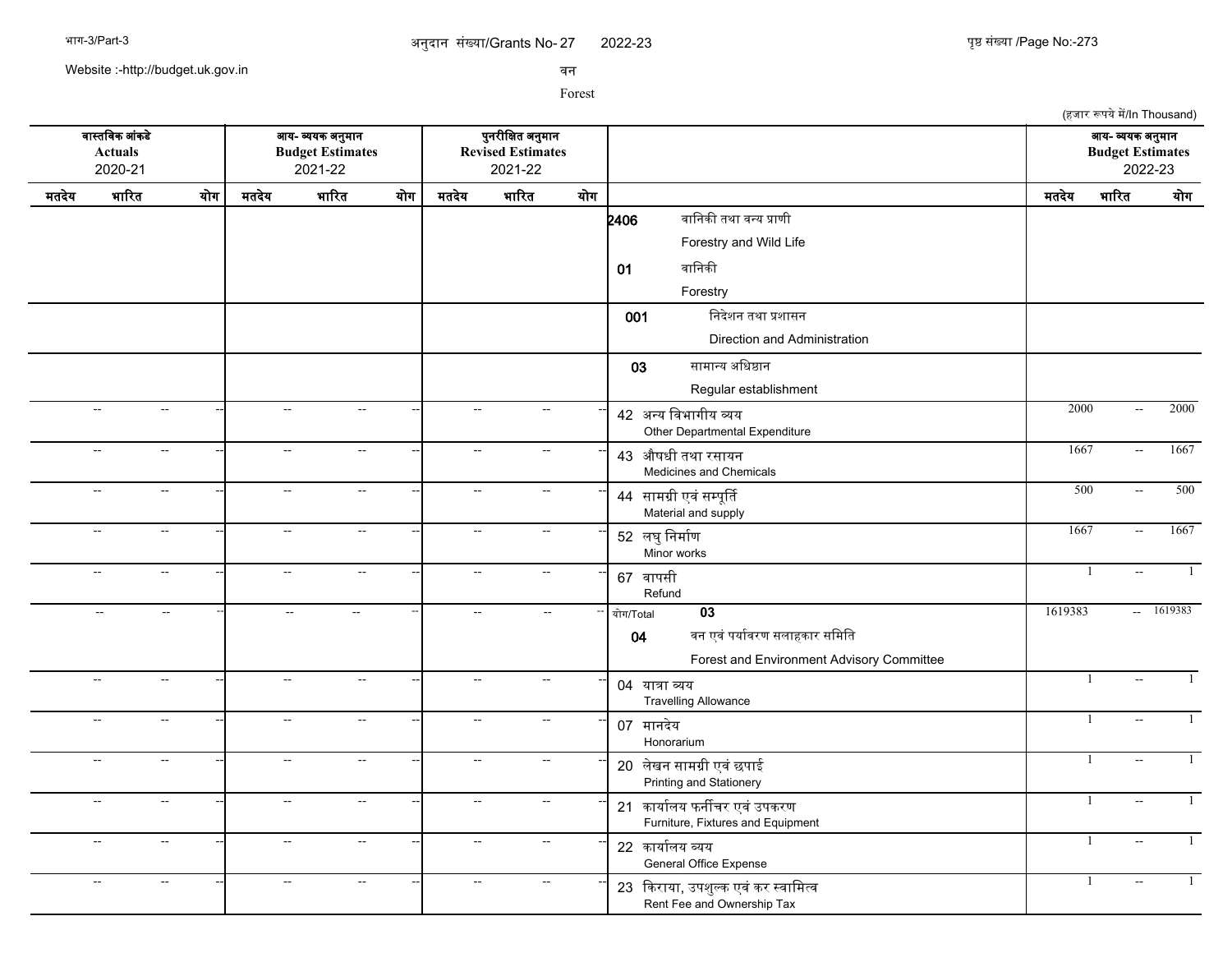अनुदान संख्या/Grants No- 27 2022-23

Website :-http://budget.uk.gov.in

# वन

# Forest

(हजार रूपये में/In Thousand)

| वास्तविक आंकडे Actuals 2020-21 | | | आय- व्ययक अनुमान Budget Estimates 2021-22 | | | पुनरीक्षित अनुमान Revised Estimates 2021-22 | | | | आय- व्ययक अनुमान Budget Estimates 2022-23 | | |
|---|---|---|---|---|---|---|---|---|---|---|---|---|
| मतदेय | भारित | योग | मतदेय | भारित | योग | मतदेय | भारित | योग | | मतदेय | भारित | योग |
| | | | | | | | | | 2406 वानिकी तथा वन्य प्राणी Forestry and Wild Life | | | |
| | | | | | | | | | 01 वानिकी Forestry | | | |
| | | | | | | | | | 001 निदेशन तथा प्रशासन Direction and Administration | | | |
| | | | | | | | | | 03 सामान्य अधिष्ठान Regular establishment | | | |
| -- | -- | -- | -- | -- | -- | -- | -- | -- | 42 अन्य विभागीय व्यय Other Departmental Expenditure | 2000 | -- | 2000 |
| -- | -- | -- | -- | -- | -- | -- | -- | -- | 43 औषधी तथा रसायन Medicines and Chemicals | 1667 | -- | 1667 |
| -- | -- | -- | -- | -- | -- | -- | -- | -- | 44 सामग्री एवं सम्पूर्ति Material and supply | 500 | -- | 500 |
| -- | -- | -- | -- | -- | -- | -- | -- | -- | 52 लघु निर्माण Minor works | 1667 | -- | 1667 |
| -- | -- | -- | -- | -- | -- | -- | -- | -- | 67 वापसी Refund | 1 | -- | 1 |
| -- | -- | -- | -- | -- | -- | -- | -- | -- | योग/Total 03 | 1619383 | -- | 1619383 |
| | | | | | | | | | 04 वन एवं पर्यावरण सलाहकार समिति Forest and Environment Advisory Committee | | | |
| -- | -- | -- | -- | -- | -- | -- | -- | -- | 04 यात्रा व्यय Travelling Allowance | 1 | -- | 1 |
| -- | -- | -- | -- | -- | -- | -- | -- | -- | 07 मानदेय Honorarium | 1 | -- | 1 |
| -- | -- | -- | -- | -- | -- | -- | -- | -- | 20 लेखन सामग्री एवं छपाई Printing and Stationery | 1 | -- | 1 |
| -- | -- | -- | -- | -- | -- | -- | -- | -- | 21 कार्यालय फर्नीचर एवं उपकरण Furniture, Fixtures and Equipment | 1 | -- | 1 |
| -- | -- | -- | -- | -- | -- | -- | -- | -- | 22 कार्यालय व्यय General Office Expense | 1 | -- | 1 |
| -- | -- | -- | -- | -- | -- | -- | -- | -- | 23 किराया, उपशुल्क एवं कर स्वामित्व Rent Fee and Ownership Tax | 1 | -- | 1 |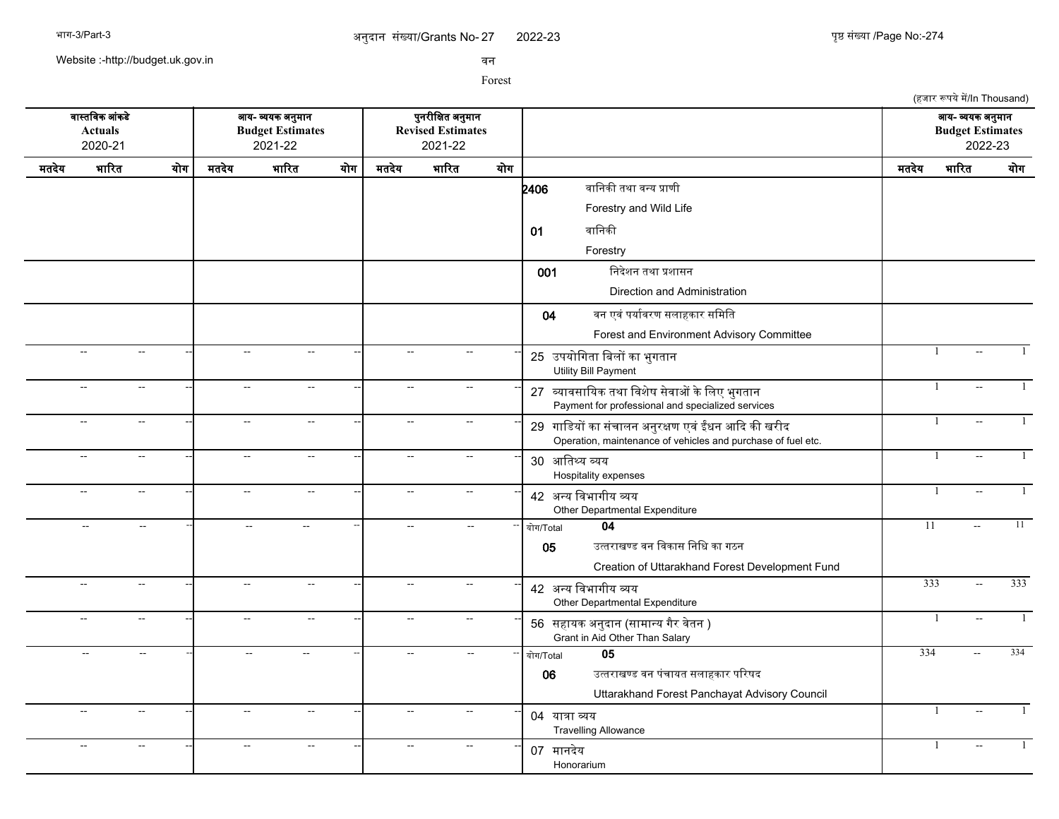अनुदान संख्या/Grants No- 27 2022-23

वन

Forest

(हजार रूपये में/In Thousand)

| वास्तविक आंकड़े Actuals 2020-21 | | | आय- व्ययक अनुमान Budget Estimates 2021-22 | | | पुनरीक्षित अनुमान Revised Estimates 2021-22 | | | | आय- व्ययक अनुमान Budget Estimates 2022-23 | | |
|---|---|---|---|---|---|---|---|---|---|---|---|---|
| मतदेय | भारित | योग | मतदेय | भारित | योग | मतदेय | भारित | योग | | मतदेय | भारित | योग |
| | | | | | | | | | 2406 वानिकी तथा वन्य प्राणी Forestry and Wild Life | | | |
| | | | | | | | | | 01 वानिकी Forestry | | | |
| | | | | | | | | | 001 निदेशन तथा प्रशासन Direction and Administration | | | |
| | | | | | | | | | 04 वन एवं पर्यावरण सलाहकार समिति Forest and Environment Advisory Committee | | | |
| -- | -- | -- | -- | -- | -- | -- | -- | -- | 25 उपयोगिता बिलों का भुगतान Utility Bill Payment | 1 | -- | 1 |
| -- | -- | -- | -- | -- | -- | -- | -- | -- | 27 व्यावसायिक तथा विशेष सेवाओं के लिए भुगतान Payment for professional and specialized services | 1 | -- | 1 |
| -- | -- | -- | -- | -- | -- | -- | -- | -- | 29 गाडियों का संचालन अनुरक्षण एवं ईंधन आदि की खरीद Operation, maintenance of vehicles and purchase of fuel etc. | 1 | -- | 1 |
| -- | -- | -- | -- | -- | -- | -- | -- | -- | 30 आतिथ्य व्यय Hospitality expenses | 1 | -- | 1 |
| -- | -- | -- | -- | -- | -- | -- | -- | -- | 42 अन्य विभागीय व्यय Other Departmental Expenditure | 1 | -- | 1 |
| -- | -- | -- | -- | -- | -- | -- | -- | -- | योग/Total 04 | 11 | -- | 11 |
| | | | | | | | | | 05 उत्तराखण्ड वन विकास निधि का गठन Creation of Uttarakhand Forest Development Fund | | | |
| -- | -- | -- | -- | -- | -- | -- | -- | -- | 42 अन्य विभागीय व्यय Other Departmental Expenditure | 333 | -- | 333 |
| -- | -- | -- | -- | -- | -- | -- | -- | -- | 56 सहायक अनुदान (सामान्य गैर वेतन ) Grant in Aid Other Than Salary | 1 | -- | 1 |
| -- | -- | -- | -- | -- | -- | -- | -- | -- | योग/Total 05 | 334 | -- | 334 |
| | | | | | | | | | 06 उत्तराखण्ड वन पंचायत सलाहकार परिषद Uttarakhand Forest Panchayat Advisory Council | | | |
| -- | -- | -- | -- | -- | -- | -- | -- | -- | 04 यात्रा व्यय Travelling Allowance | 1 | -- | 1 |
| -- | -- | -- | -- | -- | -- | -- | -- | -- | 07 मानदेय Honorarium | 1 | -- | 1 |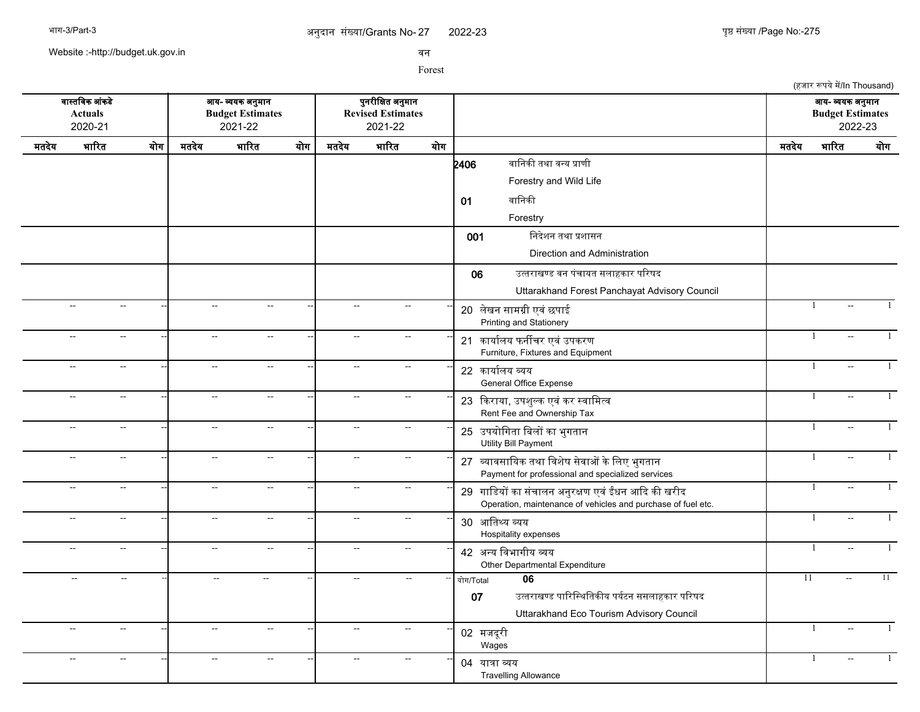अनुदान संख्या/Grants No- 27 2022-23

वन

Forest

(हजार रूपये में/In Thousand)

| वास्तविक आंकडे Actuals 2020-21 | | | आय- व्ययक अनुमान Budget Estimates 2021-22 | | | पुनरीक्षित अनुमान Revised Estimates 2021-22 | | | | आय- व्ययक अनुमान Budget Estimates 2022-23 | | |
|---|---|---|---|---|---|---|---|---|---|---|---|---|
| मतदेय | भारित | योग | मतदेय | भारित | योग | मतदेय | भारित | योग | | मतदेय | भारित | योग |
| | | | | | | | | | 2406 वानिकी तथा वन्य प्राणी Forestry and Wild Life | | | |
| | | | | | | | | | 01 वानिकी Forestry | | | |
| | | | | | | | | | 001 निदेशन तथा प्रशासन Direction and Administration | | | |
| | | | | | | | | | 06 उत्तराखण्ड वन पंचायत सलाहकार परिषद Uttarakhand Forest Panchayat Advisory Council | | | |
| -- | -- | -- | -- | -- | -- | -- | -- | -- | 20 लेखन सामग्री एवं छपाई Printing and Stationery | 1 | -- | 1 |
| -- | -- | -- | -- | -- | -- | -- | -- | -- | 21 कार्यालय फर्नीचर एवं उपकरण Furniture, Fixtures and Equipment | 1 | -- | 1 |
| -- | -- | -- | -- | -- | -- | -- | -- | -- | 22 कार्यालय व्यय General Office Expense | 1 | -- | 1 |
| -- | -- | -- | -- | -- | -- | -- | -- | -- | 23 किराया, उपशुल्क एवं कर स्वामित्व Rent Fee and Ownership Tax | 1 | -- | 1 |
| -- | -- | -- | -- | -- | -- | -- | -- | -- | 25 उपयोगिता बिलों का भुगतान Utility Bill Payment | 1 | -- | 1 |
| -- | -- | -- | -- | -- | -- | -- | -- | -- | 27 व्यावसायिक तथा विशेष सेवाओं के लिए भुगतान Payment for professional and specialized services | 1 | -- | 1 |
| -- | -- | -- | -- | -- | -- | -- | -- | -- | 29 गाडियों का संचालन अनुरक्षण एवं ईंधन आदि की खरीद Operation, maintenance of vehicles and purchase of fuel etc. | 1 | -- | 1 |
| -- | -- | -- | -- | -- | -- | -- | -- | -- | 30 आतिथ्य व्यय Hospitality expenses | 1 | -- | 1 |
| -- | -- | -- | -- | -- | -- | -- | -- | -- | 42 अन्य विभागीय व्यय Other Departmental Expenditure | 1 | -- | 1 |
| -- | -- | -- | -- | -- | -- | -- | -- | -- | योग/Total 06 | 11 | -- | 11 |
| | | | | | | | | | 07 उत्तराखण्ड पारिस्थितिकीय पर्यटन ससलाहकार परिषद Uttarakhand Eco Tourism Advisory Council | | | |
| -- | -- | -- | -- | -- | -- | -- | -- | -- | 02 मजदूरी Wages | 1 | -- | 1 |
| -- | -- | -- | -- | -- | -- | -- | -- | -- | 04 यात्रा व्यय Travelling Allowance | 1 | -- | 1 |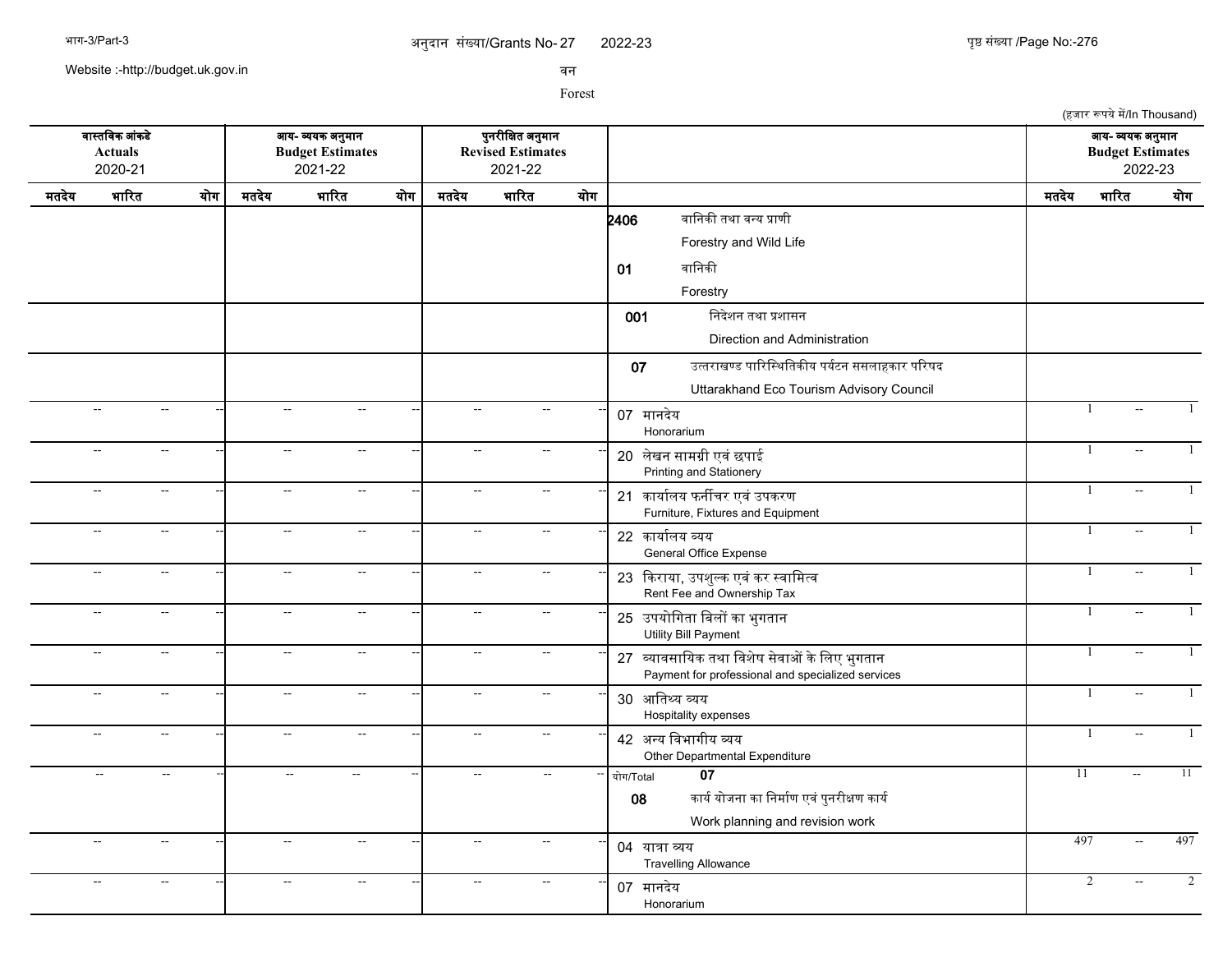अनुदान संख्या/Grants No- 27 2022-23

वन

Forest

(हजार रूपये में/In Thousand)

| वास्तविक आंकडे Actuals 2020-21 | | | आय- व्ययक अनुमान Budget Estimates 2021-22 | | | पुनरीक्षित अनुमान Revised Estimates 2021-22 | | | | आय- व्ययक अनुमान Budget Estimates 2022-23 | | |
|---|---|---|---|---|---|---|---|---|---|---|---|---|
| मतदेय | भारित | योग | मतदेय | भारित | योग | मतदेय | भारित | योग | | मतदेय | भारित | योग |
| | | | | | | | | | 2406 वानिकी तथा वन्य प्राणी Forestry and Wild Life | | | |
| | | | | | | | | | 01 वानिकी Forestry | | | |
| | | | | | | | | | 001 निदेशन तथा प्रशासन Direction and Administration | | | |
| | | | | | | | | | 07 उत्तराखण्ड पारिस्थितिकीय पर्यटन ससलाहकार परिषद Uttarakhand Eco Tourism Advisory Council | | | |
| -- | -- | -- | -- | -- | -- | -- | -- | -- | 07 मानदेय Honorarium | 1 | -- | 1 |
| -- | -- | -- | -- | -- | -- | -- | -- | -- | 20 लेखन सामग्री एवं छपाई Printing and Stationery | 1 | -- | 1 |
| -- | -- | -- | -- | -- | -- | -- | -- | -- | 21 कार्यालय फर्नीचर एवं उपकरण Furniture, Fixtures and Equipment | 1 | -- | 1 |
| -- | -- | -- | -- | -- | -- | -- | -- | -- | 22 कार्यालय व्यय General Office Expense | 1 | -- | 1 |
| -- | -- | -- | -- | -- | -- | -- | -- | -- | 23 किराया, उपशुल्क एवं कर स्वामित्व Rent Fee and Ownership Tax | 1 | -- | 1 |
| -- | -- | -- | -- | -- | -- | -- | -- | -- | 25 उपयोगिता बिलों का भुगतान Utility Bill Payment | 1 | -- | 1 |
| -- | -- | -- | -- | -- | -- | -- | -- | -- | 27 व्यावसायिक तथा विशेष सेवाओं के लिए भुगतान Payment for professional and specialized services | 1 | -- | 1 |
| -- | -- | -- | -- | -- | -- | -- | -- | -- | 30 आतिथ्य व्यय Hospitality expenses | 1 | -- | 1 |
| -- | -- | -- | -- | -- | -- | -- | -- | -- | 42 अन्य विभागीय व्यय Other Departmental Expenditure | 1 | -- | 1 |
| -- | -- | -- | -- | -- | -- | -- | -- | -- | योग/Total 07 | 11 | -- | 11 |
| | | | | | | | | | 08 कार्य योजना का निर्माण एवं पुनरीक्षण कार्य Work planning and revision work | | | |
| -- | -- | -- | -- | -- | -- | -- | -- | -- | 04 यात्रा व्यय Travelling Allowance | 497 | -- | 497 |
| -- | -- | -- | -- | -- | -- | -- | -- | -- | 07 मानदेय Honorarium | 2 | -- | 2 |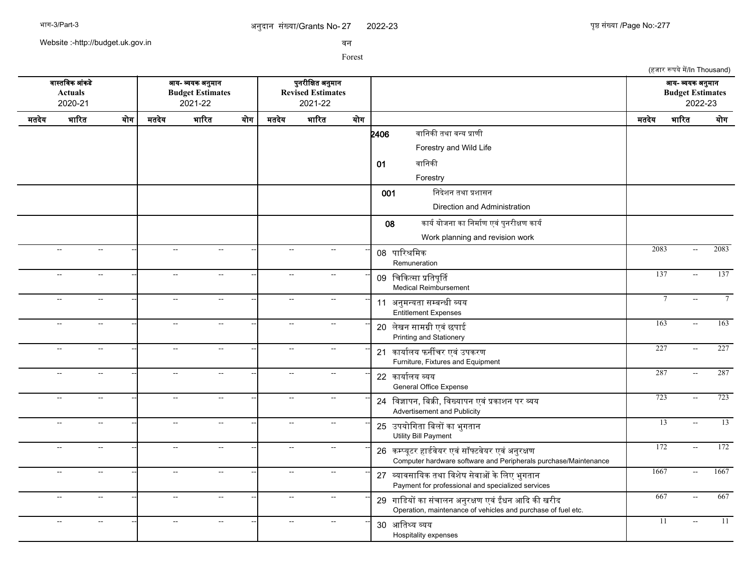अनुदान संख्या/Grants No- 27 2022-23

वन

Forest

(हजार रूपये में/In Thousand)

| वास्तविक आंकडे Actuals 2020-21 | | | आय- व्ययक अनुमान Budget Estimates 2021-22 | | | पुनरीक्षित अनुमान Revised Estimates 2021-22 | | | | आय- व्ययक अनुमान Budget Estimates 2022-23 | | |
|---|---|---|---|---|---|---|---|---|---|---|---|---|
| मतदेय | भारित | योग | मतदेय | भारित | योग | मतदेय | भारित | योग | | मतदेय | भारित | योग |
| | | | | | | | | | **2406** वानिकी तथा वन्य प्राणी Forestry and Wild Life | | | |
| | | | | | | | | | **01** वानिकी Forestry | | | |
| | | | | | | | | | **001** निदेशन तथा प्रशासन Direction and Administration | | | |
| | | | | | | | | | **08** कार्य योजना का निर्माण एवं पुनरीक्षण कार्य Work planning and revision work | | | |
| -- | -- | -- | -- | -- | -- | -- | -- | -- | 08 पारिश्रमिक Remuneration | 2083 | -- | 2083 |
| -- | -- | -- | -- | -- | -- | -- | -- | -- | 09 चिकित्सा प्रतिपूर्ति Medical Reimbursement | 137 | -- | 137 |
| -- | -- | -- | -- | -- | -- | -- | -- | -- | 11 अनुमन्यता सम्बन्धी व्यय Entitlement Expenses | 7 | -- | 7 |
| -- | -- | -- | -- | -- | -- | -- | -- | -- | 20 लेखन सामग्री एवं छपाई Printing and Stationery | 163 | -- | 163 |
| -- | -- | -- | -- | -- | -- | -- | -- | -- | 21 कार्यालय फर्नीचर एवं उपकरण Furniture, Fixtures and Equipment | 227 | -- | 227 |
| -- | -- | -- | -- | -- | -- | -- | -- | -- | 22 कार्यालय व्यय General Office Expense | 287 | -- | 287 |
| -- | -- | -- | -- | -- | -- | -- | -- | -- | 24 विज्ञापन, बिक्री, विख्यापन एवं प्रकाशन पर व्यय Advertisement and Publicity | 723 | -- | 723 |
| -- | -- | -- | -- | -- | -- | -- | -- | -- | 25 उपयोगिता बिलों का भुगतान Utility Bill Payment | 13 | -- | 13 |
| -- | -- | -- | -- | -- | -- | -- | -- | -- | 26 कम्प्यूटर हार्डवेयर एवं सॉफ्टवेयर एवं अनुरक्षण Computer hardware software and Peripherals purchase/Maintenance | 172 | -- | 172 |
| -- | -- | -- | -- | -- | -- | -- | -- | -- | 27 व्यावसायिक तथा विशेष सेवाओं के लिए भुगतान Payment for professional and specialized services | 1667 | -- | 1667 |
| -- | -- | -- | -- | -- | -- | -- | -- | -- | 29 गाडियों का संचालन अनुरक्षण एवं ईंधन आदि की खरीद Operation, maintenance of vehicles and purchase of fuel etc. | 667 | -- | 667 |
| -- | -- | -- | -- | -- | -- | -- | -- | -- | 30 आतिथ्य व्यय Hospitality expenses | 11 | -- | 11 |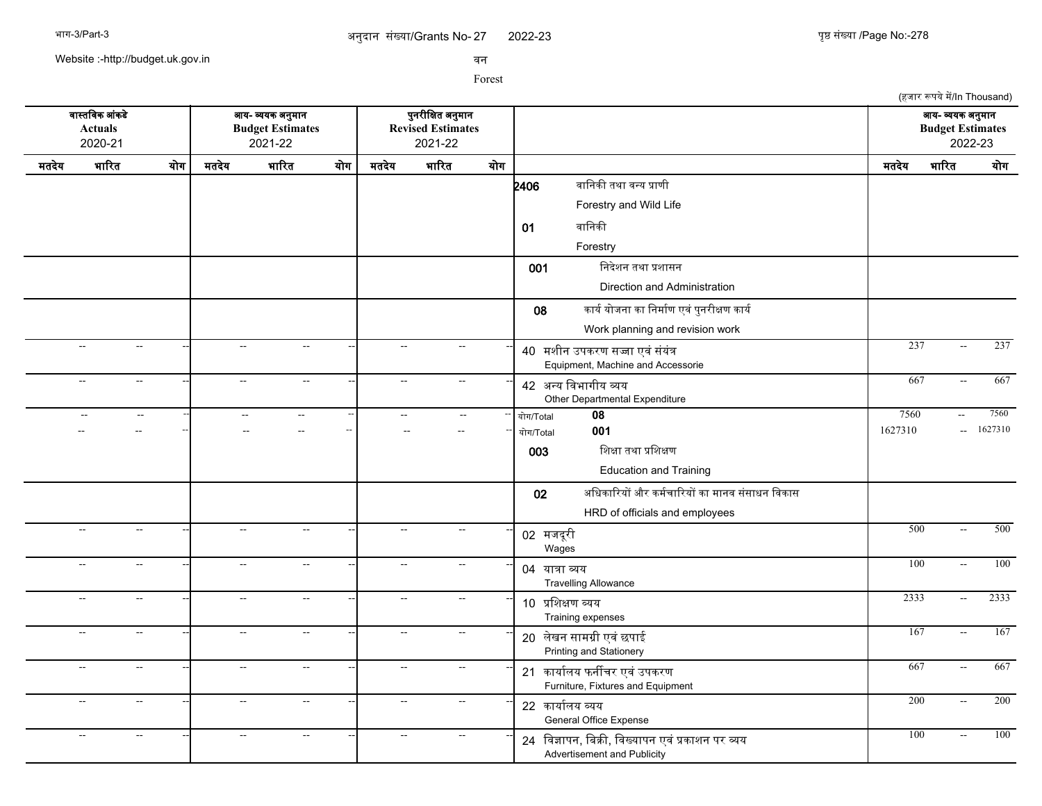अनुदान संख्या/Grants No- 27 2022-23

Website :-http://budget.uk.gov.in

वन

Forest

(हजार रूपये में/In Thousand)

| वास्तविक आंकडे Actuals 2020-21 | | | आय- व्ययक अनुमान Budget Estimates 2021-22 | | | पुनरीक्षित अनुमान Revised Estimates 2021-22 | | | | आय- व्ययक अनुमान Budget Estimates 2022-23 | | |
|---|---|---|---|---|---|---|---|---|---|---|---|---|
| मतदेय | भारित | योग | मतदेय | भारित | योग | मतदेय | भारित | योग | | मतदेय | भारित | योग |
| | | | | | | | | | 2406 वानिकी तथा वन्य प्राणी Forestry and Wild Life | | | |
| | | | | | | | | | 01 वानिकी Forestry | | | |
| | | | | | | | | | 001 निदेशन तथा प्रशासन Direction and Administration | | | |
| | | | | | | | | | 08 कार्य योजना का निर्माण एवं पुनरीक्षण कार्य Work planning and revision work | | | |
| -- | -- | -- | -- | -- | -- | -- | -- | -- | 40 मशीन उपकरण सज्जा एवं संयंत्र Equipment, Machine and Accessorie | 237 | -- | 237 |
| -- | -- | -- | -- | -- | -- | -- | -- | -- | 42 अन्य विभागीय व्यय Other Departmental Expenditure | 667 | -- | 667 |
| -- | -- | -- | -- | -- | -- | -- | -- | -- | योग/Total 08 | 7560 | -- | 7560 |
| -- | -- | -- | -- | -- | -- | -- | -- | -- | योग/Total 001 | 1627310 | -- | 1627310 |
| | | | | | | | | | 003 शिक्षा तथा प्रशिक्षण Education and Training | | | |
| | | | | | | | | | 02 अधिकारियों और कर्मचारियों का मानव संसाधन विकास HRD of officials and employees | | | |
| -- | -- | -- | -- | -- | -- | -- | -- | -- | 02 मजदूरी Wages | 500 | -- | 500 |
| -- | -- | -- | -- | -- | -- | -- | -- | -- | 04 यात्रा व्यय Travelling Allowance | 100 | -- | 100 |
| -- | -- | -- | -- | -- | -- | -- | -- | -- | 10 प्रशिक्षण व्यय Training expenses | 2333 | -- | 2333 |
| -- | -- | -- | -- | -- | -- | -- | -- | -- | 20 लेखन सामग्री एवं छपाई Printing and Stationery | 167 | -- | 167 |
| -- | -- | -- | -- | -- | -- | -- | -- | -- | 21 कार्यालय फर्नीचर एवं उपकरण Furniture, Fixtures and Equipment | 667 | -- | 667 |
| -- | -- | -- | -- | -- | -- | -- | -- | -- | 22 कार्यालय व्यय General Office Expense | 200 | -- | 200 |
| -- | -- | -- | -- | -- | -- | -- | -- | -- | 24 विज्ञापन, बिक्री, विख्यापन एवं प्रकाशन पर व्यय Advertisement and Publicity | 100 | -- | 100 |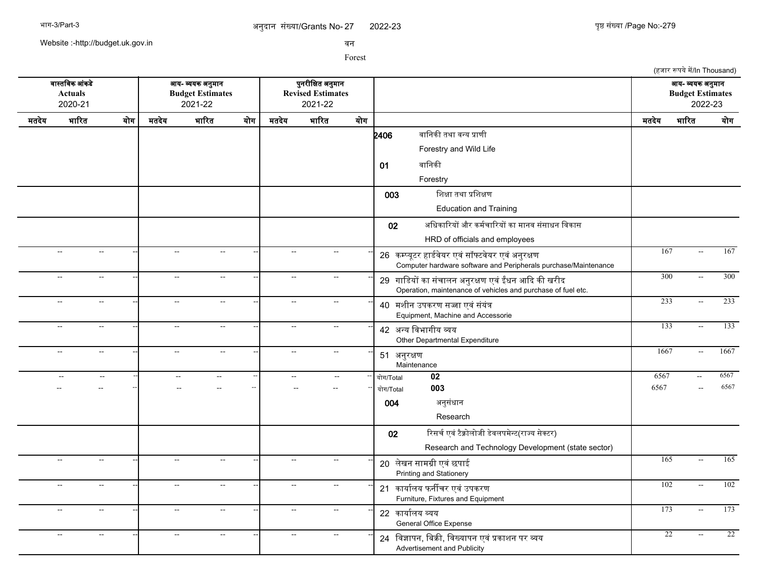वन

Forest

(हजार रूपये में/In Thousand)

| वास्तविक आंकड़े Actuals 2020-21 | | | आय- व्ययक अनुमान Budget Estimates 2021-22 | | | पुनरीक्षित अनुमान Revised Estimates 2021-22 | | | | आय- व्ययक अनुमान Budget Estimates 2022-23 | | |
|---|---|---|---|---|---|---|---|---|---|---|---|---|
| मतदेय | भारित | योग | मतदेय | भारित | योग | मतदेय | भारित | योग | | मतदेय | भारित | योग |
| | | | | | | | | | **2406** वानिकी तथा वन्य प्राणी Forestry and Wild Life | | | |
| | | | | | | | | | **01** वानिकी Forestry | | | |
| | | | | | | | | | **003** शिक्षा तथा प्रशिक्षण Education and Training | | | |
| | | | | | | | | | **02** अधिकारियों और कर्मचारियों का मानव संसाधन विकास HRD of officials and employees | | | |
| -- | -- | -- | -- | -- | -- | -- | -- | -- | 26 कम्प्यूटर हार्डवेयर एवं सॉफ्टवेयर एवं अनुरक्षण Computer hardware software and Peripherals purchase/Maintenance | 167 | -- | 167 |
| -- | -- | -- | -- | -- | -- | -- | -- | -- | 29 गाडियों का संचालन अनुरक्षण एवं ईंधन आदि की खरीद Operation, maintenance of vehicles and purchase of fuel etc. | 300 | -- | 300 |
| -- | -- | -- | -- | -- | -- | -- | -- | -- | 40 मशीन उपकरण सज्जा एवं संयंत्र Equipment, Machine and Accessorie | 233 | -- | 233 |
| -- | -- | -- | -- | -- | -- | -- | -- | -- | 42 अन्य विभागीय व्यय Other Departmental Expenditure | 133 | -- | 133 |
| -- | -- | -- | -- | -- | -- | -- | -- | -- | 51 अनुरक्षण Maintenance | 1667 | -- | 1667 |
| -- | -- | -- | -- | -- | -- | -- | -- | -- | योग/Total **02** | 6567 | -- | 6567 |
| -- | -- | -- | -- | -- | -- | -- | -- | -- | योग/Total **003** | 6567 | -- | 6567 |
| | | | | | | | | | **004** अनुसंधान Research | | | |
| | | | | | | | | | **02** रिसर्च एवं टैक्नोलोजी डेवलपमेन्ट(राज्य सेक्टर) Research and Technology Development (state sector) | | | |
| -- | -- | -- | -- | -- | -- | -- | -- | -- | 20 लेखन सामग्री एवं छपाई Printing and Stationery | 165 | -- | 165 |
| -- | -- | -- | -- | -- | -- | -- | -- | -- | 21 कार्यालय फर्नीचर एवं उपकरण Furniture, Fixtures and Equipment | 102 | -- | 102 |
| -- | -- | -- | -- | -- | -- | -- | -- | -- | 22 कार्यालय व्यय General Office Expense | 173 | -- | 173 |
| -- | -- | -- | -- | -- | -- | -- | -- | -- | 24 विज्ञापन, बिक्री, विख्यापन एवं प्रकाशन पर व्यय Advertisement and Publicity | 22 | -- | 22 |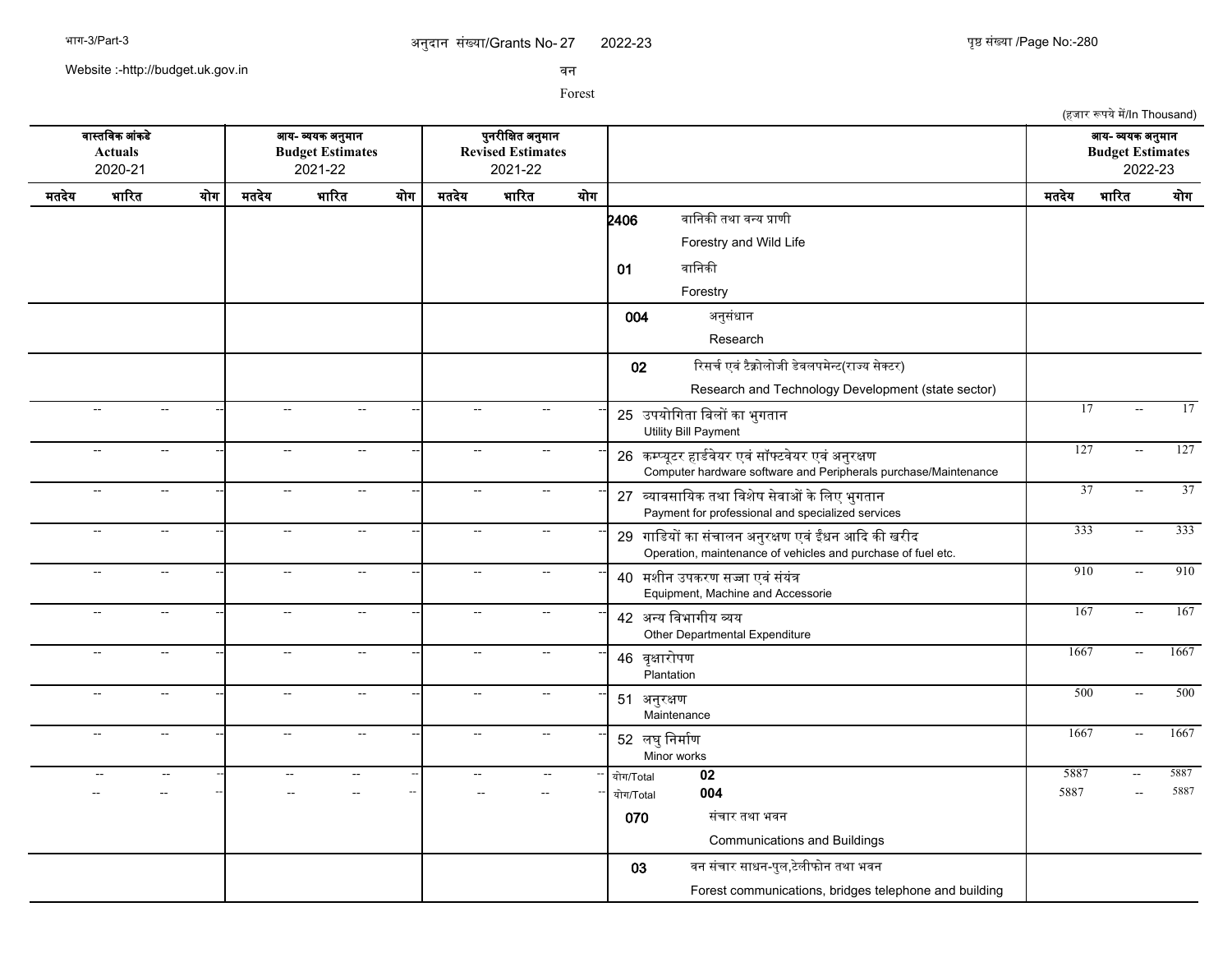अनुदान संख्या/Grants No- 27 2022-23

वन

Forest

(हजार रूपये में/In Thousand)

| वास्तविक आंकडे Actuals 2020-21 | | | आय- व्ययक अनुमान Budget Estimates 2021-22 | | | पुनरीक्षित अनुमान Revised Estimates 2021-22 | | | | आय- व्ययक अनुमान Budget Estimates 2022-23 | | |
|---|---|---|---|---|---|---|---|---|---|---|---|---|
| मतदेय | भारित | योग | मतदेय | भारित | योग | मतदेय | भारित | योग | | मतदेय | भारित | योग |
| | | | | | | | | | 2406 वानिकी तथा वन्य प्राणी Forestry and Wild Life | | | |
| | | | | | | | | | 01 वानिकी Forestry | | | |
| | | | | | | | | | 004 अनुसंधान Research | | | |
| | | | | | | | | | 02 रिसर्च एवं टैक्नोलोजी डेवलपमेन्ट(राज्य सेक्टर) Research and Technology Development (state sector) | | | |
| -- | -- | -- | -- | -- | -- | -- | -- | -- | 25 उपयोगिता बिलों का भुगतान Utility Bill Payment | 17 | -- | 17 |
| -- | -- | -- | -- | -- | -- | -- | -- | -- | 26 कम्प्यूटर हार्डवेयर एवं सॉफ्टवेयर एवं अनुरक्षण Computer hardware software and Peripherals purchase/Maintenance | 127 | -- | 127 |
| -- | -- | -- | -- | -- | -- | -- | -- | -- | 27 व्यावसायिक तथा विशेष सेवाओं के लिए भुगतान Payment for professional and specialized services | 37 | -- | 37 |
| -- | -- | -- | -- | -- | -- | -- | -- | -- | 29 गाडियों का संचालन अनुरक्षण एवं ईंधन आदि की खरीद Operation, maintenance of vehicles and purchase of fuel etc. | 333 | -- | 333 |
| -- | -- | -- | -- | -- | -- | -- | -- | -- | 40 मशीन उपकरण सज्जा एवं संयंत्र Equipment, Machine and Accessorie | 910 | -- | 910 |
| -- | -- | -- | -- | -- | -- | -- | -- | -- | 42 अन्य विभागीय व्यय Other Departmental Expenditure | 167 | -- | 167 |
| -- | -- | -- | -- | -- | -- | -- | -- | -- | 46 वृक्षारोपण Plantation | 1667 | -- | 1667 |
| -- | -- | -- | -- | -- | -- | -- | -- | -- | 51 अनुरक्षण Maintenance | 500 | -- | 500 |
| -- | -- | -- | -- | -- | -- | -- | -- | -- | 52 लघु निर्माण Minor works | 1667 | -- | 1667 |
| -- | -- | -- | -- | -- | -- | -- | -- | -- | योग/Total 02 | 5887 | -- | 5887 |
| -- | -- | -- | -- | -- | -- | -- | -- | -- | योग/Total 004 | 5887 | -- | 5887 |
| | | | | | | | | | 070 संचार तथा भवन Communications and Buildings | | | |
| | | | | | | | | | 03 वन संचार साधन-पुल,टेलीफोन तथा भवन Forest communications, bridges telephone and building | | | |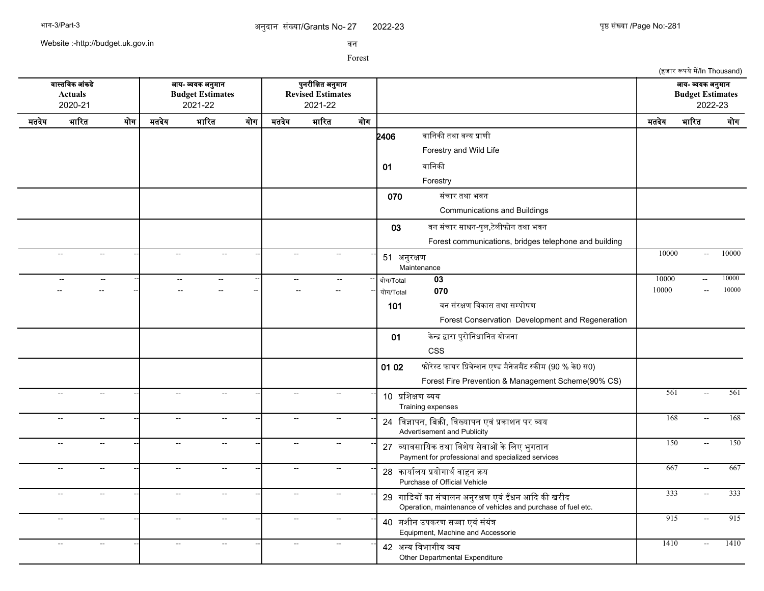अनुदान संख्या/Grants No- 27 2022-23

वन

Forest

(हजार रूपये में/In Thousand)

| वास्तविक आंकडे Actuals 2020-21 | | | आय- व्ययक अनुमान Budget Estimates 2021-22 | | | पुनरीक्षित अनुमान Revised Estimates 2021-22 | | | | आय- व्ययक अनुमान Budget Estimates 2022-23 | | |
|---|---|---|---|---|---|---|---|---|---|---|---|---|
| मतदेय | भारित | योग | मतदेय | भारित | योग | मतदेय | भारित | योग | | मतदेय | भारित | योग |
| | | | | | | | | | **2406** वानिकी तथा वन्य प्राणी Forestry and Wild Life | | | |
| | | | | | | | | | **01** वानिकी Forestry | | | |
| | | | | | | | | | **070** संचार तथा भवन Communications and Buildings | | | |
| | | | | | | | | | **03** वन संचार साधन-पुल,टेलीफोन तथा भवन Forest communications, bridges telephone and building | | | |
| -- | -- | -- | -- | -- | -- | -- | -- | -- | 51 अनुरक्षण Maintenance | 10000 | -- | 10000 |
| -- | -- | -- | -- | -- | -- | -- | -- | -- | योग/Total **03** | 10000 | -- | 10000 |
| -- | -- | -- | -- | -- | -- | -- | -- | -- | योग/Total **070** | 10000 | -- | 10000 |
| | | | | | | | | | **101** वन संरक्षण विकास तथा सम्पोषण Forest Conservation Development and Regeneration | | | |
| | | | | | | | | | **01** केन्द्र द्वारा पुरोनिधानित योजना CSS | | | |
| | | | | | | | | | **01 02** फोरेस्ट फायर प्रिवेन्शन एण्ड मैनेजमैंट स्कीम (90 % के0 स0) Forest Fire Prevention & Management Scheme(90% CS) | | | |
| -- | -- | -- | -- | -- | -- | -- | -- | -- | 10 प्रशिक्षण व्यय Training expenses | 561 | -- | 561 |
| -- | -- | -- | -- | -- | -- | -- | -- | -- | 24 विज्ञापन, बिक्री, विख्यापन एवं प्रकाशन पर व्यय Advertisement and Publicity | 168 | -- | 168 |
| -- | -- | -- | -- | -- | -- | -- | -- | -- | 27 व्यावसायिक तथा विशेष सेवाओं के लिए भुगतान Payment for professional and specialized services | 150 | -- | 150 |
| -- | -- | -- | -- | -- | -- | -- | -- | -- | 28 कार्यालय प्रयोगार्थ वाहन क्रय Purchase of Official Vehicle | 667 | -- | 667 |
| -- | -- | -- | -- | -- | -- | -- | -- | -- | 29 गाडियों का संचालन अनुरक्षण एवं ईंधन आदि की खरीद Operation, maintenance of vehicles and purchase of fuel etc. | 333 | -- | 333 |
| -- | -- | -- | -- | -- | -- | -- | -- | -- | 40 मशीन उपकरण सज्जा एवं संयंत्र Equipment, Machine and Accessorie | 915 | -- | 915 |
| -- | -- | -- | -- | -- | -- | -- | -- | -- | 42 अन्य विभागीय व्यय Other Departmental Expenditure | 1410 | -- | 1410 |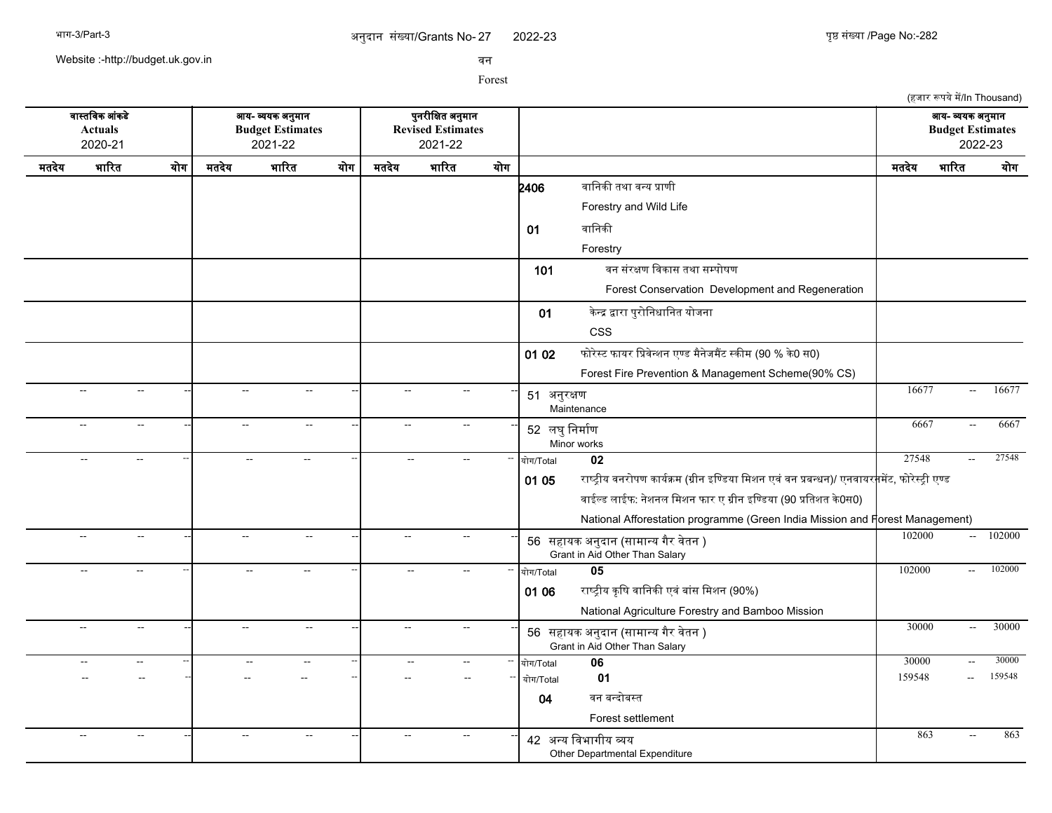अनुदान संख्या/Grants No- 27 2022-23

वन

Forest

(हजार रूपये में/In Thousand)

| वास्तविक आंकड़े Actuals 2020-21 | | | आय- व्ययक अनुमान Budget Estimates 2021-22 | | | पुनरीक्षित अनुमान Revised Estimates 2021-22 | | | | आय- व्ययक अनुमान Budget Estimates 2022-23 | | |
|---|---|---|---|---|---|---|---|---|---|---|---|---|
| मतदेय | भारित | योग | मतदेय | भारित | योग | मतदेय | भारित | योग | | मतदेय | भारित | योग |
| | | | | | | | | | **2406** वानिकी तथा वन्य प्राणी Forestry and Wild Life | | | |
| | | | | | | | | | **01** वानिकी Forestry | | | |
| | | | | | | | | | **101** वन संरक्षण विकास तथा सम्पोषण Forest Conservation Development and Regeneration | | | |
| | | | | | | | | | **01** केन्द्र द्वारा पुरोनिधानित योजना CSS | | | |
| | | | | | | | | | **01 02** फोरेस्ट फायर प्रिवेन्शन एण्ड मैनेजमैंट स्कीम (90 % के0 स0) Forest Fire Prevention & Management Scheme(90% CS) | | | |
| -- | -- | -- | -- | -- | -- | -- | -- | -- | 51 अनुरक्षण Maintenance | 16677 | -- | 16677 |
| -- | -- | -- | -- | -- | -- | -- | -- | -- | 52 लघु निर्माण Minor works | 6667 | -- | 6667 |
| -- | -- | -- | -- | -- | -- | -- | -- | -- | योग/Total **02** | 27548 | -- | 27548 |
| | | | | | | | | | **01 05** राष्ट्रीय वनरोपण कार्यक्रम (ग्रीन इण्डिया मिशन एवं वन प्रबन्धन)/ एनवायरमेंट, फोरेस्ट्री एण्ड वाईल्ड लाईफ: नेशनल मिशन फार ए ग्रीन इण्डिया (90 प्रतिशत के0स0) National Afforestation programme (Green India Mission and Forest Management) | | | |
| -- | -- | -- | -- | -- | -- | -- | -- | -- | 56 सहायक अनुदान (सामान्य गैर वेतन ) Grant in Aid Other Than Salary | 102000 | -- | 102000 |
| -- | -- | -- | -- | -- | -- | -- | -- | -- | योग/Total **05** | 102000 | -- | 102000 |
| | | | | | | | | | **01 06** राष्ट्रीय कृषि वानिकी एवं बांस मिशन (90%) National Agriculture Forestry and Bamboo Mission | | | |
| -- | -- | -- | -- | -- | -- | -- | -- | -- | 56 सहायक अनुदान (सामान्य गैर वेतन ) Grant in Aid Other Than Salary | 30000 | -- | 30000 |
| -- | -- | -- | -- | -- | -- | -- | -- | -- | योग/Total **06** | 30000 | -- | 30000 |
| -- | -- | -- | -- | -- | -- | -- | -- | -- | योग/Total **01** | 159548 | -- | 159548 |
| | | | | | | | | | **04** वन बन्दोबस्त Forest settlement | | | |
| -- | -- | -- | -- | -- | -- | -- | -- | -- | 42 अन्य विभागीय व्यय Other Departmental Expenditure | 863 | -- | 863 |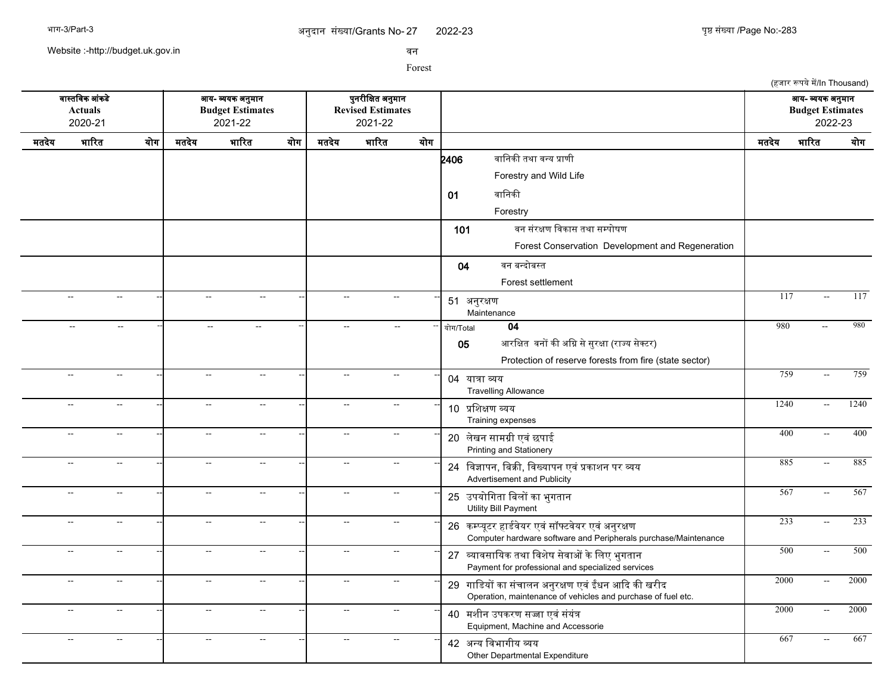अनुदान संख्या/Grants No- 27 2022-23

वन

Forest

(हजार रूपये में/In Thousand)

| वास्तविक आंकडे Actuals 2020-21 | | | आय- व्ययक अनुमान Budget Estimates 2021-22 | | | पुनरीक्षित अनुमान Revised Estimates 2021-22 | | | | आय- व्ययक अनुमान Budget Estimates 2022-23 | | |
|---|---|---|---|---|---|---|---|---|---|---|---|---|
| मतदेय | भारित | योग | मतदेय | भारित | योग | मतदेय | भारित | योग | | मतदेय | भारित | योग |
| | | | | | | | | | **2406** वानिकी तथा वन्य प्राणी Forestry and Wild Life | | | |
| | | | | | | | | | **01** वानिकी Forestry | | | |
| | | | | | | | | | **101** वन संरक्षण विकास तथा सम्पोषण Forest Conservation Development and Regeneration | | | |
| | | | | | | | | | **04** वन बन्दोबस्त Forest settlement | | | |
| -- | -- | -- | -- | -- | -- | -- | -- | -- | 51 अनुरक्षण Maintenance | 117 | -- | 117 |
| -- | -- | -- | -- | -- | -- | -- | -- | -- | योग/Total **04** | 980 | -- | 980 |
| | | | | | | | | | **05** आरक्षित वनों की अग्नि से सुरक्षा (राज्य सेक्टर) Protection of reserve forests from fire (state sector) | | | |
| -- | -- | -- | -- | -- | -- | -- | -- | -- | 04 यात्रा व्यय Travelling Allowance | 759 | -- | 759 |
| -- | -- | -- | -- | -- | -- | -- | -- | -- | 10 प्रशिक्षण व्यय Training expenses | 1240 | -- | 1240 |
| -- | -- | -- | -- | -- | -- | -- | -- | -- | 20 लेखन सामग्री एवं छपाई Printing and Stationery | 400 | -- | 400 |
| -- | -- | -- | -- | -- | -- | -- | -- | -- | 24 विज्ञापन, बिक्री, विख्यापन एवं प्रकाशन पर व्यय Advertisement and Publicity | 885 | -- | 885 |
| -- | -- | -- | -- | -- | -- | -- | -- | -- | 25 उपयोगिता बिलों का भुगतान Utility Bill Payment | 567 | -- | 567 |
| -- | -- | -- | -- | -- | -- | -- | -- | -- | 26 कम्प्यूटर हार्डवेयर एवं सॉफ्टवेयर एवं अनुरक्षण Computer hardware software and Peripherals purchase/Maintenance | 233 | -- | 233 |
| -- | -- | -- | -- | -- | -- | -- | -- | -- | 27 व्यावसायिक तथा विशेष सेवाओं के लिए भुगतान Payment for professional and specialized services | 500 | -- | 500 |
| -- | -- | -- | -- | -- | -- | -- | -- | -- | 29 गाडियों का संचालन अनुरक्षण एवं ईंधन आदि की खरीद Operation, maintenance of vehicles and purchase of fuel etc. | 2000 | -- | 2000 |
| -- | -- | -- | -- | -- | -- | -- | -- | -- | 40 मशीन उपकरण सज्जा एवं संयंत्र Equipment, Machine and Accessorie | 2000 | -- | 2000 |
| -- | -- | -- | -- | -- | -- | -- | -- | -- | 42 अन्य विभागीय व्यय Other Departmental Expenditure | 667 | -- | 667 |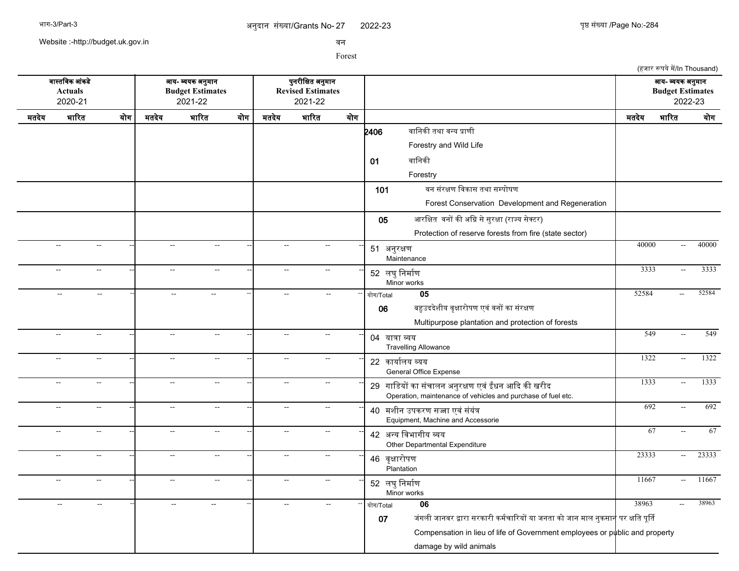अनुदान संख्या/Grants No- 27 2022-23

वन

Forest

(हजार रूपये में/In Thousand)

| वास्तविक आंकड़े Actuals 2020-21 | | | आय- व्ययक अनुमान Budget Estimates 2021-22 | | | पुनरीक्षित अनुमान Revised Estimates 2021-22 | | | | आय- व्ययक अनुमान Budget Estimates 2022-23 | | |
|---|---|---|---|---|---|---|---|---|---|---|---|---|
| मतदेय | भारित | योग | मतदेय | भारित | योग | मतदेय | भारित | योग | | मतदेय | भारित | योग |
| | | | | | | | | | 2406 वानिकी तथा वन्य प्राणी Forestry and Wild Life | | | |
| | | | | | | | | | 01 वानिकी Forestry | | | |
| | | | | | | | | | 101 वन संरक्षण विकास तथा सम्पोषण Forest Conservation Development and Regeneration | | | |
| | | | | | | | | | 05 आरक्षित वनों की अग्नि से सुरक्षा (राज्य सेक्टर) Protection of reserve forests from fire (state sector) | | | |
| -- | -- | -- | -- | -- | -- | -- | -- | -- | 51 अनुरक्षण Maintenance | 40000 | -- | 40000 |
| -- | -- | -- | -- | -- | -- | -- | -- | -- | 52 लघु निर्माण Minor works | 3333 | -- | 3333 |
| -- | -- | -- | -- | -- | -- | -- | -- | -- | योग/Total 05 | 52584 | -- | 52584 |
| | | | | | | | | | 06 बहुउददेशीय वृक्षारोपण एवं वनों का संरक्षण Multipurpose plantation and protection of forests | | | |
| -- | -- | -- | -- | -- | -- | -- | -- | -- | 04 यात्रा व्यय Travelling Allowance | 549 | -- | 549 |
| -- | -- | -- | -- | -- | -- | -- | -- | -- | 22 कार्यालय व्यय General Office Expense | 1322 | -- | 1322 |
| -- | -- | -- | -- | -- | -- | -- | -- | -- | 29 गाडियों का संचालन अनुरक्षण एवं ईंधन आदि की खरीद Operation, maintenance of vehicles and purchase of fuel etc. | 1333 | -- | 1333 |
| -- | -- | -- | -- | -- | -- | -- | -- | -- | 40 मशीन उपकरण सज्जा एवं संयंत्र Equipment, Machine and Accessorie | 692 | -- | 692 |
| -- | -- | -- | -- | -- | -- | -- | -- | -- | 42 अन्य विभागीय व्यय Other Departmental Expenditure | 67 | -- | 67 |
| -- | -- | -- | -- | -- | -- | -- | -- | -- | 46 वृक्षारोपण Plantation | 23333 | -- | 23333 |
| -- | -- | -- | -- | -- | -- | -- | -- | -- | 52 लघु निर्माण Minor works | 11667 | -- | 11667 |
| -- | -- | -- | -- | -- | -- | -- | -- | -- | योग/Total 06 | 38963 | -- | 38963 |
| | | | | | | | | | 07 जंगली जानवर द्वारा सरकारी कर्मचारियों या जनता को जान माल नुकसान पर क्षति पूर्ति Compensation in lieu of life of Government employees or public and property damage by wild animals | | | |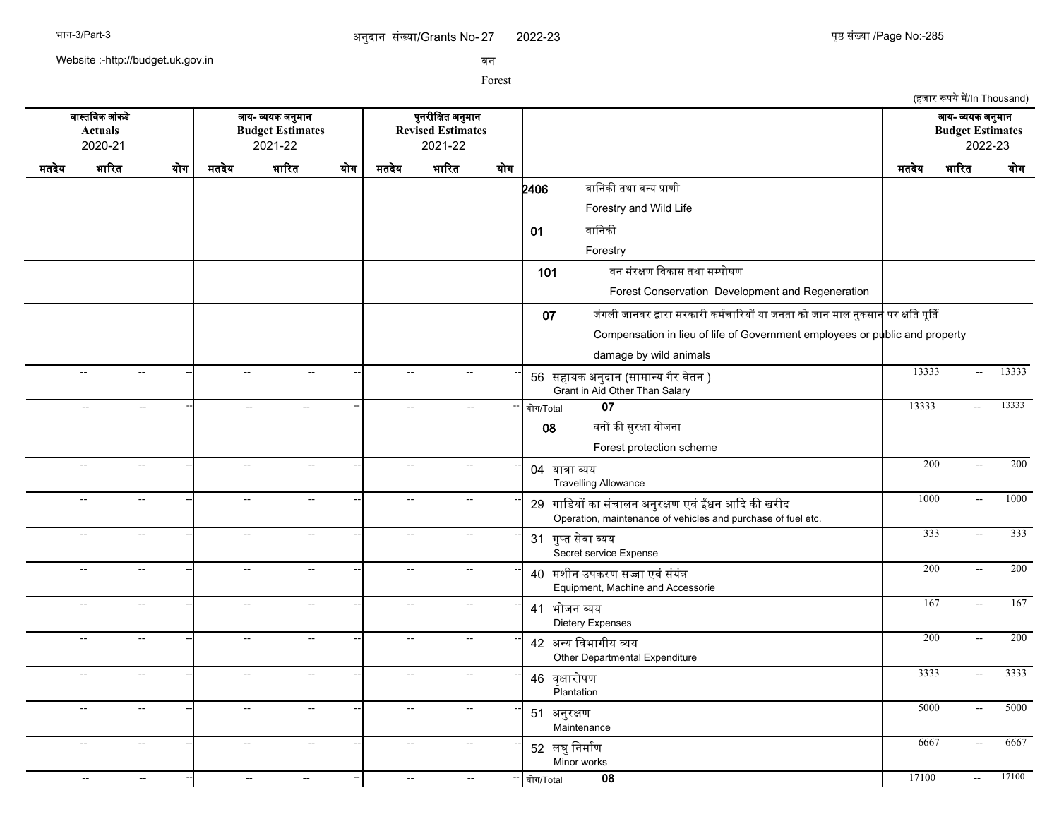अनुदान संख्या/Grants No- 27 2022-23

Website :-http://budget.uk.gov.in

वन

Forest

(हजार रूपये में/In Thousand)

| वास्तविक आंकडे Actuals 2020-21 | | | आय- व्ययक अनुमान Budget Estimates 2021-22 | | | पुनरीक्षित अनुमान Revised Estimates 2021-22 | | | | आय- व्ययक अनुमान Budget Estimates 2022-23 | | |
|---|---|---|---|---|---|---|---|---|---|---|---|---|
| मतदेय | भारित | योग | मतदेय | भारित | योग | मतदेय | भारित | योग | | मतदेय | भारित | योग |
| | | | | | | | | | 2406 वानिकी तथा वन्य प्राणी Forestry and Wild Life | | | |
| | | | | | | | | | 01 वानिकी Forestry | | | |
| | | | | | | | | | 101 वन संरक्षण विकास तथा सम्पोषण Forest Conservation Development and Regeneration | | | |
| | | | | | | | | | 07 जंगली जानवर द्वारा सरकारी कर्मचारियों या जनता को जान माल नुकसान पर क्षति पूर्ति Compensation in lieu of life of Government employees or public and property damage by wild animals | | | |
| -- | -- | -- | -- | -- | -- | -- | -- | -- | 56 सहायक अनुदान (सामान्य गैर वेतन ) Grant in Aid Other Than Salary | 13333 | -- | 13333 |
| -- | -- | -- | -- | -- | -- | -- | -- | -- | योग/Total 07 | 13333 | -- | 13333 |
| | | | | | | | | | 08 वनों की सुरक्षा योजना Forest protection scheme | | | |
| -- | -- | -- | -- | -- | -- | -- | -- | -- | 04 यात्रा व्यय Travelling Allowance | 200 | -- | 200 |
| -- | -- | -- | -- | -- | -- | -- | -- | -- | 29 गाडियों का संचालन अनुरक्षण एवं ईंधन आदि की खरीद Operation, maintenance of vehicles and purchase of fuel etc. | 1000 | -- | 1000 |
| -- | -- | -- | -- | -- | -- | -- | -- | -- | 31 गुप्त सेवा व्यय Secret service Expense | 333 | -- | 333 |
| -- | -- | -- | -- | -- | -- | -- | -- | -- | 40 मशीन उपकरण सज्जा एवं संयंत्र Equipment, Machine and Accessorie | 200 | -- | 200 |
| -- | -- | -- | -- | -- | -- | -- | -- | -- | 41 भोजन व्यय Dietery Expenses | 167 | -- | 167 |
| -- | -- | -- | -- | -- | -- | -- | -- | -- | 42 अन्य विभागीय व्यय Other Departmental Expenditure | 200 | -- | 200 |
| -- | -- | -- | -- | -- | -- | -- | -- | -- | 46 वृक्षारोपण Plantation | 3333 | -- | 3333 |
| -- | -- | -- | -- | -- | -- | -- | -- | -- | 51 अनुरक्षण Maintenance | 5000 | -- | 5000 |
| -- | -- | -- | -- | -- | -- | -- | -- | -- | 52 लघु निर्माण Minor works | 6667 | -- | 6667 |
| -- | -- | -- | -- | -- | -- | -- | -- | -- | योग/Total 08 | 17100 | -- | 17100 |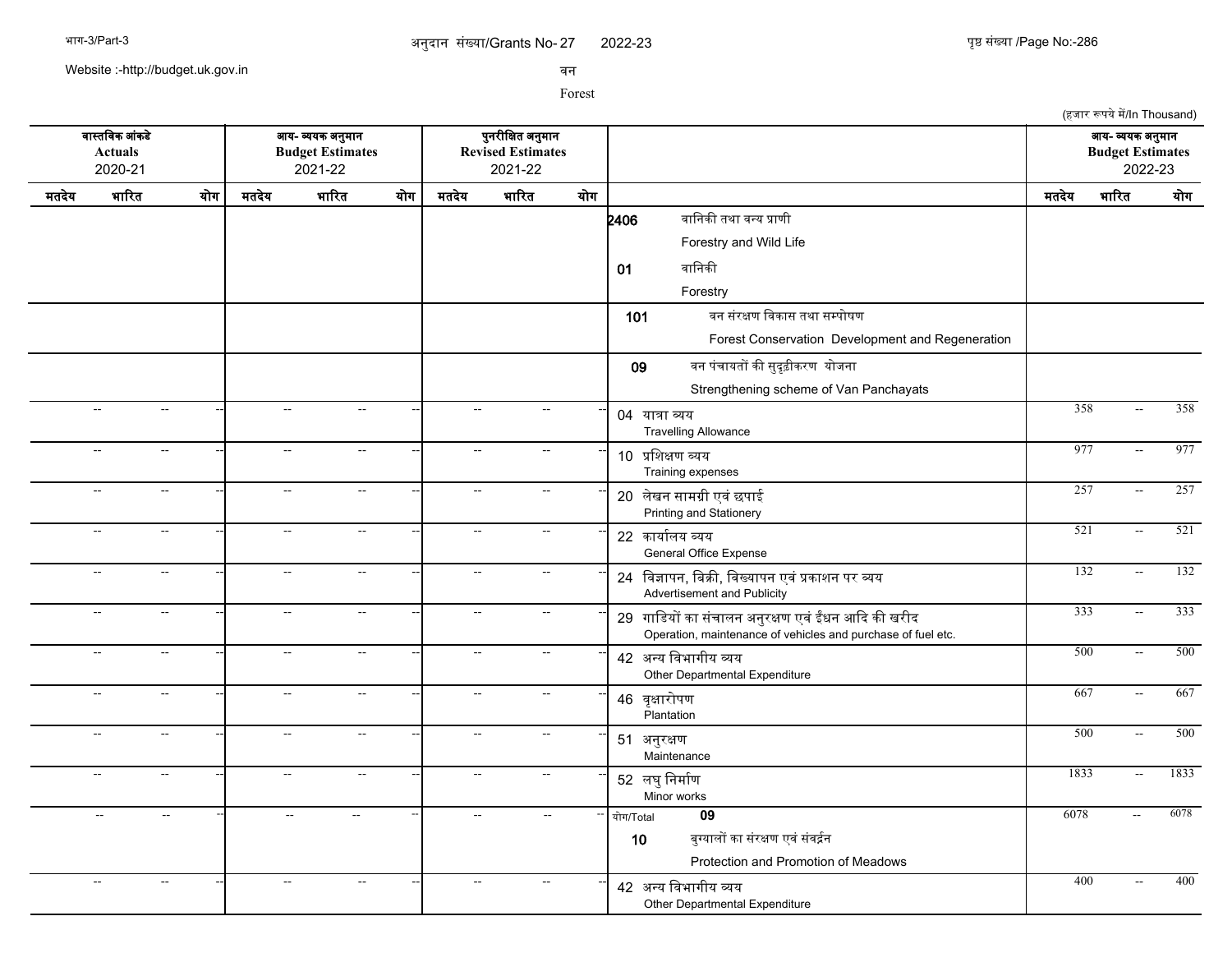# अनुदान संख्या/Grants No- 27 2022-23

## वन
## Forest

(हजार रूपये में/In Thousand)

| वास्तविक आंकडे Actuals 2020-21 | | | आय- व्ययक अनुमान Budget Estimates 2021-22 | | | पुनरीक्षित अनुमान Revised Estimates 2021-22 | | | | आय- व्ययक अनुमान Budget Estimates 2022-23 | | |
|---|---|---|---|---|---|---|---|---|---|---|---|---|
| मतदेय | भारित | योग | मतदेय | भारित | योग | मतदेय | भारित | योग | | मतदेय | भारित | योग |
| | | | | | | | | | **2406** वानिकी तथा वन्य प्राणी Forestry and Wild Life | | | |
| | | | | | | | | | **01** वानिकी Forestry | | | |
| | | | | | | | | | **101** वन संरक्षण विकास तथा सम्पोषण Forest Conservation Development and Regeneration | | | |
| | | | | | | | | | **09** वन पंचायतों की सुदृढ़ीकरण योजना Strengthening scheme of Van Panchayats | | | |
| -- | -- | -- | -- | -- | -- | -- | -- | -- | 04 यात्रा व्यय Travelling Allowance | 358 | -- | 358 |
| -- | -- | -- | -- | -- | -- | -- | -- | -- | 10 प्रशिक्षण व्यय Training expenses | 977 | -- | 977 |
| -- | -- | -- | -- | -- | -- | -- | -- | -- | 20 लेखन सामग्री एवं छपाई Printing and Stationery | 257 | -- | 257 |
| -- | -- | -- | -- | -- | -- | -- | -- | -- | 22 कार्यालय व्यय General Office Expense | 521 | -- | 521 |
| -- | -- | -- | -- | -- | -- | -- | -- | -- | 24 विज्ञापन, बिक्री, विख्यापन एवं प्रकाशन पर व्यय Advertisement and Publicity | 132 | -- | 132 |
| -- | -- | -- | -- | -- | -- | -- | -- | -- | 29 गाडियों का संचालन अनुरक्षण एवं ईंधन आदि की खरीद Operation, maintenance of vehicles and purchase of fuel etc. | 333 | -- | 333 |
| -- | -- | -- | -- | -- | -- | -- | -- | -- | 42 अन्य विभागीय व्यय Other Departmental Expenditure | 500 | -- | 500 |
| -- | -- | -- | -- | -- | -- | -- | -- | -- | 46 वृक्षारोपण Plantation | 667 | -- | 667 |
| -- | -- | -- | -- | -- | -- | -- | -- | -- | 51 अनुरक्षण Maintenance | 500 | -- | 500 |
| -- | -- | -- | -- | -- | -- | -- | -- | -- | 52 लघु निर्माण Minor works | 1833 | -- | 1833 |
| -- | -- | -- | -- | -- | -- | -- | -- | -- | योग/Total **09** | 6078 | -- | 6078 |
| | | | | | | | | | **10** बुग्यालों का संरक्षण एवं संवर्द्धन Protection and Promotion of Meadows | | | |
| -- | -- | -- | -- | -- | -- | -- | -- | -- | 42 अन्य विभागीय व्यय Other Departmental Expenditure | 400 | -- | 400 |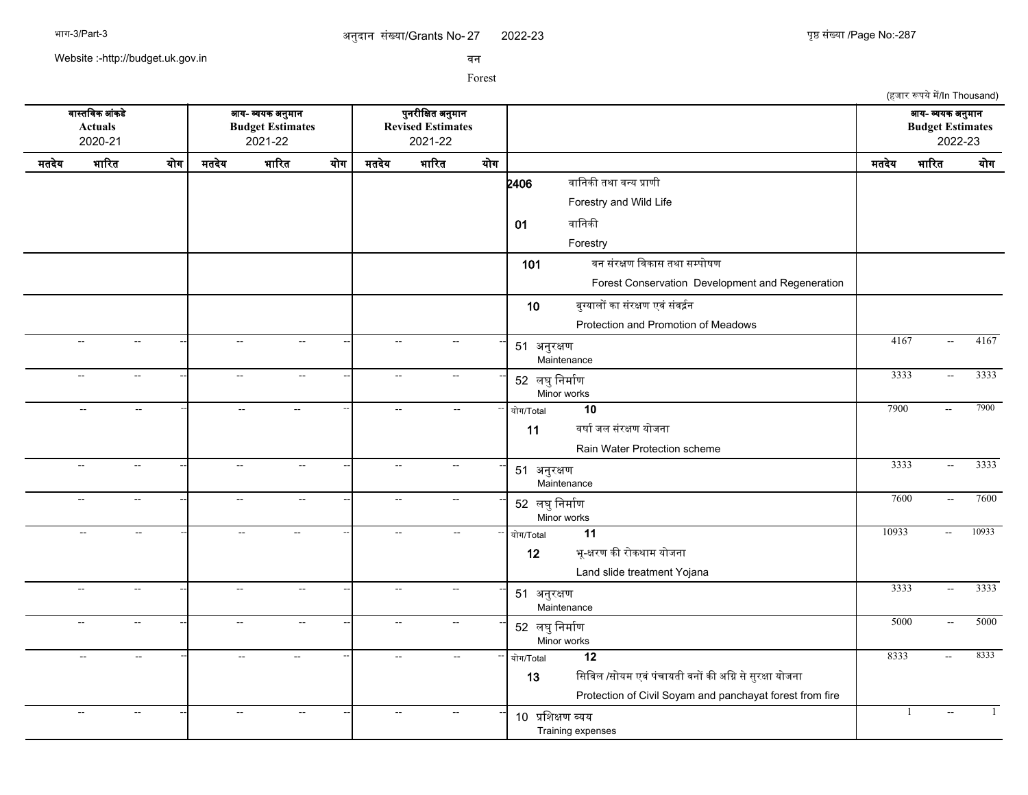अनुदान संख्या/Grants No- 27 2022-23

वन

Forest

(हजार रूपये में/In Thousand)

| वास्तविक आंकडे Actuals 2020-21 | | | आय- व्ययक अनुमान Budget Estimates 2021-22 | | | पुनरीक्षित अनुमान Revised Estimates 2021-22 | | | | आय- व्ययक अनुमान Budget Estimates 2022-23 | | |
|---|---|---|---|---|---|---|---|---|---|---|---|---|
| मतदेय | भारित | योग | मतदेय | भारित | योग | मतदेय | भारित | योग | | मतदेय | भारित | योग |
| | | | | | | | | | 2406 वानिकी तथा वन्य प्राणी Forestry and Wild Life | | | |
| | | | | | | | | | 01 वानिकी Forestry | | | |
| | | | | | | | | | 101 वन संरक्षण विकास तथा सम्पोषण Forest Conservation Development and Regeneration | | | |
| | | | | | | | | | 10 बुग्यालों का संरक्षण एवं संवर्द्धन Protection and Promotion of Meadows | | | |
| -- | -- | -- | -- | -- | -- | -- | -- | -- | 51 अनुरक्षण Maintenance | 4167 | -- | 4167 |
| -- | -- | -- | -- | -- | -- | -- | -- | -- | 52 लघु निर्माण Minor works | 3333 | -- | 3333 |
| -- | -- | -- | -- | -- | -- | -- | -- | -- | योग/Total 10 | 7900 | -- | 7900 |
| | | | | | | | | | 11 वर्षा जल संरक्षण योजना Rain Water Protection scheme | | | |
| -- | -- | -- | -- | -- | -- | -- | -- | -- | 51 अनुरक्षण Maintenance | 3333 | -- | 3333 |
| -- | -- | -- | -- | -- | -- | -- | -- | -- | 52 लघु निर्माण Minor works | 7600 | -- | 7600 |
| -- | -- | -- | -- | -- | -- | -- | -- | -- | योग/Total 11 | 10933 | -- | 10933 |
| | | | | | | | | | 12 भू-क्षरण की रोकथाम योजना Land slide treatment Yojana | | | |
| -- | -- | -- | -- | -- | -- | -- | -- | -- | 51 अनुरक्षण Maintenance | 3333 | -- | 3333 |
| -- | -- | -- | -- | -- | -- | -- | -- | -- | 52 लघु निर्माण Minor works | 5000 | -- | 5000 |
| -- | -- | -- | -- | -- | -- | -- | -- | -- | योग/Total 12 | 8333 | -- | 8333 |
| | | | | | | | | | 13 सिविल /सोयम एवं पंचायती वनों की अग्नि से सुरक्षा योजना Protection of Civil Soyam and panchayat forest from fire | | | |
| -- | -- | -- | -- | -- | -- | -- | -- | -- | 10 प्रशिक्षण व्यय Training expenses | 1 | -- | 1 |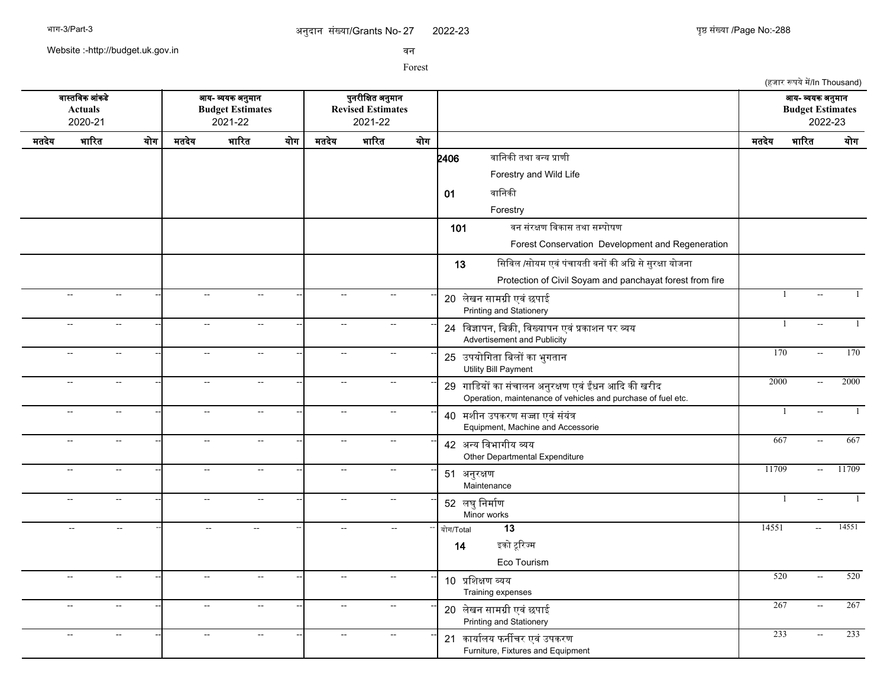अनुदान संख्या/Grants No- 27 2022-23

वन

Forest

(हजार रूपये में/In Thousand)

| वास्तविक आंकडे Actuals 2020-21 | | | आय- व्ययक अनुमान Budget Estimates 2021-22 | | | पुनरीक्षित अनुमान Revised Estimates 2021-22 | | | | आय- व्ययक अनुमान Budget Estimates 2022-23 | | |
|---|---|---|---|---|---|---|---|---|---|---|---|---|
| मतदेय | भारित | योग | मतदेय | भारित | योग | मतदेय | भारित | योग | | मतदेय | भारित | योग |
| | | | | | | | | | 2406 वानिकी तथा वन्य प्राणी Forestry and Wild Life | | | |
| | | | | | | | | | 01 वानिकी Forestry | | | |
| | | | | | | | | | 101 वन संरक्षण विकास तथा सम्पोषण Forest Conservation Development and Regeneration | | | |
| | | | | | | | | | 13 सिविल /सोयम एवं पंचायती वनों की अग्नि से सुरक्षा योजना Protection of Civil Soyam and panchayat forest from fire | | | |
| -- | -- | -- | -- | -- | -- | -- | -- | -- | 20 लेखन सामग्री एवं छपाई Printing and Stationery | 1 | -- | 1 |
| -- | -- | -- | -- | -- | -- | -- | -- | -- | 24 विज्ञापन, बिक्री, विख्यापन एवं प्रकाशन पर व्यय Advertisement and Publicity | 1 | -- | 1 |
| -- | -- | -- | -- | -- | -- | -- | -- | -- | 25 उपयोगिता बिलों का भुगतान Utility Bill Payment | 170 | -- | 170 |
| -- | -- | -- | -- | -- | -- | -- | -- | -- | 29 गाडियों का संचालन अनुरक्षण एवं ईंधन आदि की खरीद Operation, maintenance of vehicles and purchase of fuel etc. | 2000 | -- | 2000 |
| -- | -- | -- | -- | -- | -- | -- | -- | -- | 40 मशीन उपकरण सज्जा एवं संयंत्र Equipment, Machine and Accessorie | 1 | -- | 1 |
| -- | -- | -- | -- | -- | -- | -- | -- | -- | 42 अन्य विभागीय व्यय Other Departmental Expenditure | 667 | -- | 667 |
| -- | -- | -- | -- | -- | -- | -- | -- | -- | 51 अनुरक्षण Maintenance | 11709 | -- | 11709 |
| -- | -- | -- | -- | -- | -- | -- | -- | -- | 52 लघु निर्माण Minor works | 1 | -- | 1 |
| -- | -- | -- | -- | -- | -- | -- | -- | -- | योग/Total 13 | 14551 | -- | 14551 |
| | | | | | | | | | 14 इको टूरिज्म Eco Tourism | | | |
| -- | -- | -- | -- | -- | -- | -- | -- | -- | 10 प्रशिक्षण व्यय Training expenses | 520 | -- | 520 |
| -- | -- | -- | -- | -- | -- | -- | -- | -- | 20 लेखन सामग्री एवं छपाई Printing and Stationery | 267 | -- | 267 |
| -- | -- | -- | -- | -- | -- | -- | -- | -- | 21 कार्यालय फर्नीचर एवं उपकरण Furniture, Fixtures and Equipment | 233 | -- | 233 |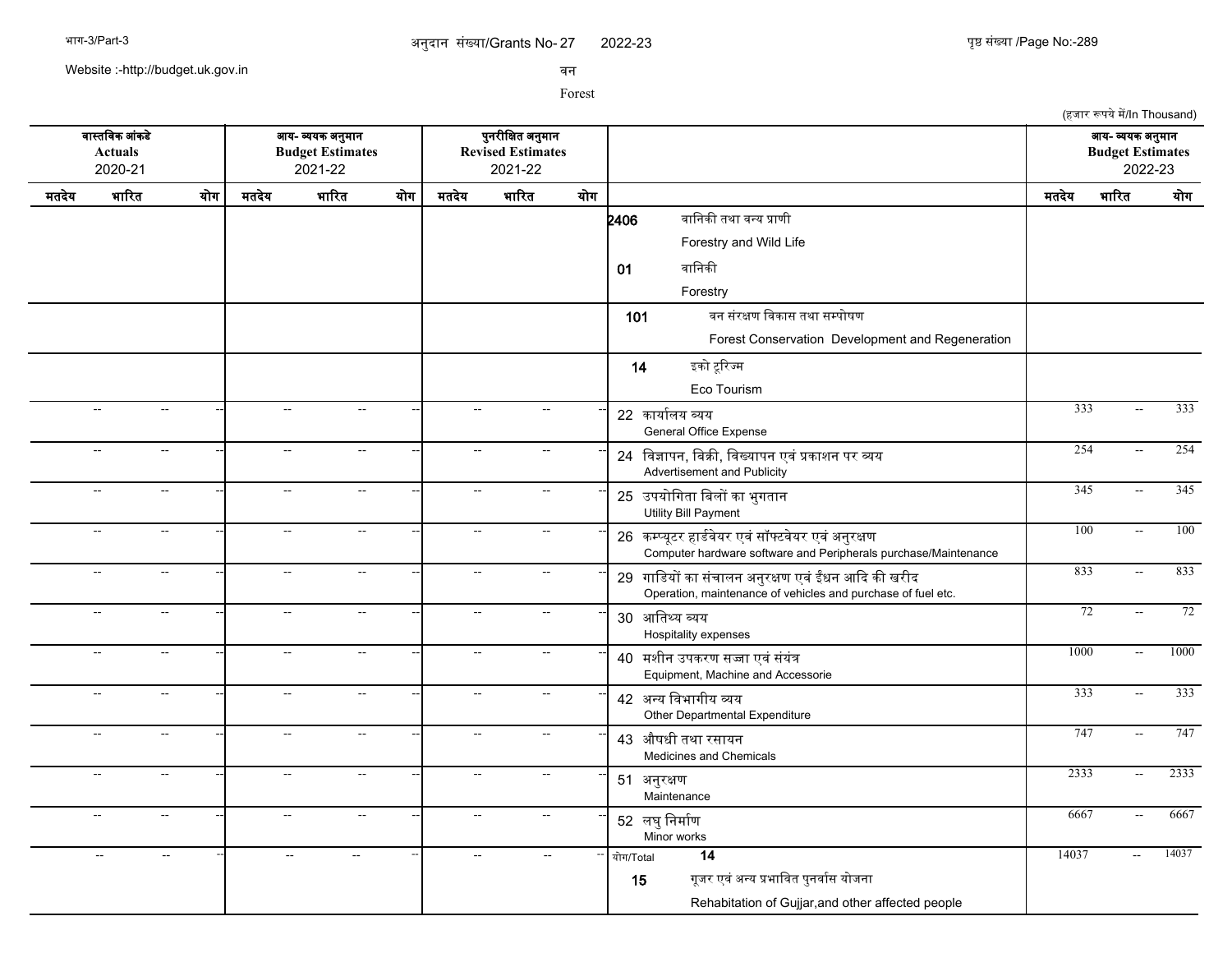अनुदान संख्या/Grants No- 27 2022-23

वन

Forest

(हजार रूपये में/In Thousand)

| वास्तविक आंकड़े Actuals 2020-21 | | | आय- व्ययक अनुमान Budget Estimates 2021-22 | | | पुनरीक्षित अनुमान Revised Estimates 2021-22 | | | | आय- व्ययक अनुमान Budget Estimates 2022-23 | | |
|---|---|---|---|---|---|---|---|---|---|---|---|---|
| मतदेय | भारित | योग | मतदेय | भारित | योग | मतदेय | भारित | योग | | मतदेय | भारित | योग |
| | | | | | | | | | **2406** वानिकी तथा वन्य प्राणी Forestry and Wild Life | | | |
| | | | | | | | | | **01** वानिकी Forestry | | | |
| | | | | | | | | | **101** वन संरक्षण विकास तथा सम्पोषण Forest Conservation Development and Regeneration | | | |
| | | | | | | | | | **14** इको टूरिज्म Eco Tourism | | | |
| -- | -- | -- | -- | -- | -- | -- | -- | -- | 22 कार्यालय व्यय General Office Expense | 333 | -- | 333 |
| -- | -- | -- | -- | -- | -- | -- | -- | -- | 24 विज्ञापन, बिक्री, विख्यापन एवं प्रकाशन पर व्यय Advertisement and Publicity | 254 | -- | 254 |
| -- | -- | -- | -- | -- | -- | -- | -- | -- | 25 उपयोगिता बिलों का भुगतान Utility Bill Payment | 345 | -- | 345 |
| -- | -- | -- | -- | -- | -- | -- | -- | -- | 26 कम्प्यूटर हार्डवेयर एवं सॉफ्टवेयर एवं अनुरक्षण Computer hardware software and Peripherals purchase/Maintenance | 100 | -- | 100 |
| -- | -- | -- | -- | -- | -- | -- | -- | -- | 29 गाडियों का संचालन अनुरक्षण एवं ईंधन आदि की खरीद Operation, maintenance of vehicles and purchase of fuel etc. | 833 | -- | 833 |
| -- | -- | -- | -- | -- | -- | -- | -- | -- | 30 आतिथ्य व्यय Hospitality expenses | 72 | -- | 72 |
| -- | -- | -- | -- | -- | -- | -- | -- | -- | 40 मशीन उपकरण सज्जा एवं संयंत्र Equipment, Machine and Accessorie | 1000 | -- | 1000 |
| -- | -- | -- | -- | -- | -- | -- | -- | -- | 42 अन्य विभागीय व्यय Other Departmental Expenditure | 333 | -- | 333 |
| -- | -- | -- | -- | -- | -- | -- | -- | -- | 43 औषधी तथा रसायन Medicines and Chemicals | 747 | -- | 747 |
| -- | -- | -- | -- | -- | -- | -- | -- | -- | 51 अनुरक्षण Maintenance | 2333 | -- | 2333 |
| -- | -- | -- | -- | -- | -- | -- | -- | -- | 52 लघु निर्माण Minor works | 6667 | -- | 6667 |
| -- | -- | -- | -- | -- | -- | -- | -- | -- | योग/Total **14** | 14037 | -- | 14037 |
| | | | | | | | | | **15** गूजर एवं अन्य प्रभावित पुनर्वास योजना Rehabitation of Gujjar,and other affected people | | | |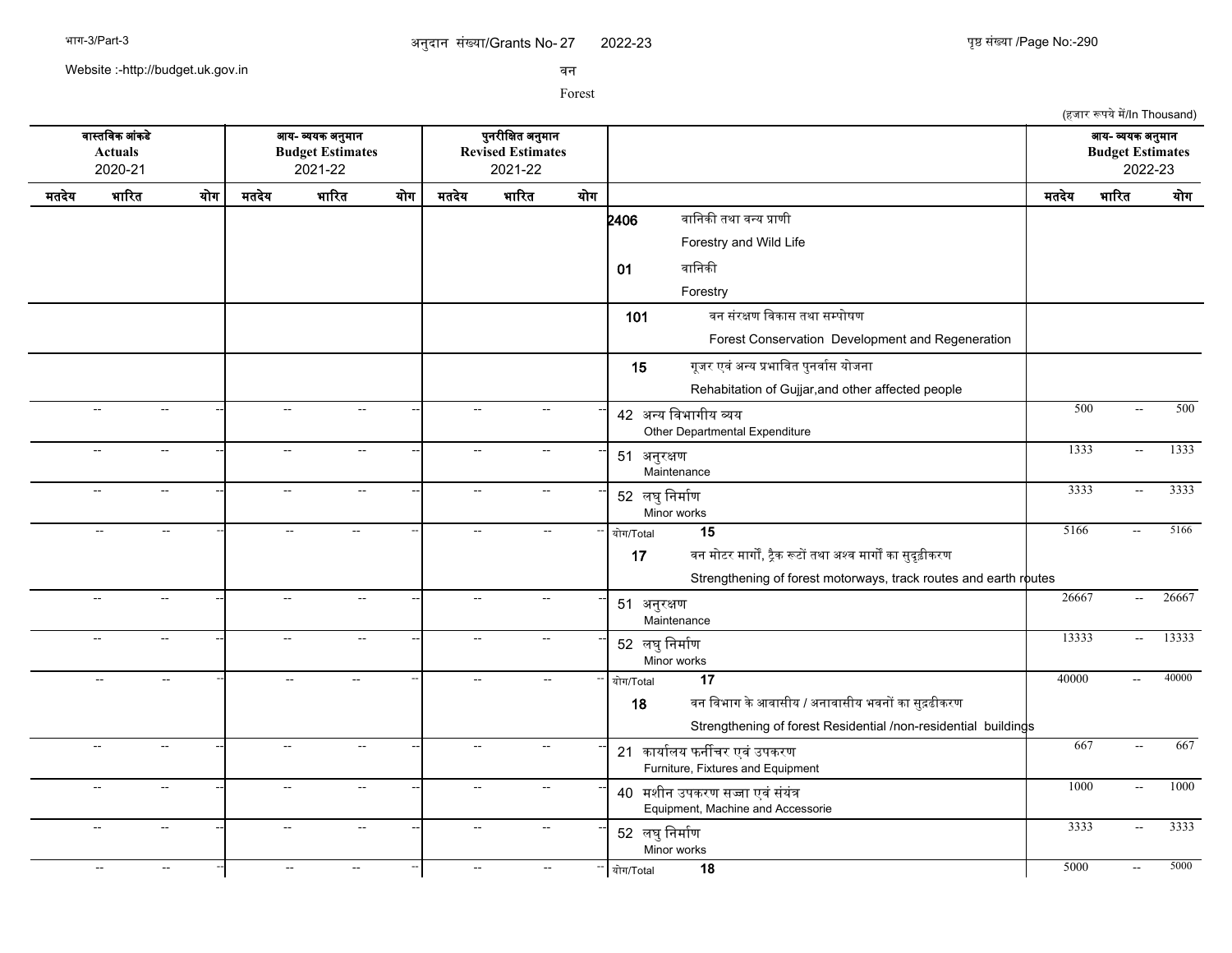अनुदान संख्या/Grants No- 27 2022-23

वन

Forest

(हजार रूपये में/In Thousand)

| वास्तविक आंकडे Actuals 2020-21 | | | आय- व्ययक अनुमान Budget Estimates 2021-22 | | | पुनरीक्षित अनुमान Revised Estimates 2021-22 | | | | आय- व्ययक अनुमान Budget Estimates 2022-23 | | |
|---|---|---|---|---|---|---|---|---|---|---|---|---|
| मतदेय | भारित | योग | मतदेय | भारित | योग | मतदेय | भारित | योग | | मतदेय | भारित | योग |
| | | | | | | | | | **2406** वानिकी तथा वन्य प्राणी Forestry and Wild Life | | | |
| | | | | | | | | | **01** वानिकी Forestry | | | |
| | | | | | | | | | **101** वन संरक्षण विकास तथा सम्पोषण Forest Conservation Development and Regeneration | | | |
| | | | | | | | | | **15** गूजर एवं अन्य प्रभावित पुनर्वास योजना Rehabitation of Gujjar,and other affected people | | | |
| -- | -- | -- | -- | -- | -- | -- | -- | -- | 42 अन्य विभागीय व्यय Other Departmental Expenditure | 500 | -- | 500 |
| -- | -- | -- | -- | -- | -- | -- | -- | -- | 51 अनुरक्षण Maintenance | 1333 | -- | 1333 |
| -- | -- | -- | -- | -- | -- | -- | -- | -- | 52 लघु निर्माण Minor works | 3333 | -- | 3333 |
| -- | -- | -- | -- | -- | -- | -- | -- | -- | योग/Total **15** | 5166 | -- | 5166 |
| | | | | | | | | | **17** वन मोटर मार्गों, ट्रैक रूटों तथा अश्व मार्गों का सुदृढ़ीकरण Strengthening of forest motorways, track routes and earth routes | | | |
| -- | -- | -- | -- | -- | -- | -- | -- | -- | 51 अनुरक्षण Maintenance | 26667 | -- | 26667 |
| -- | -- | -- | -- | -- | -- | -- | -- | -- | 52 लघु निर्माण Minor works | 13333 | -- | 13333 |
| -- | -- | -- | -- | -- | -- | -- | -- | -- | योग/Total **17** | 40000 | -- | 40000 |
| | | | | | | | | | **18** वन विभाग के आवासीय / अनावासीय भवनों का सुद्रढीकरण Strengthening of forest Residential /non-residential buildings | | | |
| -- | -- | -- | -- | -- | -- | -- | -- | -- | 21 कार्यालय फर्नीचर एवं उपकरण Furniture, Fixtures and Equipment | 667 | -- | 667 |
| -- | -- | -- | -- | -- | -- | -- | -- | -- | 40 मशीन उपकरण सज्जा एवं संयंत्र Equipment, Machine and Accessorie | 1000 | -- | 1000 |
| -- | -- | -- | -- | -- | -- | -- | -- | -- | 52 लघु निर्माण Minor works | 3333 | -- | 3333 |
| -- | -- | -- | -- | -- | -- | -- | -- | -- | योग/Total **18** | 5000 | -- | 5000 |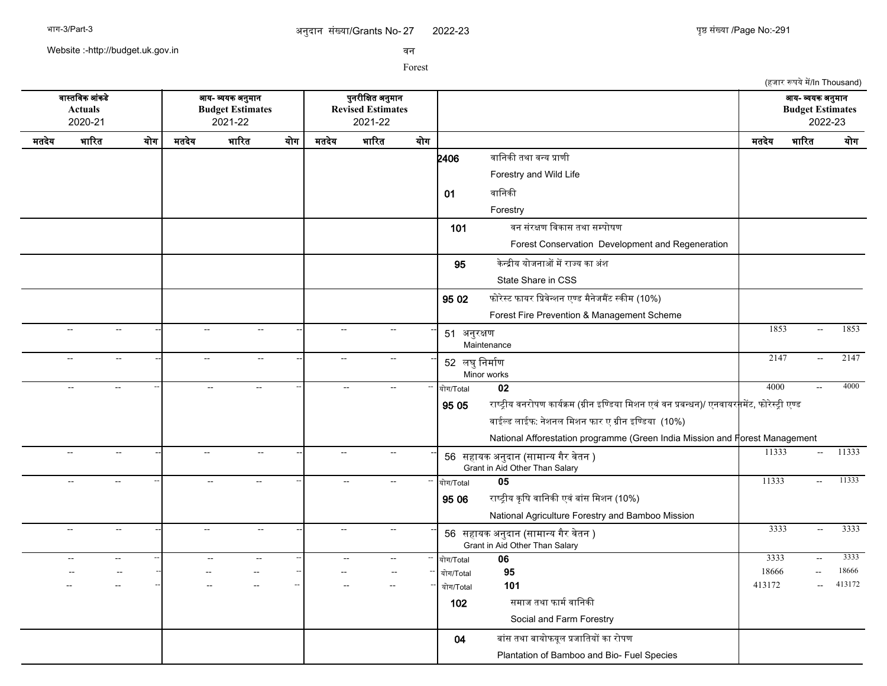अनुदान संख्या/Grants No- 27 2022-23

वन

Forest

(हजार रूपये में/In Thousand)

| वास्तविक आंकडे Actuals 2020-21 | | | आय- व्ययक अनुमान Budget Estimates 2021-22 | | | पुनरीक्षित अनुमान Revised Estimates 2021-22 | | | | आय- व्ययक अनुमान Budget Estimates 2022-23 | | |
|---|---|---|---|---|---|---|---|---|---|---|---|---|
| मतदेय | भारित | योग | मतदेय | भारित | योग | मतदेय | भारित | योग | | मतदेय | भारित | योग |
| | | | | | | | | | 2406 वानिकी तथा वन्य प्राणी Forestry and Wild Life | | | |
| | | | | | | | | | 01 वानिकी Forestry | | | |
| | | | | | | | | | 101 वन संरक्षण विकास तथा सम्पोषण Forest Conservation Development and Regeneration | | | |
| | | | | | | | | | 95 केन्द्रीय योजनाओं में राज्य का अंश State Share in CSS | | | |
| | | | | | | | | | 95 02 फोरेस्ट फायर प्रिवेन्शन एण्ड मैनेजमैंट स्कीम (10%) Forest Fire Prevention & Management Scheme | | | |
| -- | -- | -- | -- | -- | -- | -- | -- | -- | 51 अनुरक्षण Maintenance | 1853 | -- | 1853 |
| -- | -- | -- | -- | -- | -- | -- | -- | -- | 52 लघु निर्माण Minor works | 2147 | -- | 2147 |
| -- | -- | -- | -- | -- | -- | -- | -- | -- | योग/Total 02 | 4000 | -- | 4000 |
| | | | | | | | | | 95 05 राष्ट्रीय वनरोपण कार्यक्रम (ग्रीन इण्डिया मिशन एवं वन प्रबन्धन)/ एनवायरनमेंट, फोरेस्ट्री एण्ड वाईल्ड लाईफ: नेशनल मिशन फार ए ग्रीन इण्डिया (10%) National Afforestation programme (Green India Mission and Forest Management | | | |
| -- | -- | -- | -- | -- | -- | -- | -- | -- | 56 सहायक अनुदान (सामान्य गैर वेतन ) Grant in Aid Other Than Salary | 11333 | -- | 11333 |
| -- | -- | -- | -- | -- | -- | -- | -- | -- | योग/Total 05 | 11333 | -- | 11333 |
| | | | | | | | | | 95 06 राष्ट्रीय कृषि वानिकी एवं बांस मिशन (10%) National Agriculture Forestry and Bamboo Mission | | | |
| -- | -- | -- | -- | -- | -- | -- | -- | -- | 56 सहायक अनुदान (सामान्य गैर वेतन ) Grant in Aid Other Than Salary | 3333 | -- | 3333 |
| -- | -- | -- | -- | -- | -- | -- | -- | -- | योग/Total 06 | 3333 | -- | 3333 |
| -- | -- | -- | -- | -- | -- | -- | -- | -- | योग/Total 95 | 18666 | -- | 18666 |
| -- | -- | -- | -- | -- | -- | -- | -- | -- | योग/Total 101 | 413172 | -- | 413172 |
| | | | | | | | | | 102 समाज तथा फार्म वानिकी Social and Farm Forestry | | | |
| | | | | | | | | | 04 बांस तथा बायोफ्यूल प्रजातियों का रोपण Plantation of Bamboo and Bio- Fuel Species | | | |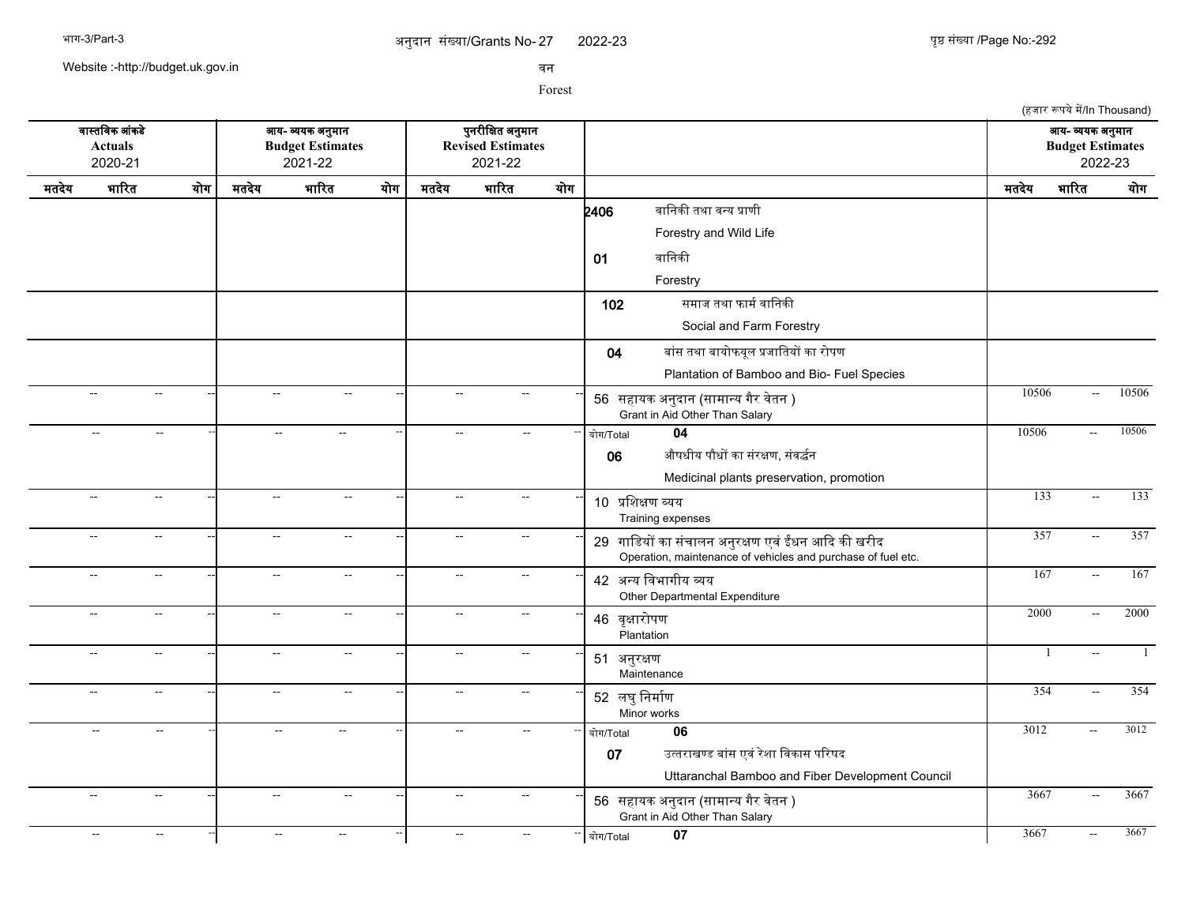Website :-http://budget.uk.gov.in

वन

Forest

(हजार रूपये में/In Thousand)

| वास्तविक आंकडे Actuals 2020-21 | | | आय- व्ययक अनुमान Budget Estimates 2021-22 | | | पुनरीक्षित अनुमान Revised Estimates 2021-22 | | | | आय- व्ययक अनुमान Budget Estimates 2022-23 | | |
|---|---|---|---|---|---|---|---|---|---|---|---|---|
| मतदेय | भारित | योग | मतदेय | भारित | योग | मतदेय | भारित | योग | | मतदेय | भारित | योग |
| | | | | | | | | | 2406 वानिकी तथा वन्य प्राणी Forestry and Wild Life | | | |
| | | | | | | | | | 01 वानिकी Forestry | | | |
| | | | | | | | | | 102 समाज तथा फार्म वानिकी Social and Farm Forestry | | | |
| | | | | | | | | | 04 बांस तथा बायोफयूल प्रजातियों का रोपण Plantation of Bamboo and Bio- Fuel Species | | | |
| -- | -- | -- | -- | -- | -- | -- | -- | -- | 56 सहायक अनुदान (सामान्य गैर वेतन ) Grant in Aid Other Than Salary | 10506 | -- | 10506 |
| -- | -- | -- | -- | -- | -- | -- | -- | -- | योग/Total 04 | 10506 | -- | 10506 |
| | | | | | | | | | 06 औषधीय पौधों का संरक्षण, संवर्द्धन Medicinal plants preservation, promotion | | | |
| -- | -- | -- | -- | -- | -- | -- | -- | -- | 10 प्रशिक्षण व्यय Training expenses | 133 | -- | 133 |
| -- | -- | -- | -- | -- | -- | -- | -- | -- | 29 गाडियों का संचालन अनुरक्षण एवं ईंधन आदि की खरीद Operation, maintenance of vehicles and purchase of fuel etc. | 357 | -- | 357 |
| -- | -- | -- | -- | -- | -- | -- | -- | -- | 42 अन्य विभागीय व्यय Other Departmental Expenditure | 167 | -- | 167 |
| -- | -- | -- | -- | -- | -- | -- | -- | -- | 46 वृक्षारोपण Plantation | 2000 | -- | 2000 |
| -- | -- | -- | -- | -- | -- | -- | -- | -- | 51 अनुरक्षण Maintenance | 1 | -- | 1 |
| -- | -- | -- | -- | -- | -- | -- | -- | -- | 52 लघु निर्माण Minor works | 354 | -- | 354 |
| -- | -- | -- | -- | -- | -- | -- | -- | -- | योग/Total 06 | 3012 | -- | 3012 |
| | | | | | | | | | 07 उत्तराखण्ड बांस एवं रेशा विकास परिषद Uttaranchal Bamboo and Fiber Development Council | | | |
| -- | -- | -- | -- | -- | -- | -- | -- | -- | 56 सहायक अनुदान (सामान्य गैर वेतन ) Grant in Aid Other Than Salary | 3667 | -- | 3667 |
| -- | -- | -- | -- | -- | -- | -- | -- | -- | योग/Total 07 | 3667 | -- | 3667 |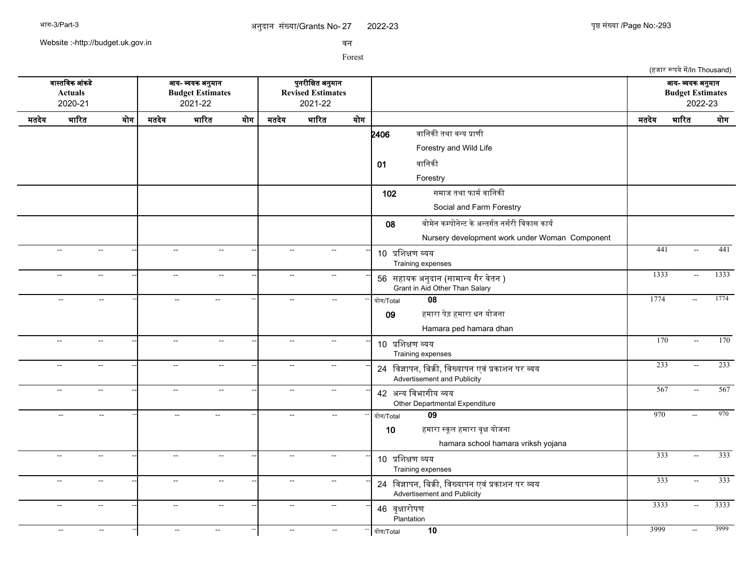अनुदान संख्या/Grants No- 27 2022-23

वन

Forest

(हजार रूपये में/In Thousand)

| वास्तविक आंकडे Actuals 2020-21 | | | आय- व्ययक अनुमान Budget Estimates 2021-22 | | | पुनरीक्षित अनुमान Revised Estimates 2021-22 | | | | आय- व्ययक अनुमान Budget Estimates 2022-23 | | |
|---|---|---|---|---|---|---|---|---|---|---|---|---|
| मतदेय | भारित | योग | मतदेय | भारित | योग | मतदेय | भारित | योग | | मतदेय | भारित | योग |
| | | | | | | | | | **2406** वानिकी तथा वन्य प्राणी Forestry and Wild Life | | | |
| | | | | | | | | | **01** वानिकी Forestry | | | |
| | | | | | | | | | **102** समाज तथा फार्म वानिकी Social and Farm Forestry | | | |
| | | | | | | | | | **08** वोमेन कम्पोनेन्ट के अन्तर्गत नर्सरी विकास कार्य Nursery development work under Woman Component | | | |
| -- | -- | -- | -- | -- | -- | -- | -- | -- | 10 प्रशिक्षण व्यय Training expenses | 441 | -- | 441 |
| -- | -- | -- | -- | -- | -- | -- | -- | -- | 56 सहायक अनुदान (सामान्य गैर वेतन ) Grant in Aid Other Than Salary | 1333 | -- | 1333 |
| -- | -- | -- | -- | -- | -- | -- | -- | -- | योग/Total **08** | 1774 | -- | 1774 |
| | | | | | | | | | **09** हमारा पेड़ हमारा धन योजना Hamara ped hamara dhan | | | |
| -- | -- | -- | -- | -- | -- | -- | -- | -- | 10 प्रशिक्षण व्यय Training expenses | 170 | -- | 170 |
| -- | -- | -- | -- | -- | -- | -- | -- | -- | 24 विज्ञापन, बिक्री, विख्यापन एवं प्रकाशन पर व्यय Advertisement and Publicity | 233 | -- | 233 |
| -- | -- | -- | -- | -- | -- | -- | -- | -- | 42 अन्य विभागीय व्यय Other Departmental Expenditure | 567 | -- | 567 |
| -- | -- | -- | -- | -- | -- | -- | -- | -- | योग/Total **09** | 970 | -- | 970 |
| | | | | | | | | | **10** हमारा स्कूल हमारा वृक्ष योजना hamara school hamara vriksh yojana | | | |
| -- | -- | -- | -- | -- | -- | -- | -- | -- | 10 प्रशिक्षण व्यय Training expenses | 333 | -- | 333 |
| -- | -- | -- | -- | -- | -- | -- | -- | -- | 24 विज्ञापन, बिक्री, विख्यापन एवं प्रकाशन पर व्यय Advertisement and Publicity | 333 | -- | 333 |
| -- | -- | -- | -- | -- | -- | -- | -- | -- | 46 वृक्षारोपण Plantation | 3333 | -- | 3333 |
| -- | -- | -- | -- | -- | -- | -- | -- | -- | योग/Total **10** | 3999 | -- | 3999 |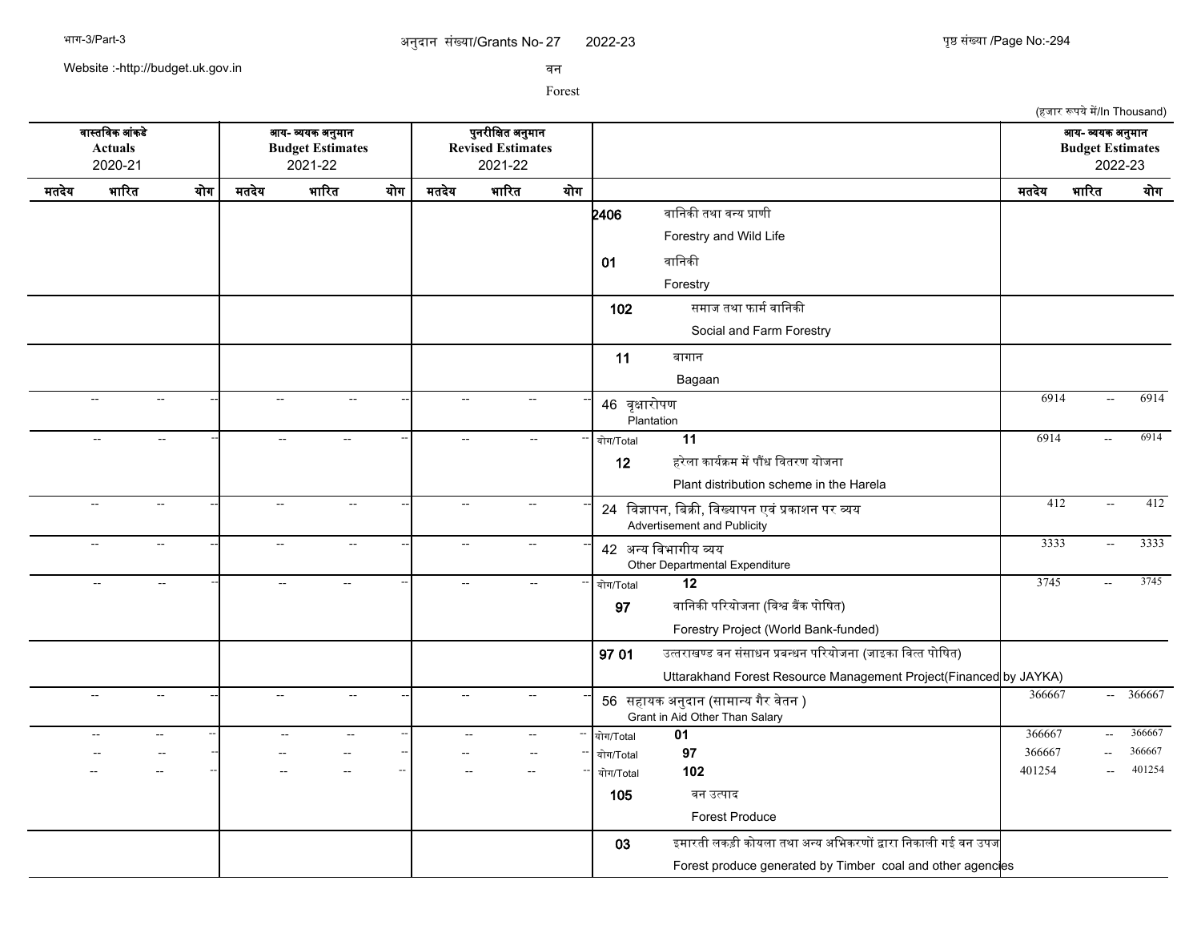अनुदान संख्या/Grants No- 27 2022-23

वन

Forest

(हजार रूपये में/In Thousand)

| वास्तविक आंकड़े Actuals 2020-21 | | | आय- व्ययक अनुमान Budget Estimates 2021-22 | | | पुनरीक्षित अनुमान Revised Estimates 2021-22 | | | | आय- व्ययक अनुमान Budget Estimates 2022-23 | | |
|---|---|---|---|---|---|---|---|---|---|---|---|---|
| मतदेय | भारित | योग | मतदेय | भारित | योग | मतदेय | भारित | योग | | मतदेय | भारित | योग |
| | | | | | | | | | **2406** वानिकी तथा वन्य प्राणी Forestry and Wild Life | | | |
| | | | | | | | | | **01** वानिकी Forestry | | | |
| | | | | | | | | | **102** समाज तथा फार्म वानिकी Social and Farm Forestry | | | |
| | | | | | | | | | **11** बागान Bagaan | | | |
| -- | -- | -- | -- | -- | -- | -- | -- | -- | 46 वृक्षारोपण Plantation | 6914 | -- | 6914 |
| -- | -- | -- | -- | -- | -- | -- | -- | -- | योग/Total **11** | 6914 | -- | 6914 |
| | | | | | | | | | **12** हरेला कार्यक्रम में पौंध वितरण योजना Plant distribution scheme in the Harela | | | |
| -- | -- | -- | -- | -- | -- | -- | -- | -- | 24 विज्ञापन, बिक्री, विख्यापन एवं प्रकाशन पर व्यय Advertisement and Publicity | 412 | -- | 412 |
| -- | -- | -- | -- | -- | -- | -- | -- | -- | 42 अन्य विभागीय व्यय Other Departmental Expenditure | 3333 | -- | 3333 |
| -- | -- | -- | -- | -- | -- | -- | -- | -- | योग/Total **12** | 3745 | -- | 3745 |
| | | | | | | | | | **97** वानिकी परियोजना (विश्व बैंक पोषित) Forestry Project (World Bank-funded) | | | |
| | | | | | | | | | **97 01** उत्तराखण्ड वन संसाधन प्रबन्धन परियोजना (जाइका वित्त पोषित) Uttarakhand Forest Resource Management Project(Financed by JAYKA) | | | |
| -- | -- | -- | -- | -- | -- | -- | -- | -- | 56 सहायक अनुदान (सामान्य गैर वेतन ) Grant in Aid Other Than Salary | 366667 | -- | 366667 |
| -- | -- | -- | -- | -- | -- | -- | -- | -- | योग/Total **01** | 366667 | -- | 366667 |
| -- | -- | -- | -- | -- | -- | -- | -- | -- | योग/Total **97** | 366667 | -- | 366667 |
| -- | -- | -- | -- | -- | -- | -- | -- | -- | योग/Total **102** | 401254 | -- | 401254 |
| | | | | | | | | | **105** वन उत्पाद Forest Produce | | | |
| | | | | | | | | | **03** इमारती लकड़ी कोयला तथा अन्य अभिकरणों द्वारा निकाली गई वन उपज Forest produce generated by Timber coal and other agencies | | | |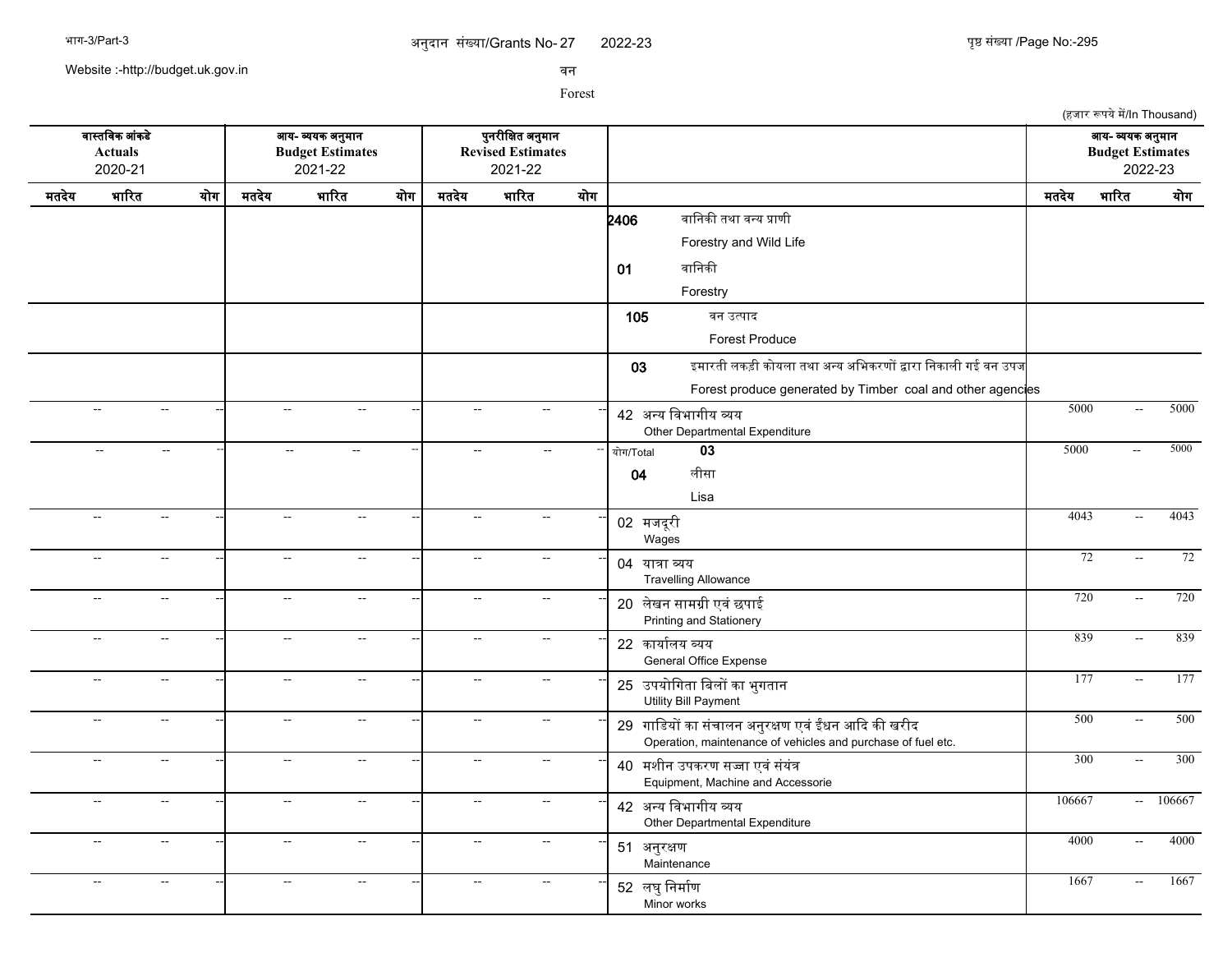अनुदान संख्या/Grants No- 27 2022-23

वन

Forest

(हजार रूपये में/In Thousand)

| वास्तविक आंकडे Actuals 2020-21 | | | आय- व्ययक अनुमान Budget Estimates 2021-22 | | | पुनरीक्षित अनुमान Revised Estimates 2021-22 | | | | आय- व्ययक अनुमान Budget Estimates 2022-23 | | |
|---|---|---|---|---|---|---|---|---|---|---|---|---|
| मतदेय | भारित | योग | मतदेय | भारित | योग | मतदेय | भारित | योग | | मतदेय | भारित | योग |
| | | | | | | | | | 2406 वानिकी तथा वन्य प्राणी Forestry and Wild Life | | | |
| | | | | | | | | | 01 वानिकी Forestry | | | |
| | | | | | | | | | 105 वन उत्पाद Forest Produce | | | |
| | | | | | | | | | 03 इमारती लकड़ी कोयला तथा अन्य अभिकरणों द्वारा निकाली गई वन उपज Forest produce generated by Timber coal and other agencies | | | |
| -- | -- | -- | -- | -- | -- | -- | -- | -- | 42 अन्य विभागीय व्यय Other Departmental Expenditure | 5000 | -- | 5000 |
| -- | -- | -- | -- | -- | -- | -- | -- | -- | योग/Total 03 | 5000 | -- | 5000 |
| | | | | | | | | | 04 लीसा Lisa | | | |
| -- | -- | -- | -- | -- | -- | -- | -- | -- | 02 मजदूरी Wages | 4043 | -- | 4043 |
| -- | -- | -- | -- | -- | -- | -- | -- | -- | 04 यात्रा व्यय Travelling Allowance | 72 | -- | 72 |
| -- | -- | -- | -- | -- | -- | -- | -- | -- | 20 लेखन सामग्री एवं छपाई Printing and Stationery | 720 | -- | 720 |
| -- | -- | -- | -- | -- | -- | -- | -- | -- | 22 कार्यालय व्यय General Office Expense | 839 | -- | 839 |
| -- | -- | -- | -- | -- | -- | -- | -- | -- | 25 उपयोगिता बिलों का भुगतान Utility Bill Payment | 177 | -- | 177 |
| -- | -- | -- | -- | -- | -- | -- | -- | -- | 29 गाडियों का संचालन अनुरक्षण एवं ईंधन आदि की खरीद Operation, maintenance of vehicles and purchase of fuel etc. | 500 | -- | 500 |
| -- | -- | -- | -- | -- | -- | -- | -- | -- | 40 मशीन उपकरण सज्जा एवं संयंत्र Equipment, Machine and Accessorie | 300 | -- | 300 |
| -- | -- | -- | -- | -- | -- | -- | -- | -- | 42 अन्य विभागीय व्यय Other Departmental Expenditure | 106667 | -- | 106667 |
| -- | -- | -- | -- | -- | -- | -- | -- | -- | 51 अनुरक्षण Maintenance | 4000 | -- | 4000 |
| -- | -- | -- | -- | -- | -- | -- | -- | -- | 52 लघु निर्माण Minor works | 1667 | -- | 1667 |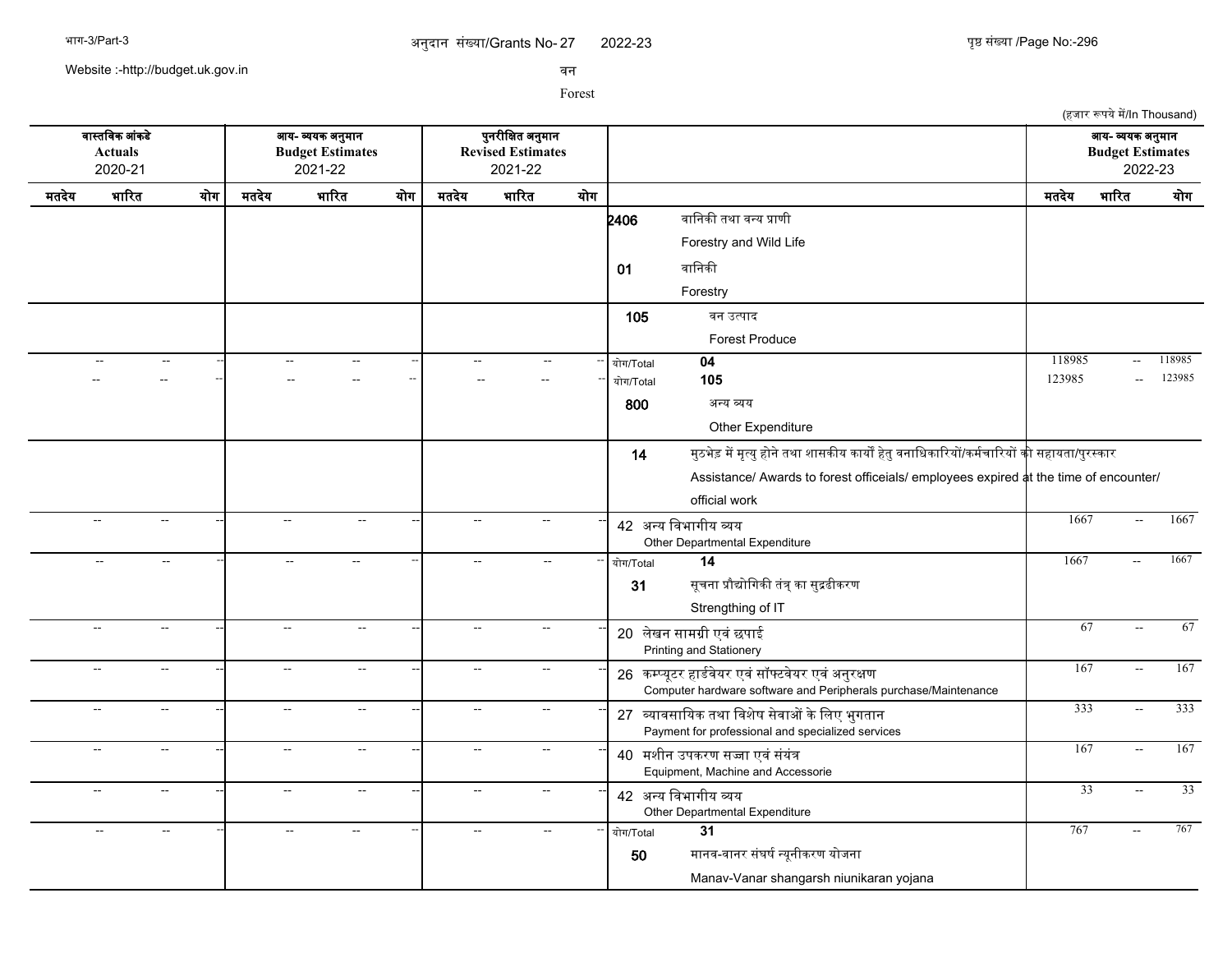अनुदान संख्या/Grants No- 27 2022-23

वन

Forest

(हजार रूपये में/In Thousand)

| वास्तविक आंकड़े Actuals 2020-21 | | | आय- व्ययक अनुमान Budget Estimates 2021-22 | | | पुनरीक्षित अनुमान Revised Estimates 2021-22 | | | | | आय- व्ययक अनुमान Budget Estimates 2022-23 | | |
|---|---|---|---|---|---|---|---|---|---|---|---|---|---|
| मतदेय | भारित | योग | मतदेय | भारित | योग | मतदेय | भारित | योग | | | मतदेय | भारित | योग |
| | | | | | | | | | 2406 | वानिकी तथा वन्य प्राणी Forestry and Wild Life | | | |
| | | | | | | | | | 01 | वानिकी Forestry | | | |
| | | | | | | | | | 105 | वन उत्पाद Forest Produce | | | |
| -- | -- | -- | -- | -- | -- | -- | -- | -- | योग/Total | 04 | 118985 | -- | 118985 |
| -- | -- | -- | -- | -- | -- | -- | -- | -- | योग/Total | 105 | 123985 | -- | 123985 |
| | | | | | | | | | 800 | अन्य व्यय Other Expenditure | | | |
| | | | | | | | | | 14 | मुठभेड़ में मृत्यु होने तथा शासकीय कार्यों हेतु वनाधिकारियों/कर्मचारियों की सहायता/पुरस्कार Assistance/ Awards to forest officeials/ employees expired at the time of encounter/ official work | | | |
| -- | -- | -- | -- | -- | -- | -- | -- | -- | 42 | अन्य विभागीय व्यय Other Departmental Expenditure | 1667 | -- | 1667 |
| -- | -- | -- | -- | -- | -- | -- | -- | -- | योग/Total | 14 | 1667 | -- | 1667 |
| | | | | | | | | | 31 | सूचना प्रौद्योगिकी तंत्र् का सुद्रढीकरण Strengthing of IT | | | |
| -- | -- | -- | -- | -- | -- | -- | -- | -- | 20 | लेखन सामग्री एवं छपाई Printing and Stationery | 67 | -- | 67 |
| -- | -- | -- | -- | -- | -- | -- | -- | -- | 26 | कम्प्यूटर हार्डवेयर एवं सॉफ्टवेयर एवं अनुरक्षण Computer hardware software and Peripherals purchase/Maintenance | 167 | -- | 167 |
| -- | -- | -- | -- | -- | -- | -- | -- | -- | 27 | व्यावसायिक तथा विशेष सेवाओं के लिए भुगतान Payment for professional and specialized services | 333 | -- | 333 |
| -- | -- | -- | -- | -- | -- | -- | -- | -- | 40 | मशीन उपकरण सज्जा एवं संयंत्र Equipment, Machine and Accessorie | 167 | -- | 167 |
| -- | -- | -- | -- | -- | -- | -- | -- | -- | 42 | अन्य विभागीय व्यय Other Departmental Expenditure | 33 | -- | 33 |
| -- | -- | -- | -- | -- | -- | -- | -- | -- | योग/Total | 31 | 767 | -- | 767 |
| | | | | | | | | | 50 | मानव-वानर संघर्ष न्यूनीकरण योजना Manav-Vanar shangarsh niunikaran yojana | | | |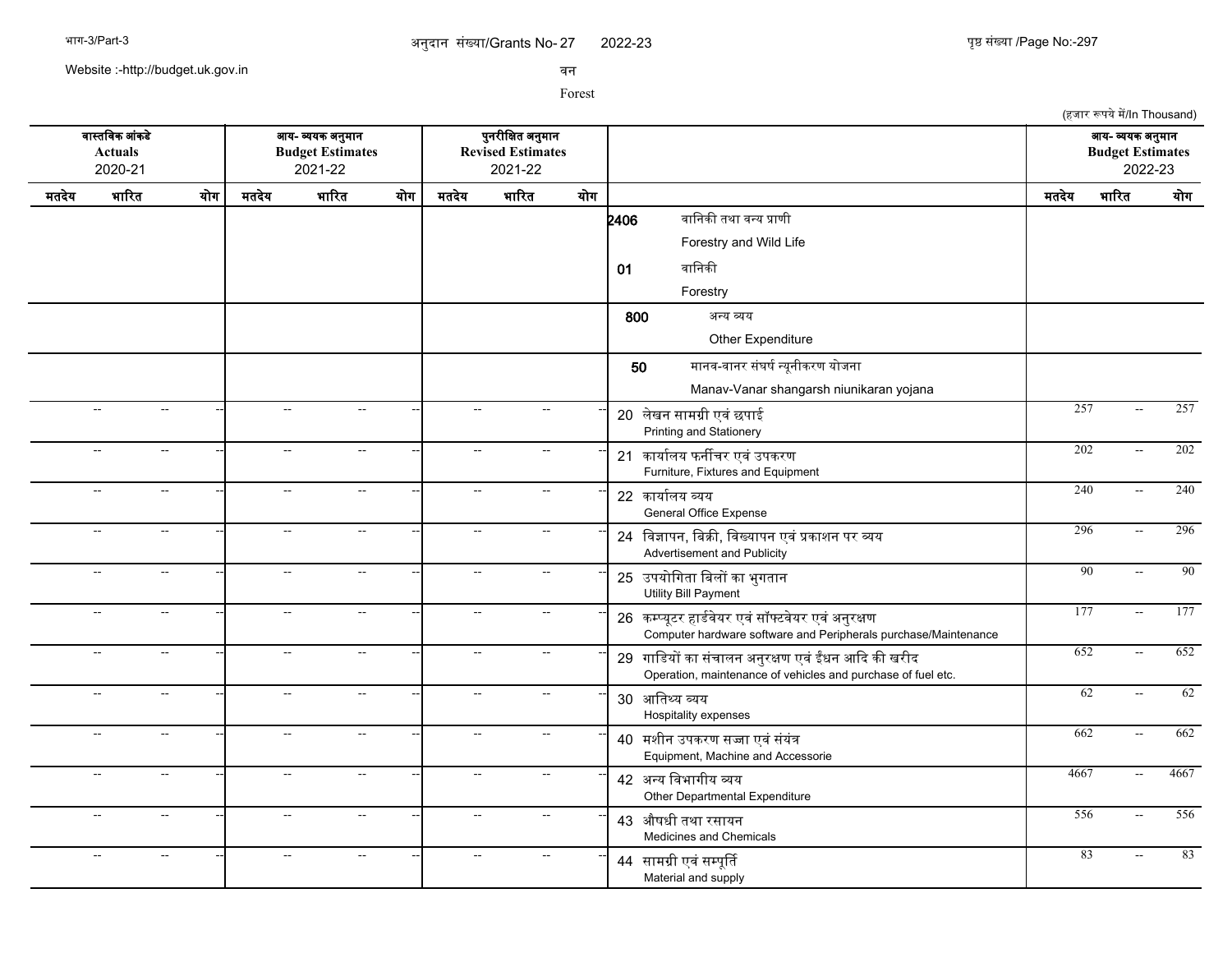अनुदान संख्या/Grants No- 27 2022-23

वन

Forest

(हजार रूपये में/In Thousand)

| वास्तविक आंकडे Actuals 2020-21 | | | आय- व्ययक अनुमान Budget Estimates 2021-22 | | | पुनरीक्षित अनुमान Revised Estimates 2021-22 | | | | आय- व्ययक अनुमान Budget Estimates 2022-23 | | |
|---|---|---|---|---|---|---|---|---|---|---|---|---|
| मतदेय | भारित | योग | मतदेय | भारित | योग | मतदेय | भारित | योग | | मतदेय | भारित | योग |
| | | | | | | | | | 2406 वानिकी तथा वन्य प्राणी Forestry and Wild Life | | | |
| | | | | | | | | | 01 वानिकी Forestry | | | |
| | | | | | | | | | 800 अन्य व्यय Other Expenditure | | | |
| | | | | | | | | | 50 मानव-वानर संघर्ष न्यूनीकरण योजना Manav-Vanar shangarsh niunikaran yojana | | | |
| -- | -- | -- | -- | -- | -- | -- | -- | -- | 20 लेखन सामग्री एवं छपाई Printing and Stationery | 257 | -- | 257 |
| -- | -- | -- | -- | -- | -- | -- | -- | -- | 21 कार्यालय फर्नीचर एवं उपकरण Furniture, Fixtures and Equipment | 202 | -- | 202 |
| -- | -- | -- | -- | -- | -- | -- | -- | -- | 22 कार्यालय व्यय General Office Expense | 240 | -- | 240 |
| -- | -- | -- | -- | -- | -- | -- | -- | -- | 24 विज्ञापन, बिक्री, विख्यापन एवं प्रकाशन पर व्यय Advertisement and Publicity | 296 | -- | 296 |
| -- | -- | -- | -- | -- | -- | -- | -- | -- | 25 उपयोगिता बिलों का भुगतान Utility Bill Payment | 90 | -- | 90 |
| -- | -- | -- | -- | -- | -- | -- | -- | -- | 26 कम्प्यूटर हार्डवेयर एवं सॉफ्टवेयर एवं अनुरक्षण Computer hardware software and Peripherals purchase/Maintenance | 177 | -- | 177 |
| -- | -- | -- | -- | -- | -- | -- | -- | -- | 29 गाडियों का संचालन अनुरक्षण एवं ईंधन आदि की खरीद Operation, maintenance of vehicles and purchase of fuel etc. | 652 | -- | 652 |
| -- | -- | -- | -- | -- | -- | -- | -- | -- | 30 आतिथ्य व्यय Hospitality expenses | 62 | -- | 62 |
| -- | -- | -- | -- | -- | -- | -- | -- | -- | 40 मशीन उपकरण सज्जा एवं संयंत्र Equipment, Machine and Accessorie | 662 | -- | 662 |
| -- | -- | -- | -- | -- | -- | -- | -- | -- | 42 अन्य विभागीय व्यय Other Departmental Expenditure | 4667 | -- | 4667 |
| -- | -- | -- | -- | -- | -- | -- | -- | -- | 43 औषधी तथा रसायन Medicines and Chemicals | 556 | -- | 556 |
| -- | -- | -- | -- | -- | -- | -- | -- | -- | 44 सामग्री एवं सम्पूर्ति Material and supply | 83 | -- | 83 |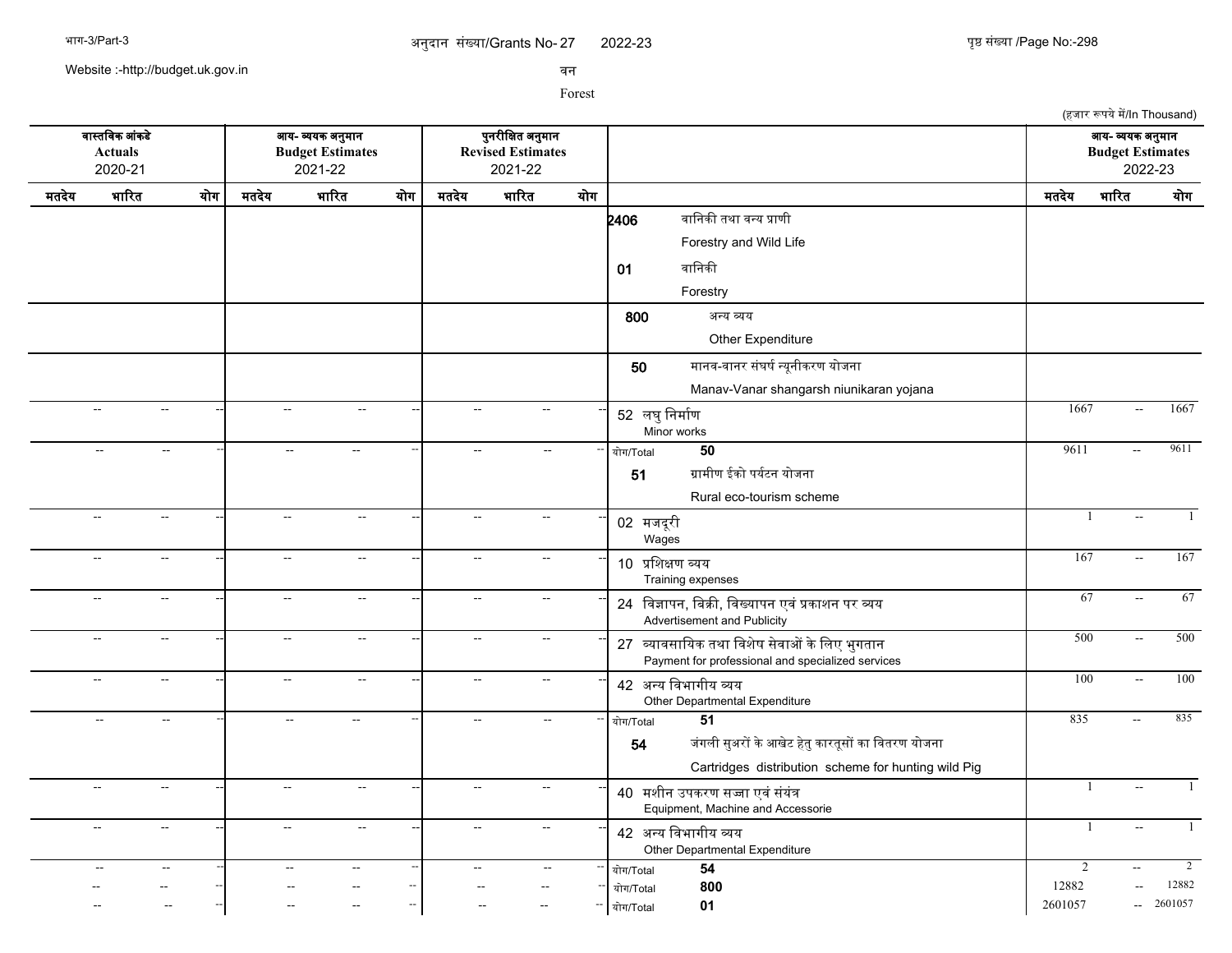अनुदान संख्या/Grants No- 27 2022-23

वन

Forest

(हजार रूपये में/In Thousand)

| वास्तविक आंकडे Actuals 2020-21 | | | आय- व्ययक अनुमान Budget Estimates 2021-22 | | | पुनरीक्षित अनुमान Revised Estimates 2021-22 | | | | आय- व्ययक अनुमान Budget Estimates 2022-23 | | |
|---|---|---|---|---|---|---|---|---|---|---|---|---|
| मतदेय | भारित | योग | मतदेय | भारित | योग | मतदेय | भारित | योग | | मतदेय | भारित | योग |
| | | | | | | | | | **2406** वानिकी तथा वन्य प्राणी Forestry and Wild Life | | | |
| | | | | | | | | | **01** वानिकी Forestry | | | |
| | | | | | | | | | **800** अन्य व्यय Other Expenditure | | | |
| | | | | | | | | | **50** मानव-वानर संघर्ष न्यूनीकरण योजना Manav-Vanar shangarsh niunikaran yojana | | | |
| -- | -- | -- | -- | -- | -- | -- | -- | -- | 52 लघु निर्माण Minor works | 1667 | -- | 1667 |
| -- | -- | -- | -- | -- | -- | -- | -- | -- | योग/Total **50** | 9611 | -- | 9611 |
| | | | | | | | | | **51** ग्रामीण ईको पर्यटन योजना Rural eco-tourism scheme | | | |
| -- | -- | -- | -- | -- | -- | -- | -- | -- | 02 मजदूरी Wages | 1 | -- | 1 |
| -- | -- | -- | -- | -- | -- | -- | -- | -- | 10 प्रशिक्षण व्यय Training expenses | 167 | -- | 167 |
| -- | -- | -- | -- | -- | -- | -- | -- | -- | 24 विज्ञापन, बिक्री, विख्यापन एवं प्रकाशन पर व्यय Advertisement and Publicity | 67 | -- | 67 |
| -- | -- | -- | -- | -- | -- | -- | -- | -- | 27 व्यावसायिक तथा विशेष सेवाओं के लिए भुगतान Payment for professional and specialized services | 500 | -- | 500 |
| -- | -- | -- | -- | -- | -- | -- | -- | -- | 42 अन्य विभागीय व्यय Other Departmental Expenditure | 100 | -- | 100 |
| -- | -- | -- | -- | -- | -- | -- | -- | -- | योग/Total **51** | 835 | -- | 835 |
| | | | | | | | | | **54** जंगली सुअरों के आखेट हेतु कारतूसों का वितरण योजना Cartridges distribution scheme for hunting wild Pig | | | |
| -- | -- | -- | -- | -- | -- | -- | -- | -- | 40 मशीन उपकरण सज्जा एवं संयंत्र Equipment, Machine and Accessorie | 1 | -- | 1 |
| -- | -- | -- | -- | -- | -- | -- | -- | -- | 42 अन्य विभागीय व्यय Other Departmental Expenditure | 1 | -- | 1 |
| -- | -- | -- | -- | -- | -- | -- | -- | -- | योग/Total **54** | 2 | -- | 2 |
| -- | -- | -- | -- | -- | -- | -- | -- | -- | योग/Total **800** | 12882 | -- | 12882 |
| -- | -- | -- | -- | -- | -- | -- | -- | -- | योग/Total **01** | 2601057 | -- | 2601057 |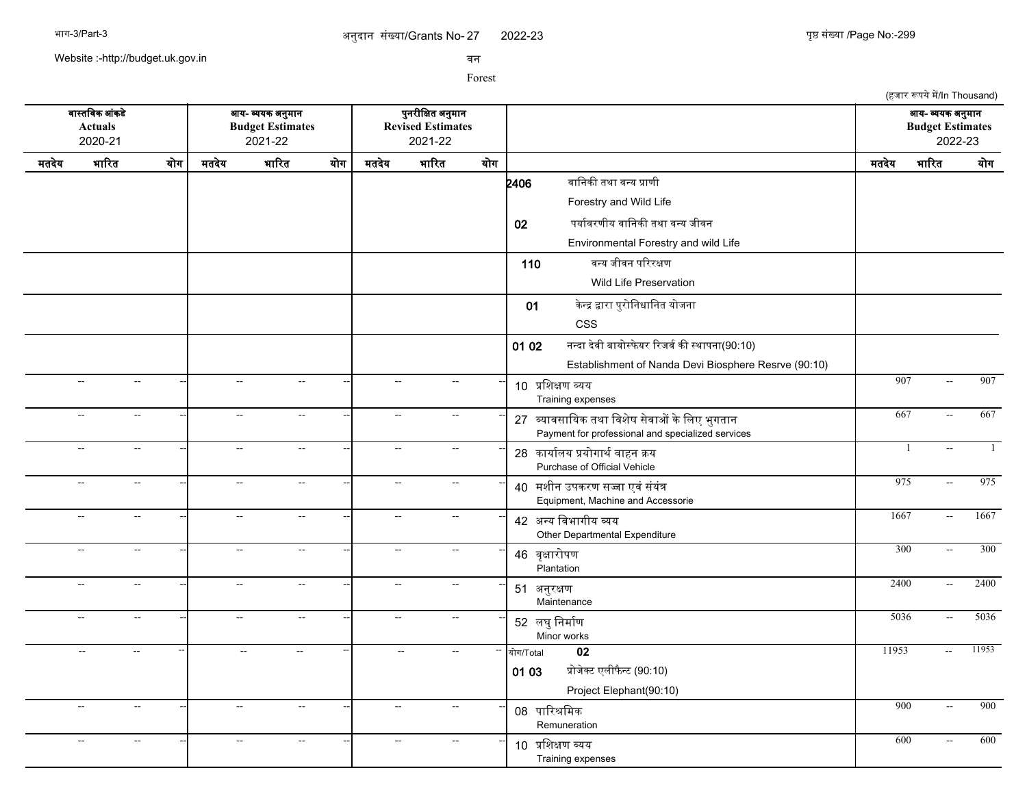अनुदान संख्या/Grants No- 27 2022-23

वन

Forest

(हजार रूपये में/In Thousand)

| वास्तविक आंकडे Actuals 2020-21 | | | आय- व्ययक अनुमान Budget Estimates 2021-22 | | | पुनरीक्षित अनुमान Revised Estimates 2021-22 | | | | आय- व्ययक अनुमान Budget Estimates 2022-23 | | |
|---|---|---|---|---|---|---|---|---|---|---|---|---|
| मतदेय | भारित | योग | मतदेय | भारित | योग | मतदेय | भारित | योग | | मतदेय | भारित | योग |
| | | | | | | | | | 2406 वानिकी तथा वन्य प्राणी Forestry and Wild Life | | | |
| | | | | | | | | | 02 पर्यावरणीय वानिकी तथा वन्य जीवन Environmental Forestry and wild Life | | | |
| | | | | | | | | | 110 वन्य जीवन परिरक्षण Wild Life Preservation | | | |
| | | | | | | | | | 01 केन्द्र द्वारा पुरोनिधानित योजना CSS | | | |
| | | | | | | | | | 01 02 नन्दा देवी बायोस्फेयर रिजर्व की स्थापना(90:10) Establishment of Nanda Devi Biosphere Resrve (90:10) | | | |
| -- | -- | -- | -- | -- | -- | -- | -- | -- | 10 प्रशिक्षण व्यय Training expenses | 907 | -- | 907 |
| -- | -- | -- | -- | -- | -- | -- | -- | -- | 27 व्यावसायिक तथा विशेष सेवाओं के लिए भुगतान Payment for professional and specialized services | 667 | -- | 667 |
| -- | -- | -- | -- | -- | -- | -- | -- | -- | 28 कार्यालय प्रयोगार्थ वाहन क्रय Purchase of Official Vehicle | 1 | -- | 1 |
| -- | -- | -- | -- | -- | -- | -- | -- | -- | 40 मशीन उपकरण सज्जा एवं संयंत्र Equipment, Machine and Accessorie | 975 | -- | 975 |
| -- | -- | -- | -- | -- | -- | -- | -- | -- | 42 अन्य विभागीय व्यय Other Departmental Expenditure | 1667 | -- | 1667 |
| -- | -- | -- | -- | -- | -- | -- | -- | -- | 46 वृक्षारोपण Plantation | 300 | -- | 300 |
| -- | -- | -- | -- | -- | -- | -- | -- | -- | 51 अनुरक्षण Maintenance | 2400 | -- | 2400 |
| -- | -- | -- | -- | -- | -- | -- | -- | -- | 52 लघु निर्माण Minor works | 5036 | -- | 5036 |
| -- | -- | -- | -- | -- | -- | -- | -- | -- | योग/Total 02 | 11953 | -- | 11953 |
| | | | | | | | | | 01 03 प्रोजेक्ट एलीफैन्ट (90:10) Project Elephant(90:10) | | | |
| -- | -- | -- | -- | -- | -- | -- | -- | -- | 08 पारिश्रमिक Remuneration | 900 | -- | 900 |
| -- | -- | -- | -- | -- | -- | -- | -- | -- | 10 प्रशिक्षण व्यय Training expenses | 600 | -- | 600 |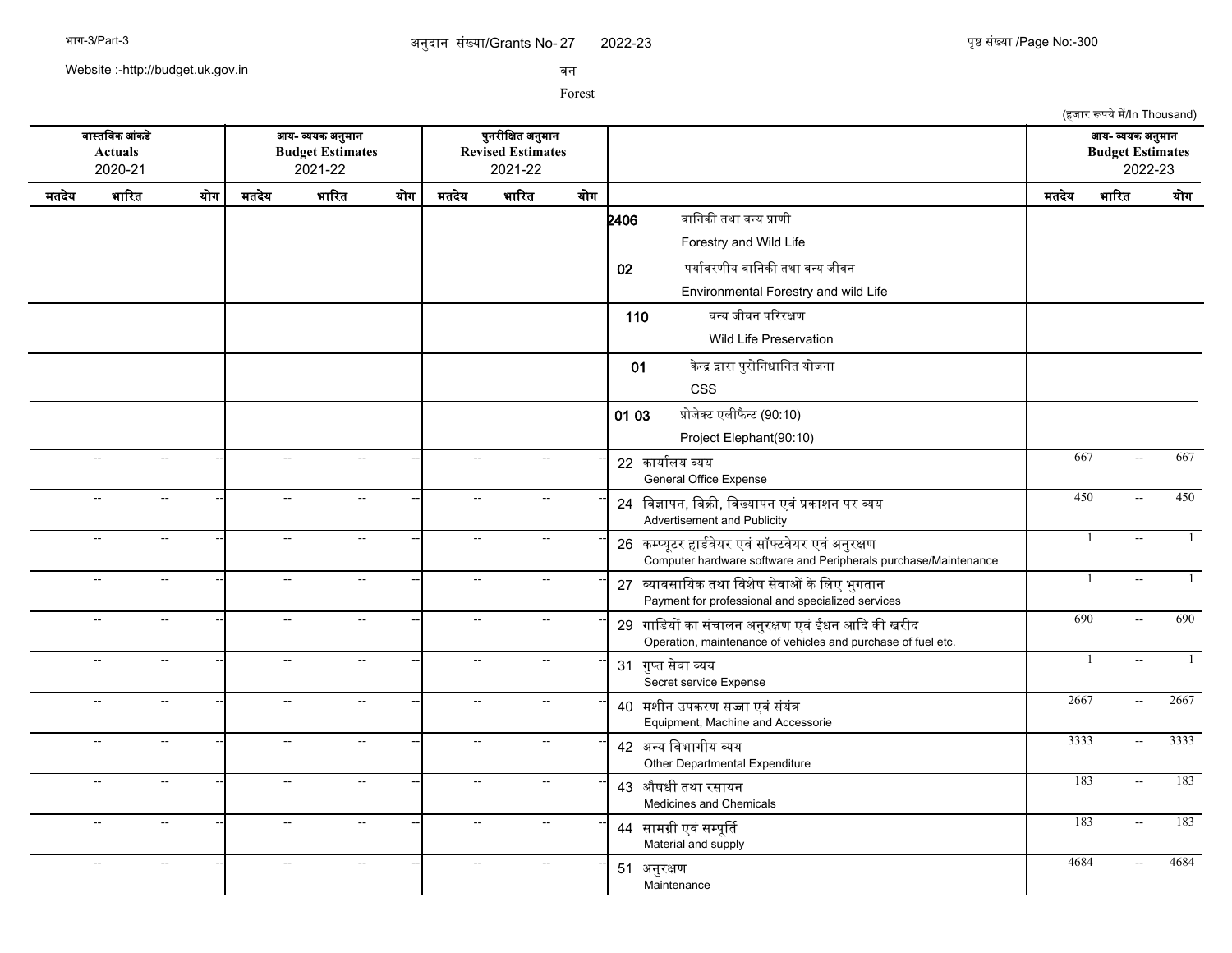अनुदान संख्या/Grants No- 27 2022-23

वन

Forest

(हजार रूपये में/In Thousand)

| वास्तविक आंकडे Actuals 2020-21 | | | आय- व्ययक अनुमान Budget Estimates 2021-22 | | | पुनरीक्षित अनुमान Revised Estimates 2021-22 | | | | आय- व्ययक अनुमान Budget Estimates 2022-23 | | |
|---|---|---|---|---|---|---|---|---|---|---|---|---|
| मतदेय | भारित | योग | मतदेय | भारित | योग | मतदेय | भारित | योग | | मतदेय | भारित | योग |
| | | | | | | | | | **2406** वानिकी तथा वन्य प्राणी Forestry and Wild Life | | | |
| | | | | | | | | | **02** पर्यावरणीय वानिकी तथा वन्य जीवन Environmental Forestry and wild Life | | | |
| | | | | | | | | | **110** वन्य जीवन परिरक्षण Wild Life Preservation | | | |
| | | | | | | | | | **01** केन्द्र द्वारा पुरोनिधानित योजना CSS | | | |
| | | | | | | | | | **01 03** प्रोजेक्ट एलीफैन्ट (90:10) Project Elephant(90:10) | | | |
| -- | -- | -- | -- | -- | -- | -- | -- | -- | 22 कार्यालय व्यय General Office Expense | 667 | -- | 667 |
| -- | -- | -- | -- | -- | -- | -- | -- | -- | 24 विज्ञापन, विक्री, विख्यापन एवं प्रकाशन पर व्यय Advertisement and Publicity | 450 | -- | 450 |
| -- | -- | -- | -- | -- | -- | -- | -- | -- | 26 कम्प्यूटर हार्डवेयर एवं सॉफ्टवेयर एवं अनुरक्षण Computer hardware software and Peripherals purchase/Maintenance | 1 | -- | 1 |
| -- | -- | -- | -- | -- | -- | -- | -- | -- | 27 व्यावसायिक तथा विशेष सेवाओं के लिए भुगतान Payment for professional and specialized services | 1 | -- | 1 |
| -- | -- | -- | -- | -- | -- | -- | -- | -- | 29 गाडियों का संचालन अनुरक्षण एवं ईंधन आदि की खरीद Operation, maintenance of vehicles and purchase of fuel etc. | 690 | -- | 690 |
| -- | -- | -- | -- | -- | -- | -- | -- | -- | 31 गुप्त सेवा व्यय Secret service Expense | 1 | -- | 1 |
| -- | -- | -- | -- | -- | -- | -- | -- | -- | 40 मशीन उपकरण सज्जा एवं संयंत्र Equipment, Machine and Accessorie | 2667 | -- | 2667 |
| -- | -- | -- | -- | -- | -- | -- | -- | -- | 42 अन्य विभागीय व्यय Other Departmental Expenditure | 3333 | -- | 3333 |
| -- | -- | -- | -- | -- | -- | -- | -- | -- | 43 औषधी तथा रसायन Medicines and Chemicals | 183 | -- | 183 |
| -- | -- | -- | -- | -- | -- | -- | -- | -- | 44 सामग्री एवं सम्पूर्ति Material and supply | 183 | -- | 183 |
| -- | -- | -- | -- | -- | -- | -- | -- | -- | 51 अनुरक्षण Maintenance | 4684 | -- | 4684 |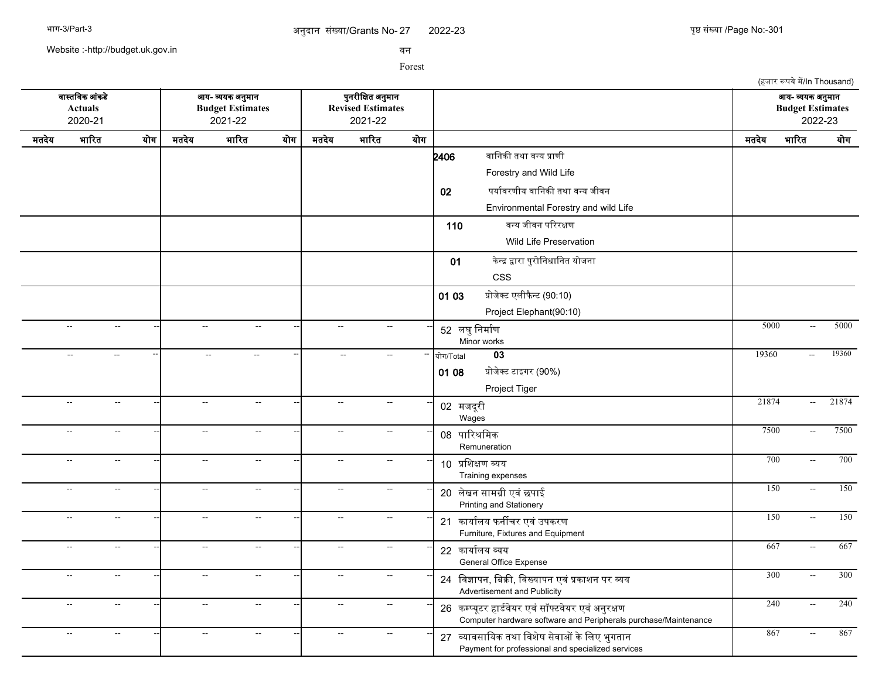अनुदान संख्या/Grants No- 27 2022-23

वन

Forest

(हजार रूपये में/In Thousand)

| वास्तविक आंकडे Actuals 2020-21 | | | आय- व्ययक अनुमान Budget Estimates 2021-22 | | | पुनरीक्षित अनुमान Revised Estimates 2021-22 | | | | आय- व्ययक अनुमान Budget Estimates 2022-23 | | |
|---|---|---|---|---|---|---|---|---|---|---|---|---|
| मतदेय | भारित | योग | मतदेय | भारित | योग | मतदेय | भारित | योग | | मतदेय | भारित | योग |
| | | | | | | | | | 2406 वानिकी तथा वन्य प्राणी Forestry and Wild Life | | | |
| | | | | | | | | | 02 पर्यावरणीय वानिकी तथा वन्य जीवन Environmental Forestry and wild Life | | | |
| | | | | | | | | | 110 वन्य जीवन परिरक्षण Wild Life Preservation | | | |
| | | | | | | | | | 01 केन्द्र द्वारा पुरोनिधानित योजना CSS | | | |
| | | | | | | | | | 01 03 प्रोजेक्ट एलीफैन्ट (90:10) Project Elephant(90:10) | | | |
| -- | -- | -- | -- | -- | -- | -- | -- | -- | 52 लघु निर्माण Minor works | 5000 | -- | 5000 |
| -- | -- | -- | -- | -- | -- | -- | -- | -- | योग/Total 03 | 19360 | -- | 19360 |
| | | | | | | | | | 01 08 प्रोजेक्ट टाइगर (90%) Project Tiger | | | |
| -- | -- | -- | -- | -- | -- | -- | -- | -- | 02 मजदूरी Wages | 21874 | -- | 21874 |
| -- | -- | -- | -- | -- | -- | -- | -- | -- | 08 पारिश्रमिक Remuneration | 7500 | -- | 7500 |
| -- | -- | -- | -- | -- | -- | -- | -- | -- | 10 प्रशिक्षण व्यय Training expenses | 700 | -- | 700 |
| -- | -- | -- | -- | -- | -- | -- | -- | -- | 20 लेखन सामग्री एवं छपाई Printing and Stationery | 150 | -- | 150 |
| -- | -- | -- | -- | -- | -- | -- | -- | -- | 21 कार्यालय फर्नीचर एवं उपकरण Furniture, Fixtures and Equipment | 150 | -- | 150 |
| -- | -- | -- | -- | -- | -- | -- | -- | -- | 22 कार्यालय व्यय General Office Expense | 667 | -- | 667 |
| -- | -- | -- | -- | -- | -- | -- | -- | -- | 24 विज्ञापन, बिक्री, विख्यापन एवं प्रकाशन पर व्यय Advertisement and Publicity | 300 | -- | 300 |
| -- | -- | -- | -- | -- | -- | -- | -- | -- | 26 कम्प्यूटर हार्डवेयर एवं सॉफ्टवेयर एवं अनुरक्षण Computer hardware software and Peripherals purchase/Maintenance | 240 | -- | 240 |
| -- | -- | -- | -- | -- | -- | -- | -- | -- | 27 व्यावसायिक तथा विशेष सेवाओं के लिए भुगतान Payment for professional and specialized services | 867 | -- | 867 |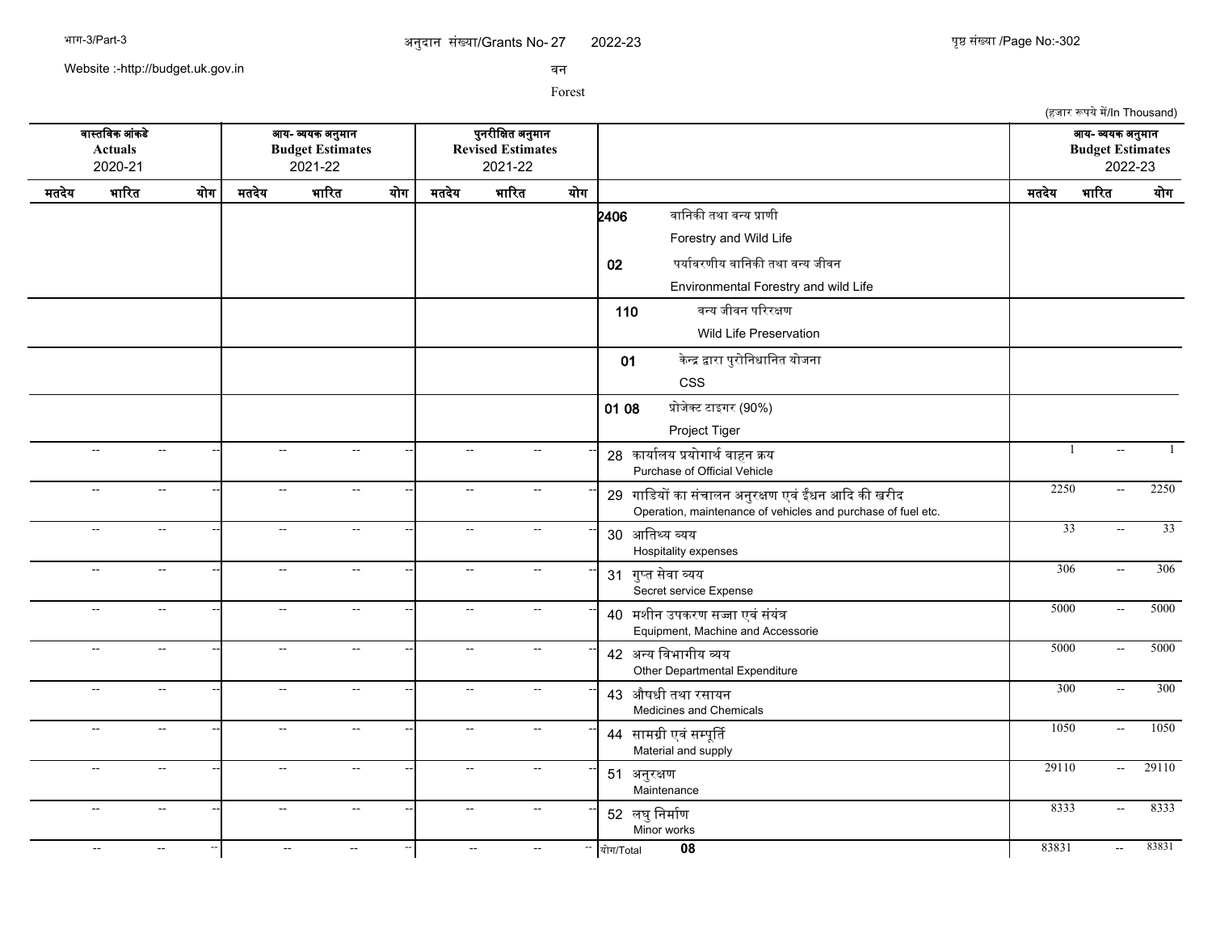अनुदान संख्या/Grants No- 27 2022-23

वन

Forest

(हजार रूपये में/In Thousand)

| वास्तविक आंकडे Actuals 2020-21 | | | आय- व्ययक अनुमान Budget Estimates 2021-22 | | | पुनरीक्षित अनुमान Revised Estimates 2021-22 | | | | आय- व्ययक अनुमान Budget Estimates 2022-23 | | |
|---|---|---|---|---|---|---|---|---|---|---|---|---|
| मतदेय | भारित | योग | मतदेय | भारित | योग | मतदेय | भारित | योग | | मतदेय | भारित | योग |
| | | | | | | | | | **2406** वानिकी तथा वन्य प्राणी Forestry and Wild Life | | | |
| | | | | | | | | | **02** पर्यावरणीय वानिकी तथा वन्य जीवन Environmental Forestry and wild Life | | | |
| | | | | | | | | | **110** वन्य जीवन परिरक्षण Wild Life Preservation | | | |
| | | | | | | | | | **01** केन्द्र द्वारा पुरोनिधानित योजना CSS | | | |
| | | | | | | | | | **01 08** प्रोजेक्ट टाइगर (90%) Project Tiger | | | |
| -- | -- | -- | -- | -- | -- | -- | -- | -- | 28 कार्यालय प्रयोगार्थ वाहन क्रय Purchase of Official Vehicle | 1 | -- | 1 |
| -- | -- | -- | -- | -- | -- | -- | -- | -- | 29 गाडियों का संचालन अनुरक्षण एवं ईंधन आदि की खरीद Operation, maintenance of vehicles and purchase of fuel etc. | 2250 | -- | 2250 |
| -- | -- | -- | -- | -- | -- | -- | -- | -- | 30 आतिथ्य व्यय Hospitality expenses | 33 | -- | 33 |
| -- | -- | -- | -- | -- | -- | -- | -- | -- | 31 गुप्त सेवा व्यय Secret service Expense | 306 | -- | 306 |
| -- | -- | -- | -- | -- | -- | -- | -- | -- | 40 मशीन उपकरण सज्जा एवं संयंत्र Equipment, Machine and Accessorie | 5000 | -- | 5000 |
| -- | -- | -- | -- | -- | -- | -- | -- | -- | 42 अन्य विभागीय व्यय Other Departmental Expenditure | 5000 | -- | 5000 |
| -- | -- | -- | -- | -- | -- | -- | -- | -- | 43 औषधी तथा रसायन Medicines and Chemicals | 300 | -- | 300 |
| -- | -- | -- | -- | -- | -- | -- | -- | -- | 44 सामग्री एवं सम्पूर्ति Material and supply | 1050 | -- | 1050 |
| -- | -- | -- | -- | -- | -- | -- | -- | -- | 51 अनुरक्षण Maintenance | 29110 | -- | 29110 |
| -- | -- | -- | -- | -- | -- | -- | -- | -- | 52 लघु निर्माण Minor works | 8333 | -- | 8333 |
| -- | -- | -- | -- | -- | -- | -- | -- | -- | योग/Total **08** | 83831 | -- | 83831 |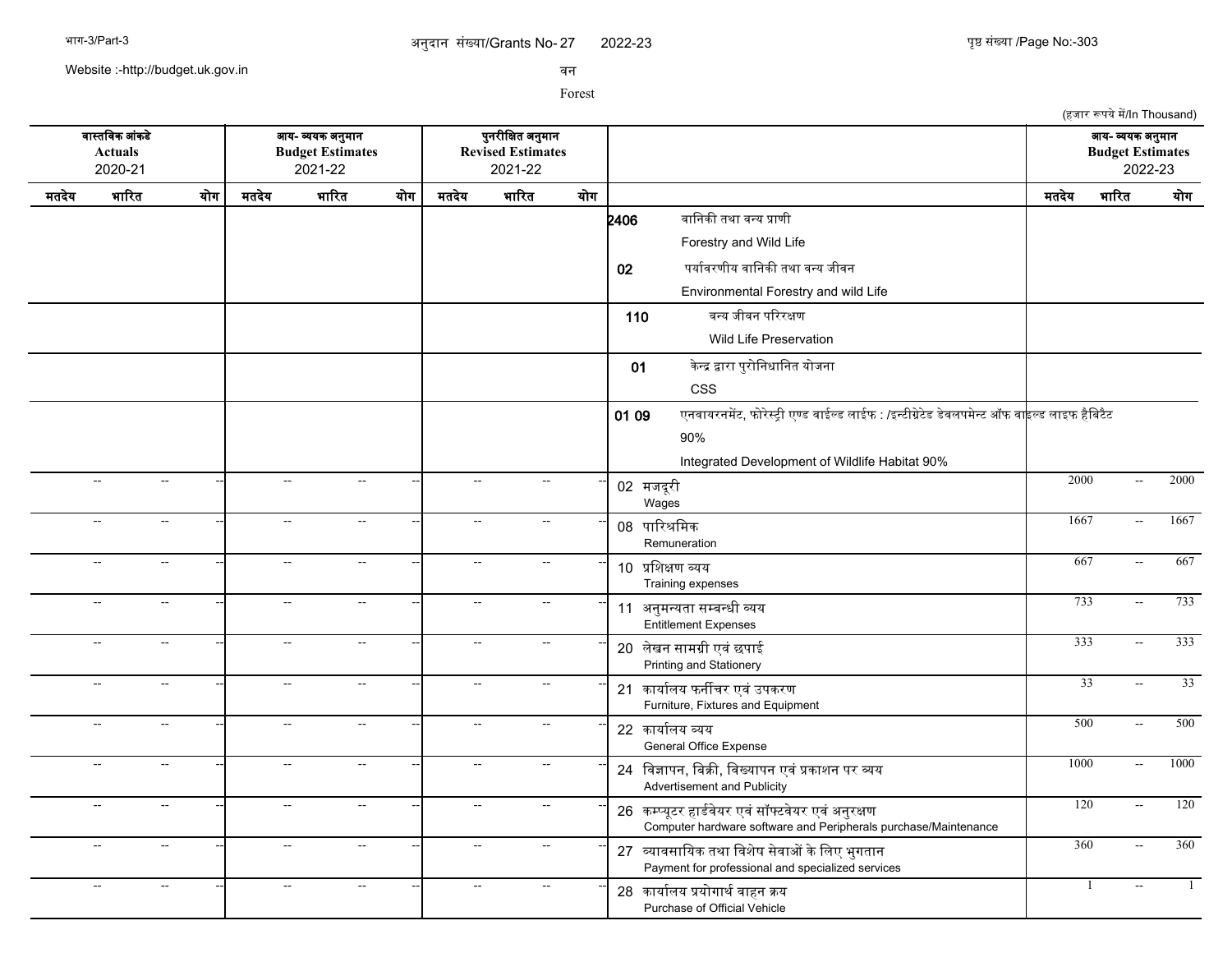अनुदान संख्या/Grants No- 27 2022-23

वन

Forest

(हजार रूपये में/In Thousand)

| वास्तविक आंकडे Actuals 2020-21 | | | आय- व्ययक अनुमान Budget Estimates 2021-22 | | | पुनरीक्षित अनुमान Revised Estimates 2021-22 | | | | आय- व्ययक अनुमान Budget Estimates 2022-23 | | |
|---|---|---|---|---|---|---|---|---|---|---|---|---|
| मतदेय | भारित | योग | मतदेय | भारित | योग | मतदेय | भारित | योग | | मतदेय | भारित | योग |
| | | | | | | | | | 2406 वानिकी तथा वन्य प्राणी Forestry and Wild Life | | | |
| | | | | | | | | | 02 पर्यावरणीय वानिकी तथा वन्य जीवन Environmental Forestry and wild Life | | | |
| | | | | | | | | | 110 वन्य जीवन परिरक्षण Wild Life Preservation | | | |
| | | | | | | | | | 01 केन्द्र द्वारा पुरोनिधानित योजना CSS | | | |
| | | | | | | | | | 01 09 एनवायरनमेंट, फोरेस्ट्री एण्ड वाईल्ड लाईफ : /इन्टीग्रेटेड डेवलपमेन्ट ऑफ वाइल्ड लाइफ हैबिटैट 90% Integrated Development of Wildlife Habitat 90% | | | |
| -- | -- | -- | -- | -- | -- | -- | -- | -- | 02 मजदूरी Wages | 2000 | -- | 2000 |
| -- | -- | -- | -- | -- | -- | -- | -- | -- | 08 पारिश्रमिक Remuneration | 1667 | -- | 1667 |
| -- | -- | -- | -- | -- | -- | -- | -- | -- | 10 प्रशिक्षण व्यय Training expenses | 667 | -- | 667 |
| -- | -- | -- | -- | -- | -- | -- | -- | -- | 11 अनुमन्यता सम्बन्धी व्यय Entitlement Expenses | 733 | -- | 733 |
| -- | -- | -- | -- | -- | -- | -- | -- | -- | 20 लेखन सामग्री एवं छपाई Printing and Stationery | 333 | -- | 333 |
| -- | -- | -- | -- | -- | -- | -- | -- | -- | 21 कार्यालय फर्नीचर एवं उपकरण Furniture, Fixtures and Equipment | 33 | -- | 33 |
| -- | -- | -- | -- | -- | -- | -- | -- | -- | 22 कार्यालय व्यय General Office Expense | 500 | -- | 500 |
| -- | -- | -- | -- | -- | -- | -- | -- | -- | 24 विज्ञापन, बिक्री, विख्यापन एवं प्रकाशन पर व्यय Advertisement and Publicity | 1000 | -- | 1000 |
| -- | -- | -- | -- | -- | -- | -- | -- | -- | 26 कम्प्यूटर हार्डवेयर एवं सॉफ्टवेयर एवं अनुरक्षण Computer hardware software and Peripherals purchase/Maintenance | 120 | -- | 120 |
| -- | -- | -- | -- | -- | -- | -- | -- | -- | 27 व्यावसायिक तथा विशेष सेवाओं के लिए भुगतान Payment for professional and specialized services | 360 | -- | 360 |
| -- | -- | -- | -- | -- | -- | -- | -- | -- | 28 कार्यालय प्रयोगार्थ वाहन क्रय Purchase of Official Vehicle | 1 | -- | 1 |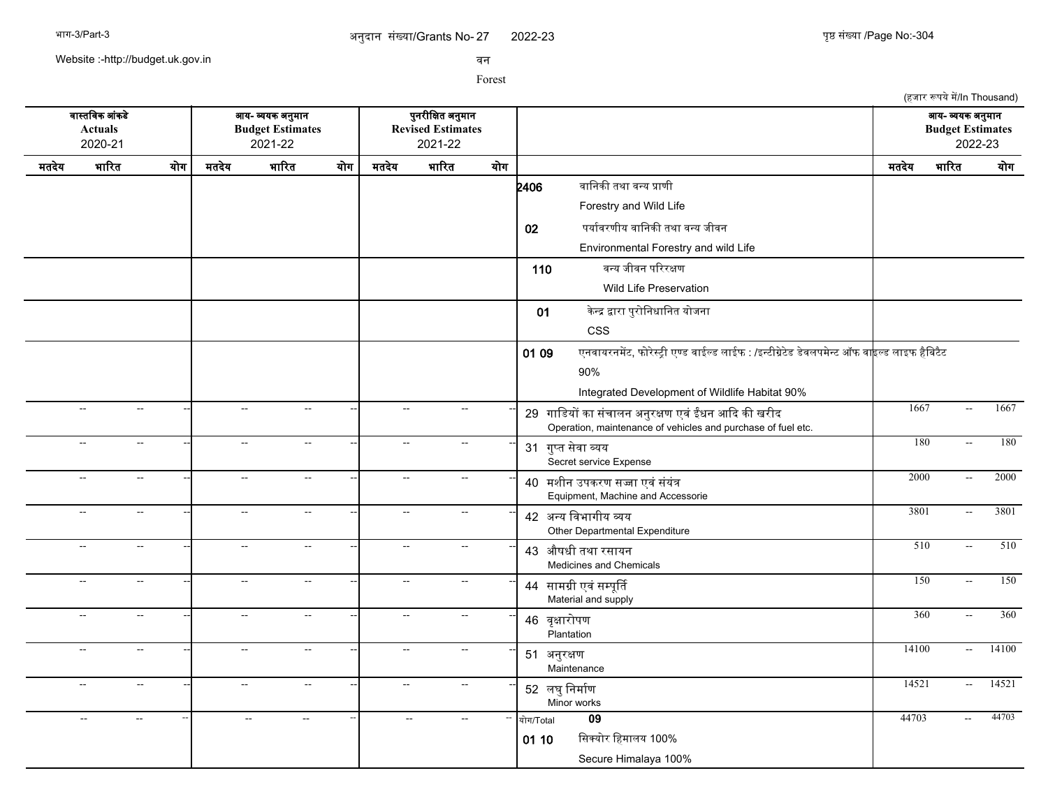अनुदान संख्या/Grants No- 27 2022-23

वन

Forest

(हजार रूपये में/In Thousand)

| वास्तविक आंकडे Actuals 2020-21 | | | आय- व्ययक अनुमान Budget Estimates 2021-22 | | | पुनरीक्षित अनुमान Revised Estimates 2021-22 | | | | आय- व्ययक अनुमान Budget Estimates 2022-23 | | |
|---|---|---|---|---|---|---|---|---|---|---|---|---|
| मतदेय | भारित | योग | मतदेय | भारित | योग | मतदेय | भारित | योग | | मतदेय | भारित | योग |
| | | | | | | | | | 2406 वानिकी तथा वन्य प्राणी Forestry and Wild Life | | | |
| | | | | | | | | | 02 पर्यावरणीय वानिकी तथा वन्य जीवन Environmental Forestry and wild Life | | | |
| | | | | | | | | | 110 वन्य जीवन परिरक्षण Wild Life Preservation | | | |
| | | | | | | | | | 01 केन्द्र द्वारा पुरोनिधानित योजना CSS | | | |
| | | | | | | | | | 01 09 एनवायरनमेंट, फोरेस्ट्री एण्ड वाईल्ड लाईफ : /इन्टीग्रेटेड डेवलपमेन्ट ऑफ वाइल्ड लाइफ हैबिटैट 90% Integrated Development of Wildlife Habitat 90% | | | |
| -- | -- | -- | -- | -- | -- | -- | -- | -- | 29 गाडियों का संचालन अनुरक्षण एवं ईंधन आदि की खरीद Operation, maintenance of vehicles and purchase of fuel etc. | 1667 | -- | 1667 |
| -- | -- | -- | -- | -- | -- | -- | -- | -- | 31 गुप्त सेवा व्यय Secret service Expense | 180 | -- | 180 |
| -- | -- | -- | -- | -- | -- | -- | -- | -- | 40 मशीन उपकरण सज्जा एवं संयंत्र Equipment, Machine and Accessorie | 2000 | -- | 2000 |
| -- | -- | -- | -- | -- | -- | -- | -- | -- | 42 अन्य विभागीय व्यय Other Departmental Expenditure | 3801 | -- | 3801 |
| -- | -- | -- | -- | -- | -- | -- | -- | -- | 43 औषधी तथा रसायन Medicines and Chemicals | 510 | -- | 510 |
| -- | -- | -- | -- | -- | -- | -- | -- | -- | 44 सामग्री एवं सम्पूर्ति Material and supply | 150 | -- | 150 |
| -- | -- | -- | -- | -- | -- | -- | -- | -- | 46 वृक्षारोपण Plantation | 360 | -- | 360 |
| -- | -- | -- | -- | -- | -- | -- | -- | -- | 51 अनुरक्षण Maintenance | 14100 | -- | 14100 |
| -- | -- | -- | -- | -- | -- | -- | -- | -- | 52 लघु निर्माण Minor works | 14521 | -- | 14521 |
| -- | -- | -- | -- | -- | -- | -- | -- | -- | योग/Total 09 | 44703 | -- | 44703 |
| | | | | | | | | | 01 10 सिक्योर हिमालय 100% Secure Himalaya 100% | | | |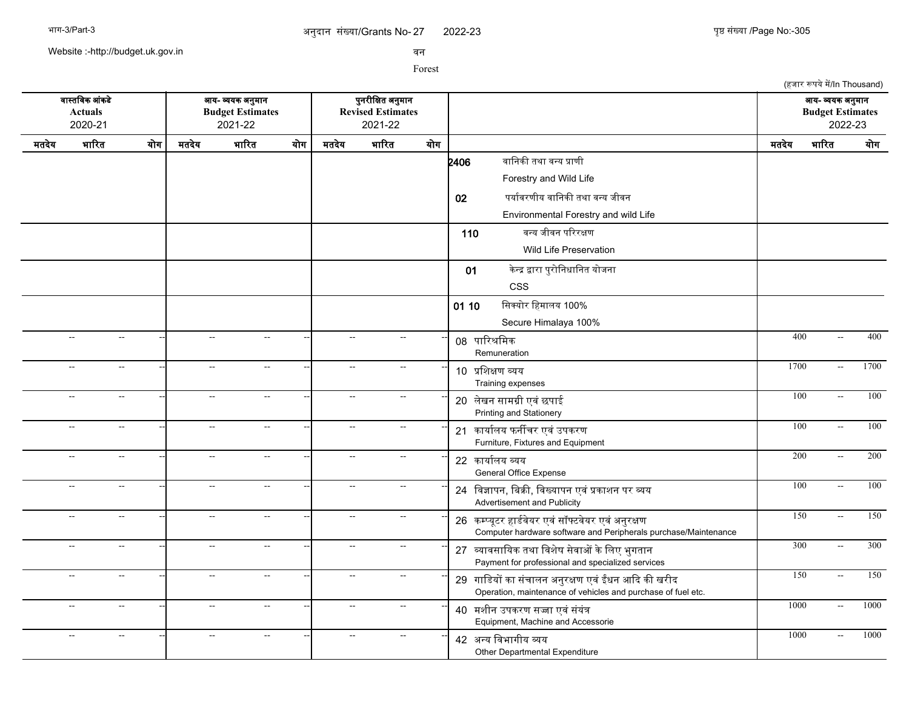अनुदान संख्या/Grants No- 27 2022-23

वन

Forest

(हजार रूपये में/In Thousand)

| वास्तविक आंकडे Actuals 2020-21 | | | आय- व्ययक अनुमान Budget Estimates 2021-22 | | | पुनरीक्षित अनुमान Revised Estimates 2021-22 | | | | आय- व्ययक अनुमान Budget Estimates 2022-23 | | |
|---|---|---|---|---|---|---|---|---|---|---|---|---|
| मतदेय | भारित | योग | मतदेय | भारित | योग | मतदेय | भारित | योग | | मतदेय | भारित | योग |
| | | | | | | | | | 2406 वानिकी तथा वन्य प्राणी Forestry and Wild Life | | | |
| | | | | | | | | | 02 पर्यावरणीय वानिकी तथा वन्य जीवन Environmental Forestry and wild Life | | | |
| | | | | | | | | | 110 वन्य जीवन परिरक्षण Wild Life Preservation | | | |
| | | | | | | | | | 01 केन्द्र द्वारा पुरोनिधानित योजना CSS | | | |
| | | | | | | | | | 01 10 सिक्योर हिमालय 100% Secure Himalaya 100% | | | |
| -- | -- | -- | -- | -- | -- | -- | -- | -- | 08 पारिश्रमिक Remuneration | 400 | -- | 400 |
| -- | -- | -- | -- | -- | -- | -- | -- | -- | 10 प्रशिक्षण व्यय Training expenses | 1700 | -- | 1700 |
| -- | -- | -- | -- | -- | -- | -- | -- | -- | 20 लेखन सामग्री एवं छपाई Printing and Stationery | 100 | -- | 100 |
| -- | -- | -- | -- | -- | -- | -- | -- | -- | 21 कार्यालय फर्नीचर एवं उपकरण Furniture, Fixtures and Equipment | 100 | -- | 100 |
| -- | -- | -- | -- | -- | -- | -- | -- | -- | 22 कार्यालय व्यय General Office Expense | 200 | -- | 200 |
| -- | -- | -- | -- | -- | -- | -- | -- | -- | 24 विज्ञापन, विक्री, विख्यापन एवं प्रकाशन पर व्यय Advertisement and Publicity | 100 | -- | 100 |
| -- | -- | -- | -- | -- | -- | -- | -- | -- | 26 कम्प्यूटर हार्डवेयर एवं सॉफ्टवेयर एवं अनुरक्षण Computer hardware software and Peripherals purchase/Maintenance | 150 | -- | 150 |
| -- | -- | -- | -- | -- | -- | -- | -- | -- | 27 व्यावसायिक तथा विशेष सेवाओं के लिए भुगतान Payment for professional and specialized services | 300 | -- | 300 |
| -- | -- | -- | -- | -- | -- | -- | -- | -- | 29 गाडियों का संचालन अनुरक्षण एवं ईंधन आदि की खरीद Operation, maintenance of vehicles and purchase of fuel etc. | 150 | -- | 150 |
| -- | -- | -- | -- | -- | -- | -- | -- | -- | 40 मशीन उपकरण सज्जा एवं संयंत्र Equipment, Machine and Accessorie | 1000 | -- | 1000 |
| -- | -- | -- | -- | -- | -- | -- | -- | -- | 42 अन्य विभागीय व्यय Other Departmental Expenditure | 1000 | -- | 1000 |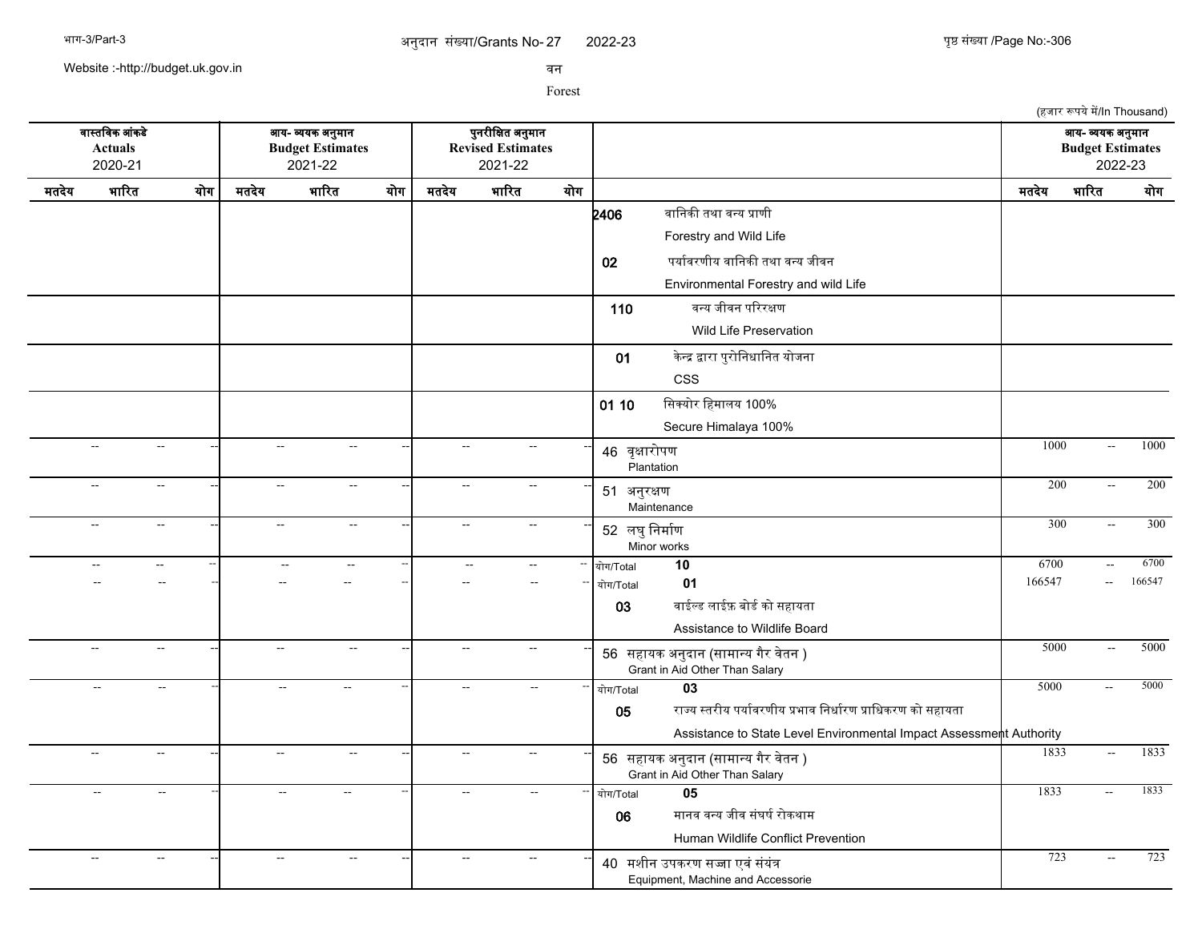अनुदान संख्या/Grants No- 27 2022-23

वन

Forest

(हजार रूपये में/In Thousand)

| वास्तविक आंकडे Actuals 2020-21 | | | आय- व्ययक अनुमान Budget Estimates 2021-22 | | | पुनरीक्षित अनुमान Revised Estimates 2021-22 | | | | आय- व्ययक अनुमान Budget Estimates 2022-23 | | |
|---|---|---|---|---|---|---|---|---|---|---|---|---|
| मतदेय | भारित | योग | मतदेय | भारित | योग | मतदेय | भारित | योग | | मतदेय | भारित | योग |
| | | | | | | | | | 2406 वानिकी तथा वन्य प्राणी Forestry and Wild Life | | | |
| | | | | | | | | | 02 पर्यावरणीय वानिकी तथा वन्य जीवन Environmental Forestry and wild Life | | | |
| | | | | | | | | | 110 वन्य जीवन परिरक्षण Wild Life Preservation | | | |
| | | | | | | | | | 01 केन्द्र द्वारा पुरोनिधानित योजना CSS | | | |
| | | | | | | | | | 01 10 सिक्योर हिमालय 100% Secure Himalaya 100% | | | |
| -- | -- | -- | -- | -- | -- | -- | -- | -- | 46 वृक्षारोपण Plantation | 1000 | -- | 1000 |
| -- | -- | -- | -- | -- | -- | -- | -- | -- | 51 अनुरक्षण Maintenance | 200 | -- | 200 |
| -- | -- | -- | -- | -- | -- | -- | -- | -- | 52 लघु निर्माण Minor works | 300 | -- | 300 |
| -- | -- | -- | -- | -- | -- | -- | -- | -- | योग/Total 10 | 6700 | -- | 6700 |
| -- | -- | -- | -- | -- | -- | -- | -- | -- | योग/Total 01 | 166547 | -- | 166547 |
| | | | | | | | | | 03 वाईल्ड लाईफ़ बोर्ड को सहायता Assistance to Wildlife Board | | | |
| -- | -- | -- | -- | -- | -- | -- | -- | -- | 56 सहायक अनुदान (सामान्य गैर वेतन ) Grant in Aid Other Than Salary | 5000 | -- | 5000 |
| -- | -- | -- | -- | -- | -- | -- | -- | -- | योग/Total 03 | 5000 | -- | 5000 |
| | | | | | | | | | 05 राज्य स्तरीय पर्यावरणीय प्रभाव निर्धारण प्राधिकरण को सहायता Assistance to State Level Environmental Impact Assessment Authority | | | |
| -- | -- | -- | -- | -- | -- | -- | -- | -- | 56 सहायक अनुदान (सामान्य गैर वेतन ) Grant in Aid Other Than Salary | 1833 | -- | 1833 |
| -- | -- | -- | -- | -- | -- | -- | -- | -- | योग/Total 05 | 1833 | -- | 1833 |
| | | | | | | | | | 06 मानव वन्य जीव संघर्ष रोकथाम Human Wildlife Conflict Prevention | | | |
| -- | -- | -- | -- | -- | -- | -- | -- | -- | 40 मशीन उपकरण सज्जा एवं संयंत्र Equipment, Machine and Accessorie | 723 | -- | 723 |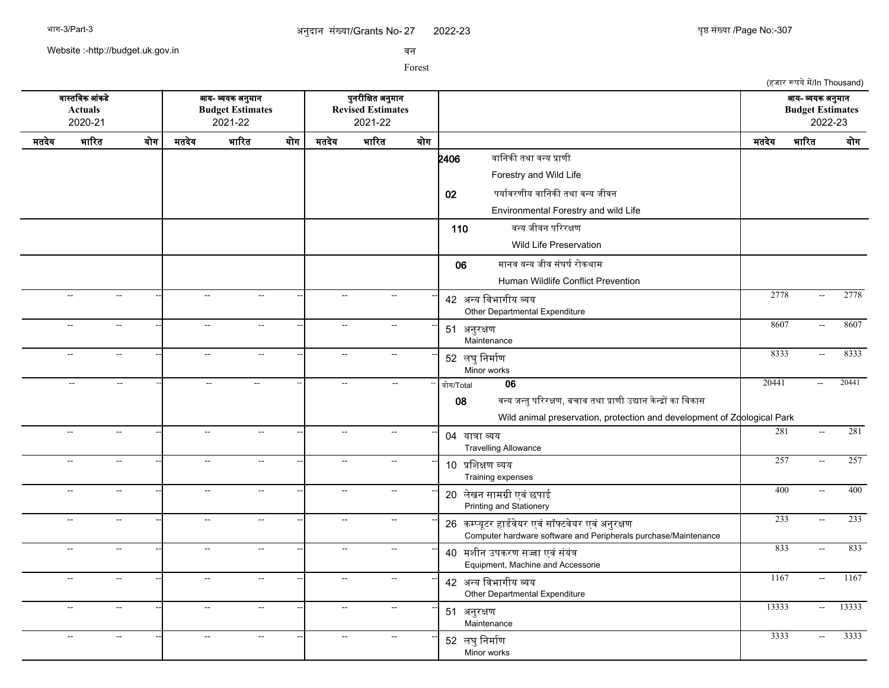अनुदान संख्या/Grants No- 27 2022-23

वन

Forest

(हजार रूपये में/In Thousand)

| वास्तविक आंकडे Actuals 2020-21 | | | आय- व्ययक अनुमान Budget Estimates 2021-22 | | | पुनरीक्षित अनुमान Revised Estimates 2021-22 | | | | आय- व्ययक अनुमान Budget Estimates 2022-23 | | |
|---|---|---|---|---|---|---|---|---|---|---|---|---|
| मतदेय | भारित | योग | मतदेय | भारित | योग | मतदेय | भारित | योग | | मतदेय | भारित | योग |
| | | | | | | | | | 2406 वानिकी तथा वन्य प्राणी Forestry and Wild Life | | | |
| | | | | | | | | | 02 पर्यावरणीय वानिकी तथा वन्य जीवन Environmental Forestry and wild Life | | | |
| | | | | | | | | | 110 वन्य जीवन परिरक्षण Wild Life Preservation | | | |
| | | | | | | | | | 06 मानव वन्य जीव संघर्ष रोकथाम Human Wildlife Conflict Prevention | | | |
| -- | -- | -- | -- | -- | -- | -- | -- | -- | 42 अन्य विभागीय व्यय Other Departmental Expenditure | 2778 | -- | 2778 |
| -- | -- | -- | -- | -- | -- | -- | -- | -- | 51 अनुरक्षण Maintenance | 8607 | -- | 8607 |
| -- | -- | -- | -- | -- | -- | -- | -- | -- | 52 लघु निर्माण Minor works | 8333 | -- | 8333 |
| -- | -- | -- | -- | -- | -- | -- | -- | -- | योग/Total 06 | 20441 | -- | 20441 |
| | | | | | | | | | 08 वन्य जन्तु परिरक्षण, बचाव तथा प्राणी उद्यान केन्द्रों का विकास Wild animal preservation, protection and development of Zoological Park | | | |
| -- | -- | -- | -- | -- | -- | -- | -- | -- | 04 यात्रा व्यय Travelling Allowance | 281 | -- | 281 |
| -- | -- | -- | -- | -- | -- | -- | -- | -- | 10 प्रशिक्षण व्यय Training expenses | 257 | -- | 257 |
| -- | -- | -- | -- | -- | -- | -- | -- | -- | 20 लेखन सामग्री एवं छपाई Printing and Stationery | 400 | -- | 400 |
| -- | -- | -- | -- | -- | -- | -- | -- | -- | 26 कम्प्यूटर हार्डवेयर एवं सॉफ्टवेयर एवं अनुरक्षण Computer hardware software and Peripherals purchase/Maintenance | 233 | -- | 233 |
| -- | -- | -- | -- | -- | -- | -- | -- | -- | 40 मशीन उपकरण सज्जा एवं संयंत्र Equipment, Machine and Accessorie | 833 | -- | 833 |
| -- | -- | -- | -- | -- | -- | -- | -- | -- | 42 अन्य विभागीय व्यय Other Departmental Expenditure | 1167 | -- | 1167 |
| -- | -- | -- | -- | -- | -- | -- | -- | -- | 51 अनुरक्षण Maintenance | 13333 | -- | 13333 |
| -- | -- | -- | -- | -- | -- | -- | -- | -- | 52 लघु निर्माण Minor works | 3333 | -- | 3333 |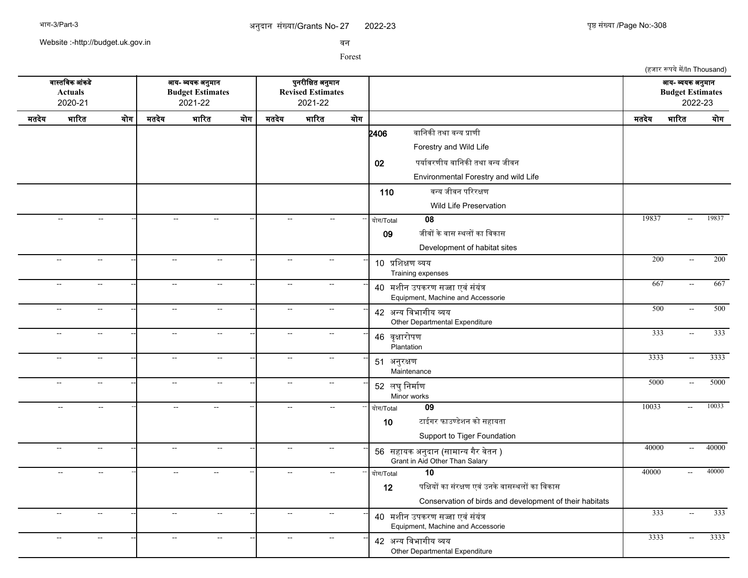अनुदान संख्या/Grants No- 27 2022-23

वन

Forest

(हजार रूपये में/In Thousand)

| वास्तविक आंकडे Actuals 2020-21 | | | आय- व्ययक अनुमान Budget Estimates 2021-22 | | | पुनरीक्षित अनुमान Revised Estimates 2021-22 | | | | आय- व्ययक अनुमान Budget Estimates 2022-23 | | |
|---|---|---|---|---|---|---|---|---|---|---|---|---|
| मतदेय | भारित | योग | मतदेय | भारित | योग | मतदेय | भारित | योग | | मतदेय | भारित | योग |
| | | | | | | | | | 2406 वानिकी तथा वन्य प्राणी Forestry and Wild Life | | | |
| | | | | | | | | | 02 पर्यावरणीय वानिकी तथा वन्य जीवन Environmental Forestry and wild Life | | | |
| | | | | | | | | | 110 वन्य जीवन परिरक्षण Wild Life Preservation | | | |
| -- | -- | -- | -- | -- | -- | -- | -- | -- | योग/Total 08 | 19837 | -- | 19837 |
| | | | | | | | | | 09 जीवों के वास स्थलों का विकास Development of habitat sites | | | |
| -- | -- | -- | -- | -- | -- | -- | -- | -- | 10 प्रशिक्षण व्यय Training expenses | 200 | -- | 200 |
| -- | -- | -- | -- | -- | -- | -- | -- | -- | 40 मशीन उपकरण सज्जा एवं संयंत्र Equipment, Machine and Accessorie | 667 | -- | 667 |
| -- | -- | -- | -- | -- | -- | -- | -- | -- | 42 अन्य विभागीय व्यय Other Departmental Expenditure | 500 | -- | 500 |
| -- | -- | -- | -- | -- | -- | -- | -- | -- | 46 वृक्षारोपण Plantation | 333 | -- | 333 |
| -- | -- | -- | -- | -- | -- | -- | -- | -- | 51 अनुरक्षण Maintenance | 3333 | -- | 3333 |
| -- | -- | -- | -- | -- | -- | -- | -- | -- | 52 लघु निर्माण Minor works | 5000 | -- | 5000 |
| -- | -- | -- | -- | -- | -- | -- | -- | -- | योग/Total 09 | 10033 | -- | 10033 |
| | | | | | | | | | 10 टाईगर फाउण्डेशन को सहायता Support to Tiger Foundation | | | |
| -- | -- | -- | -- | -- | -- | -- | -- | -- | 56 सहायक अनुदान (सामान्य गैर वेतन ) Grant in Aid Other Than Salary | 40000 | -- | 40000 |
| -- | -- | -- | -- | -- | -- | -- | -- | -- | योग/Total 10 | 40000 | -- | 40000 |
| | | | | | | | | | 12 पक्षियों का संरक्षण एवं उनके वासस्थलों का विकास Conservation of birds and development of their habitats | | | |
| -- | -- | -- | -- | -- | -- | -- | -- | -- | 40 मशीन उपकरण सज्जा एवं संयंत्र Equipment, Machine and Accessorie | 333 | -- | 333 |
| -- | -- | -- | -- | -- | -- | -- | -- | -- | 42 अन्य विभागीय व्यय Other Departmental Expenditure | 3333 | -- | 3333 |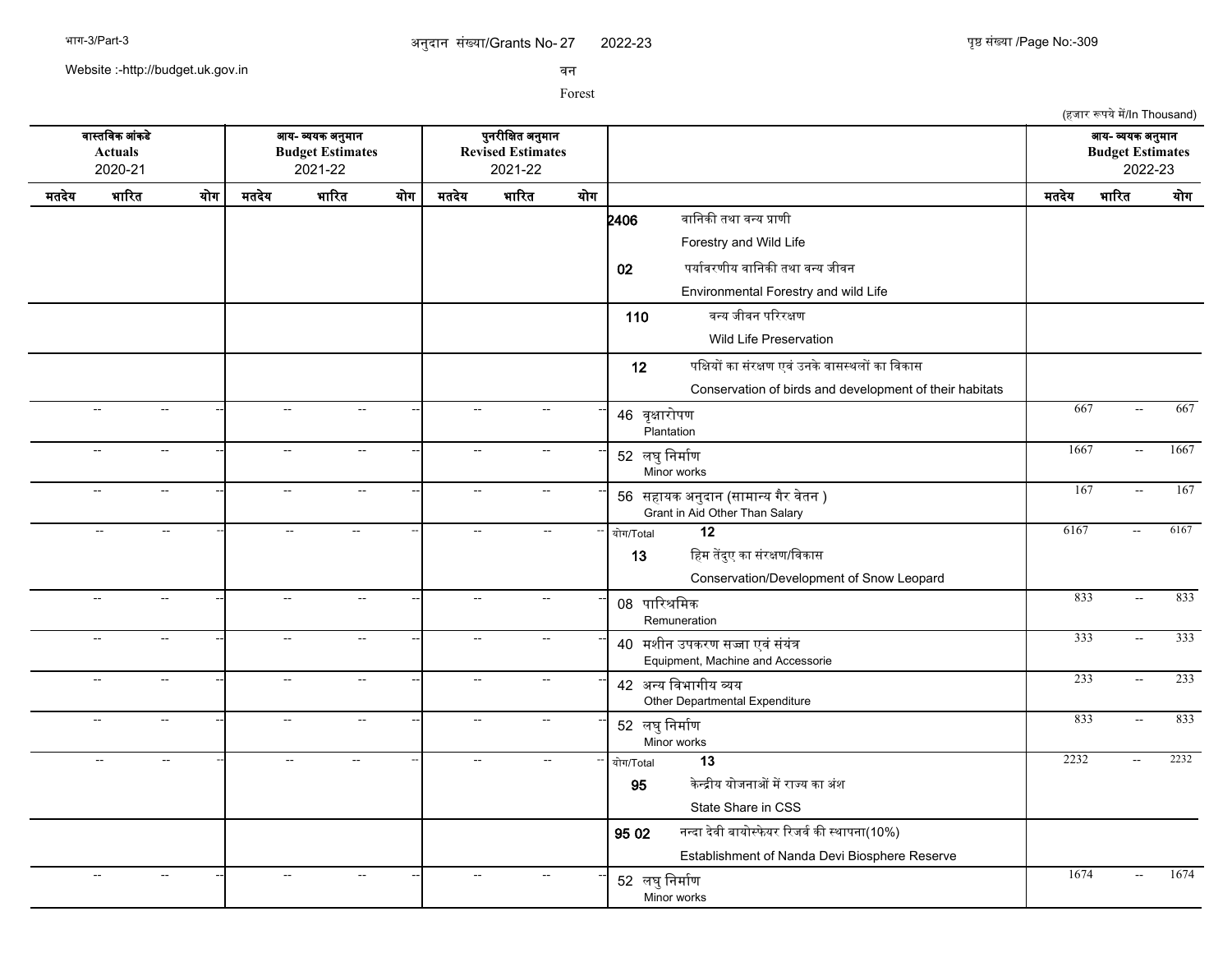अनुदान संख्या/Grants No- 27 2022-23

वन

Forest

(हज़ार रूपये में/In Thousand)

| वास्तविक आंकड़े Actuals 2020-21 | | | आय- व्ययक अनुमान Budget Estimates 2021-22 | | | पुनरीक्षित अनुमान Revised Estimates 2021-22 | | | | आय- व्ययक अनुमान Budget Estimates 2022-23 | | |
|---|---|---|---|---|---|---|---|---|---|---|---|---|
| मतदेय | भारित | योग | मतदेय | भारित | योग | मतदेय | भारित | योग | | मतदेय | भारित | योग |
| | | | | | | | | | 2406 वानिकी तथा वन्य प्राणी Forestry and Wild Life | | | |
| | | | | | | | | | 02 पर्यावरणीय वानिकी तथा वन्य जीवन Environmental Forestry and wild Life | | | |
| | | | | | | | | | 110 वन्य जीवन परिरक्षण Wild Life Preservation | | | |
| | | | | | | | | | 12 पक्षियों का संरक्षण एवं उनके वासस्थलों का विकास Conservation of birds and development of their habitats | | | |
| -- | -- | -- | -- | -- | -- | -- | -- | -- | 46 वृक्षारोपण Plantation | 667 | -- | 667 |
| -- | -- | -- | -- | -- | -- | -- | -- | -- | 52 लघु निर्माण Minor works | 1667 | -- | 1667 |
| -- | -- | -- | -- | -- | -- | -- | -- | -- | 56 सहायक अनुदान (सामान्य गैर वेतन ) Grant in Aid Other Than Salary | 167 | -- | 167 |
| -- | -- | -- | -- | -- | -- | -- | -- | -- | योग/Total 12 | 6167 | -- | 6167 |
| | | | | | | | | | 13 हिम तेंदुए का संरक्षण/विकास Conservation/Development of Snow Leopard | | | |
| -- | -- | -- | -- | -- | -- | -- | -- | -- | 08 पारिश्रमिक Remuneration | 833 | -- | 833 |
| -- | -- | -- | -- | -- | -- | -- | -- | -- | 40 मशीन उपकरण सज्जा एवं संयंत्र Equipment, Machine and Accessorie | 333 | -- | 333 |
| -- | -- | -- | -- | -- | -- | -- | -- | -- | 42 अन्य विभागीय व्यय Other Departmental Expenditure | 233 | -- | 233 |
| -- | -- | -- | -- | -- | -- | -- | -- | -- | 52 लघु निर्माण Minor works | 833 | -- | 833 |
| -- | -- | -- | -- | -- | -- | -- | -- | -- | योग/Total 13 | 2232 | -- | 2232 |
| | | | | | | | | | 95 केन्द्रीय योजनाओं में राज्य का अंश State Share in CSS | | | |
| | | | | | | | | | 95 02 नन्दा देवी बायोस्फेयर रिजर्व की स्थापना(10%) Establishment of Nanda Devi Biosphere Reserve | | | |
| -- | -- | -- | -- | -- | -- | -- | -- | -- | 52 लघु निर्माण Minor works | 1674 | -- | 1674 |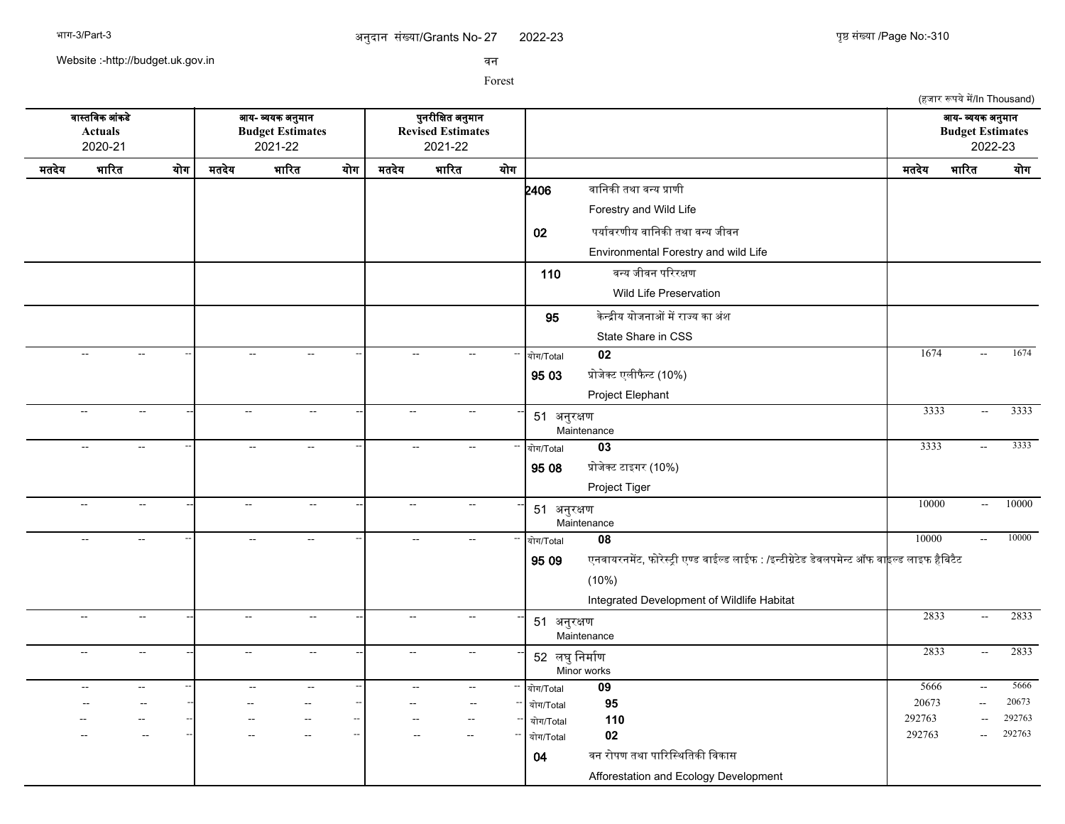Website :-http://budget.uk.gov.in

अनुदान संख्या/Grants No- 27 2022-23

वन

Forest

(हजार रूपये में/In Thousand)

| वास्तविक आंकड़े Actuals 2020-21 | | | आय- व्ययक अनुमान Budget Estimates 2021-22 | | | पुनरीक्षित अनुमान Revised Estimates 2021-22 | | | | आय- व्ययक अनुमान Budget Estimates 2022-23 | | |
|---|---|---|---|---|---|---|---|---|---|---|---|---|
| मतदेय | भारित | योग | मतदेय | भारित | योग | मतदेय | भारित | योग | | मतदेय | भारित | योग |
| | | | | | | | | | 2406 वानिकी तथा वन्य प्राणी Forestry and Wild Life | | | |
| | | | | | | | | | 02 पर्यावरणीय वानिकी तथा वन्य जीवन Environmental Forestry and wild Life | | | |
| | | | | | | | | | 110 वन्य जीवन परिरक्षण Wild Life Preservation | | | |
| | | | | | | | | | 95 केन्द्रीय योजनाओं में राज्य का अंश State Share in CSS | | | |
| -- | -- | -- | -- | -- | -- | -- | -- | -- | योग/Total 02 | 1674 | -- | 1674 |
| | | | | | | | | | 95 03 प्रोजेक्ट एलीफैन्ट (10%) Project Elephant | | | |
| -- | -- | -- | -- | -- | -- | -- | -- | -- | 51 अनुरक्षण Maintenance | 3333 | -- | 3333 |
| -- | -- | -- | -- | -- | -- | -- | -- | -- | योग/Total 03 | 3333 | -- | 3333 |
| | | | | | | | | | 95 08 प्रोजेक्ट टाइगर (10%) Project Tiger | | | |
| -- | -- | -- | -- | -- | -- | -- | -- | -- | 51 अनुरक्षण Maintenance | 10000 | -- | 10000 |
| -- | -- | -- | -- | -- | -- | -- | -- | -- | योग/Total 08 | 10000 | -- | 10000 |
| | | | | | | | | | 95 09 एनवायरनमेंट, फोरेस्ट्री एण्ड वाईल्ड लाईफ : /इन्टीग्रेटेड डेवलपमेन्ट ऑफ वाइल्ड लाइफ हैबिटैट (10%) Integrated Development of Wildlife Habitat | | | |
| -- | -- | -- | -- | -- | -- | -- | -- | -- | 51 अनुरक्षण Maintenance | 2833 | -- | 2833 |
| -- | -- | -- | -- | -- | -- | -- | -- | -- | 52 लघु निर्माण Minor works | 2833 | -- | 2833 |
| -- | -- | -- | -- | -- | -- | -- | -- | -- | योग/Total 09 | 5666 | -- | 5666 |
| -- | -- | -- | -- | -- | -- | -- | -- | -- | योग/Total 95 | 20673 | -- | 20673 |
| -- | -- | -- | -- | -- | -- | -- | -- | -- | योग/Total 110 | 292763 | -- | 292763 |
| -- | -- | -- | -- | -- | -- | -- | -- | -- | योग/Total 02 | 292763 | -- | 292763 |
| | | | | | | | | | 04 वन रोपण तथा पारिस्थितिकी विकास Afforestation and Ecology Development | | | |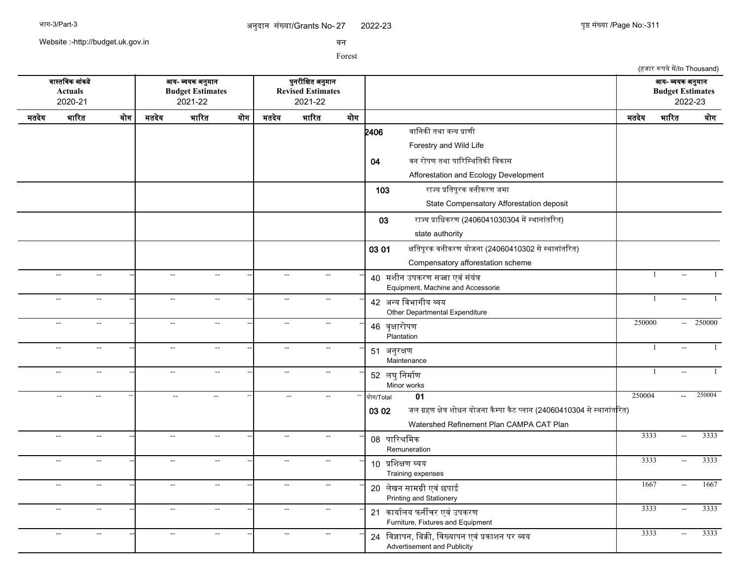अनुदान संख्या/Grants No- 27 2022-23

वन

Forest

(हजार रूपये में/In Thousand)

| वास्तविक आंकड़े Actuals 2020-21 | | | आय- व्ययक अनुमान Budget Estimates 2021-22 | | | पुनरीक्षित अनुमान Revised Estimates 2021-22 | | | | आय- व्ययक अनुमान Budget Estimates 2022-23 | | |
|---|---|---|---|---|---|---|---|---|---|---|---|---|
| मतदेय | भारित | योग | मतदेय | भारित | योग | मतदेय | भारित | योग | | मतदेय | भारित | योग |
| | | | | | | | | | **2406** वानिकी तथा वन्य प्राणी Forestry and Wild Life | | | |
| | | | | | | | | | **04** वन रोपण तथा पारिस्थितिकी विकास Afforestation and Ecology Development | | | |
| | | | | | | | | | **103** राज्य प्रतिपूरक वनीकरण जमा State Compensatory Afforestation deposit | | | |
| | | | | | | | | | **03** राज्य प्राधिकरण (2406041030304 में स्थानांतरित) state authority | | | |
| | | | | | | | | | **03 01** क्षतिपूरक वनीकरण योजना (24060410302 से स्थानांतरित) Compensatory afforestation scheme | | | |
| -- | -- | -- | -- | -- | -- | -- | -- | -- | 40 मशीन उपकरण सज्जा एवं संयंत्र Equipment, Machine and Accessorie | 1 | -- | 1 |
| -- | -- | -- | -- | -- | -- | -- | -- | -- | 42 अन्य विभागीय व्यय Other Departmental Expenditure | 1 | -- | 1 |
| -- | -- | -- | -- | -- | -- | -- | -- | -- | 46 वृक्षारोपण Plantation | 250000 | -- | 250000 |
| -- | -- | -- | -- | -- | -- | -- | -- | -- | 51 अनुरक्षण Maintenance | 1 | -- | 1 |
| -- | -- | -- | -- | -- | -- | -- | -- | -- | 52 लघु निर्माण Minor works | 1 | -- | 1 |
| -- | -- | -- | -- | -- | -- | -- | -- | -- | योग/Total **01** | 250004 | -- | 250004 |
| | | | | | | | | | **03 02** जल ग्रहण क्षेत्र शोधन योजना कैम्पा कैट प्लान (24060410304 से स्थानांतरित) Watershed Refinement Plan CAMPA CAT Plan | | | |
| -- | -- | -- | -- | -- | -- | -- | -- | -- | 08 पारिश्रमिक Remuneration | 3333 | -- | 3333 |
| -- | -- | -- | -- | -- | -- | -- | -- | -- | 10 प्रशिक्षण व्यय Training expenses | 3333 | -- | 3333 |
| -- | -- | -- | -- | -- | -- | -- | -- | -- | 20 लेखन सामग्री एवं छपाई Printing and Stationery | 1667 | -- | 1667 |
| -- | -- | -- | -- | -- | -- | -- | -- | -- | 21 कार्यालय फर्नीचर एवं उपकरण Furniture, Fixtures and Equipment | 3333 | -- | 3333 |
| -- | -- | -- | -- | -- | -- | -- | -- | -- | 24 विज्ञापन, बिक्री, विख्यापन एवं प्रकाशन पर व्यय Advertisement and Publicity | 3333 | -- | 3333 |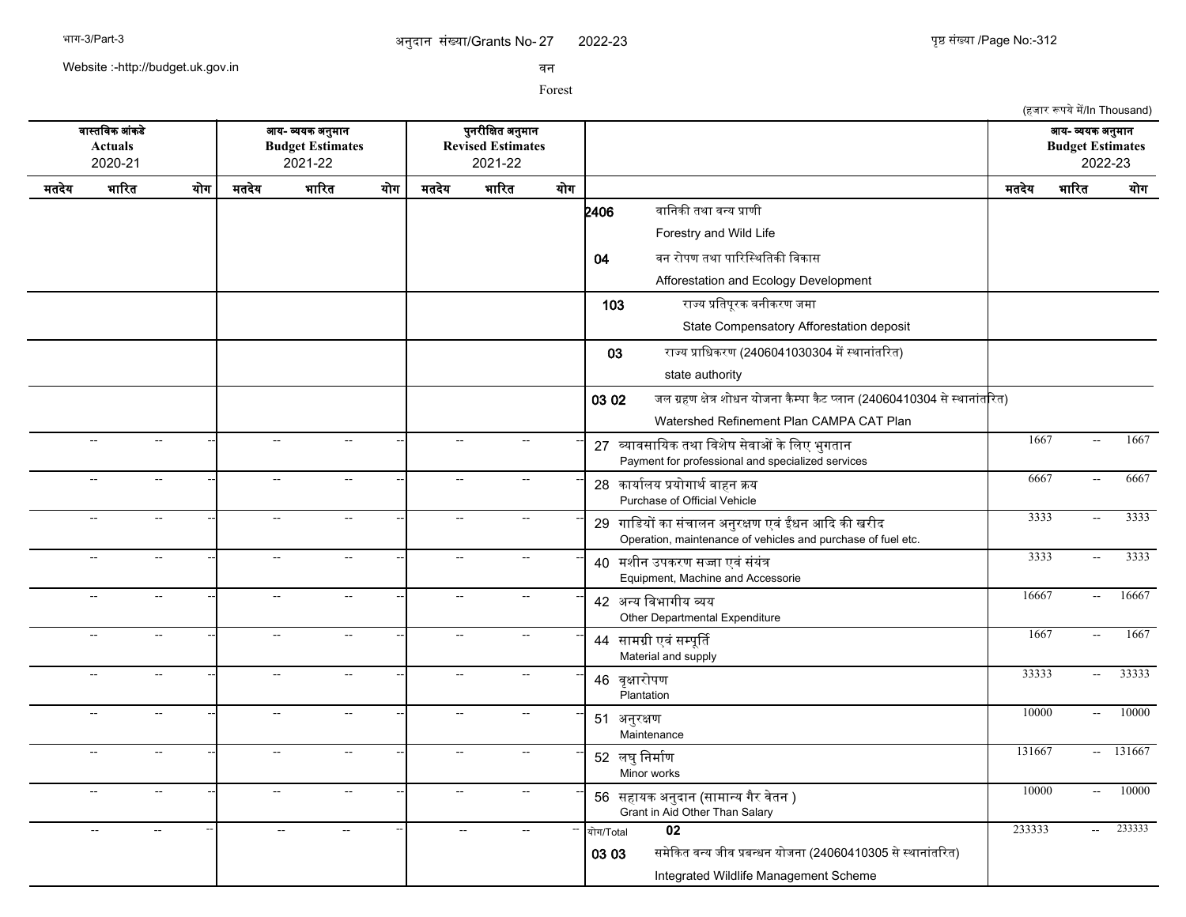वन

Forest

(हजार रूपये में/In Thousand)

| वास्तविक आंकड़े Actuals 2020-21 | | | आय- व्ययक अनुमान Budget Estimates 2021-22 | | | पुनरीक्षित अनुमान Revised Estimates 2021-22 | | | | आय- व्ययक अनुमान Budget Estimates 2022-23 | | |
|---|---|---|---|---|---|---|---|---|---|---|---|---|
| मतदेय | भारित | योग | मतदेय | भारित | योग | मतदेय | भारित | योग | | मतदेय | भारित | योग |
| | | | | | | | | | 2406 वानिकी तथा वन्य प्राणी Forestry and Wild Life | | | |
| | | | | | | | | | 04 वन रोपण तथा पारिस्थितिकी विकास Afforestation and Ecology Development | | | |
| | | | | | | | | | 103 राज्य प्रतिपूरक वनीकरण जमा State Compensatory Afforestation deposit | | | |
| | | | | | | | | | 03 राज्य प्राधिकरण (2406041030304 में स्थानांतरित) state authority | | | |
| | | | | | | | | | 03 02 जल ग्रहण क्षेत्र शोधन योजना कैम्पा कैट प्लान (24060410304 से स्थानांतरित) Watershed Refinement Plan CAMPA CAT Plan | | | |
| -- | -- | -- | -- | -- | -- | -- | -- | -- | 27 व्यावसायिक तथा विशेष सेवाओं के लिए भुगतान Payment for professional and specialized services | 1667 | -- | 1667 |
| -- | -- | -- | -- | -- | -- | -- | -- | -- | 28 कार्यालय प्रयोगार्थ वाहन क्रय Purchase of Official Vehicle | 6667 | -- | 6667 |
| -- | -- | -- | -- | -- | -- | -- | -- | -- | 29 गाडियों का संचालन अनुरक्षण एवं ईंधन आदि की खरीद Operation, maintenance of vehicles and purchase of fuel etc. | 3333 | -- | 3333 |
| -- | -- | -- | -- | -- | -- | -- | -- | -- | 40 मशीन उपकरण सज्जा एवं संयंत्र Equipment, Machine and Accessorie | 3333 | -- | 3333 |
| -- | -- | -- | -- | -- | -- | -- | -- | -- | 42 अन्य विभागीय व्यय Other Departmental Expenditure | 16667 | -- | 16667 |
| -- | -- | -- | -- | -- | -- | -- | -- | -- | 44 सामग्री एवं सम्पूर्ति Material and supply | 1667 | -- | 1667 |
| -- | -- | -- | -- | -- | -- | -- | -- | -- | 46 वृक्षारोपण Plantation | 33333 | -- | 33333 |
| -- | -- | -- | -- | -- | -- | -- | -- | -- | 51 अनुरक्षण Maintenance | 10000 | -- | 10000 |
| -- | -- | -- | -- | -- | -- | -- | -- | -- | 52 लघु निर्माण Minor works | 131667 | -- | 131667 |
| -- | -- | -- | -- | -- | -- | -- | -- | -- | 56 सहायक अनुदान (सामान्य गैर वेतन ) Grant in Aid Other Than Salary | 10000 | -- | 10000 |
| -- | -- | -- | -- | -- | -- | -- | -- | -- | योग/Total 02 | 233333 | -- | 233333 |
| | | | | | | | | | 03 03 समेकित वन्य जीव प्रबन्धन योजना (24060410305 से स्थानांतरित) Integrated Wildlife Management Scheme | | | |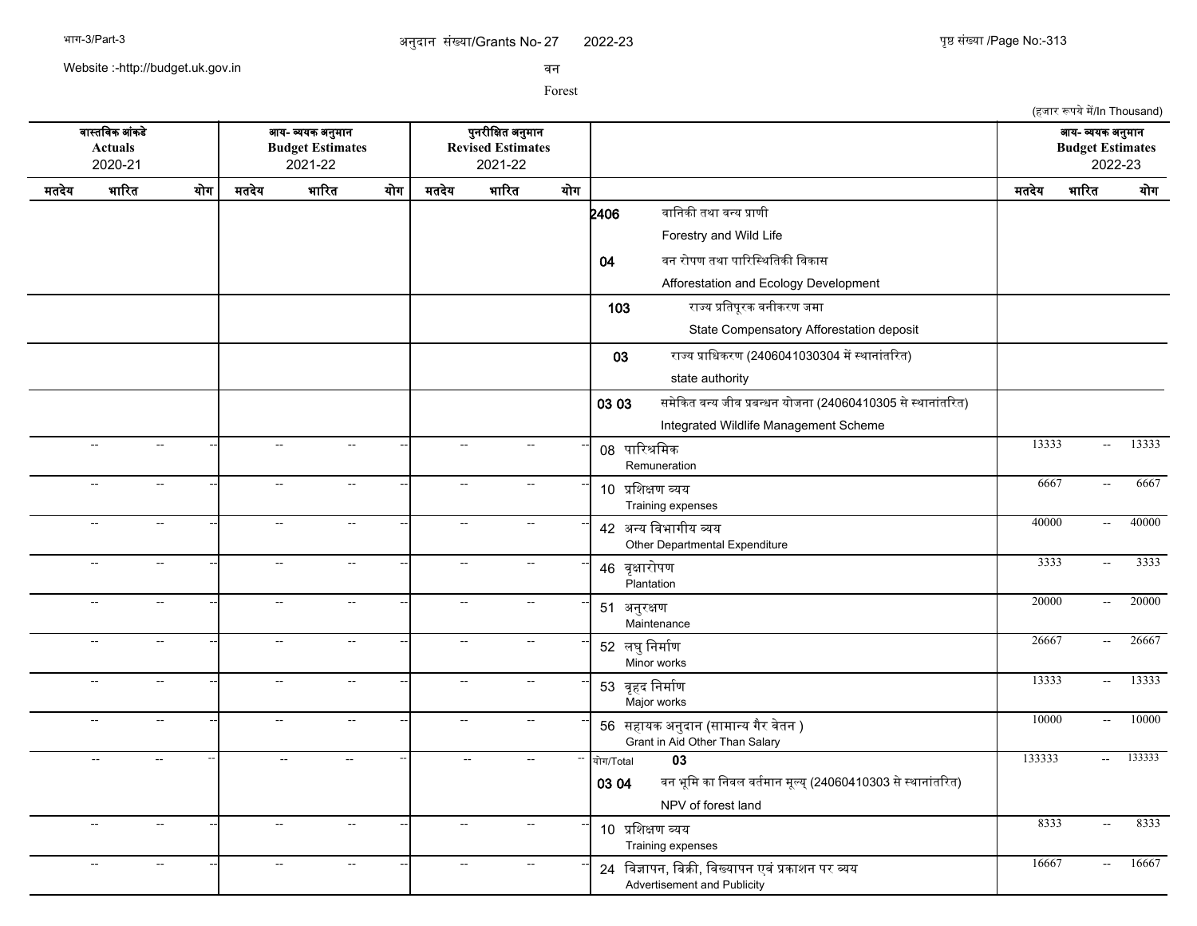अनुदान संख्या/Grants No- 27 2022-23

वन

Forest

(हजार रूपये में/In Thousand)

| वास्तविक आंकड़े Actuals 2020-21 | | | आय- व्ययक अनुमान Budget Estimates 2021-22 | | | पुनरीक्षित अनुमान Revised Estimates 2021-22 | | | | आय- व्ययक अनुमान Budget Estimates 2022-23 | | |
|---|---|---|---|---|---|---|---|---|---|---|---|---|
| मतदेय | भारित | योग | मतदेय | भारित | योग | मतदेय | भारित | योग | | मतदेय | भारित | योग |
| | | | | | | | | | **2406** वानिकी तथा वन्य प्राणी Forestry and Wild Life | | | |
| | | | | | | | | | **04** वन रोपण तथा पारिस्थितिकी विकास Afforestation and Ecology Development | | | |
| | | | | | | | | | **103** राज्य प्रतिपूरक वनीकरण जमा State Compensatory Afforestation deposit | | | |
| | | | | | | | | | **03** राज्य प्राधिकरण (2406041030304 में स्थानांतरित) state authority | | | |
| | | | | | | | | | **03 03** समेकित वन्य जीव प्रबन्धन योजना (24060410305 से स्थानांतरित) Integrated Wildlife Management Scheme | | | |
| -- | -- | -- | -- | -- | -- | -- | -- | -- | 08 पारिश्रमिक Remuneration | 13333 | -- | 13333 |
| -- | -- | -- | -- | -- | -- | -- | -- | -- | 10 प्रशिक्षण व्यय Training expenses | 6667 | -- | 6667 |
| -- | -- | -- | -- | -- | -- | -- | -- | -- | 42 अन्य विभागीय व्यय Other Departmental Expenditure | 40000 | -- | 40000 |
| -- | -- | -- | -- | -- | -- | -- | -- | -- | 46 वृक्षारोपण Plantation | 3333 | -- | 3333 |
| -- | -- | -- | -- | -- | -- | -- | -- | -- | 51 अनुरक्षण Maintenance | 20000 | -- | 20000 |
| -- | -- | -- | -- | -- | -- | -- | -- | -- | 52 लघु निर्माण Minor works | 26667 | -- | 26667 |
| -- | -- | -- | -- | -- | -- | -- | -- | -- | 53 वृहद निर्माण Major works | 13333 | -- | 13333 |
| -- | -- | -- | -- | -- | -- | -- | -- | -- | 56 सहायक अनुदान (सामान्य गैर वेतन ) Grant in Aid Other Than Salary | 10000 | -- | 10000 |
| -- | -- | -- | -- | -- | -- | -- | -- | -- | योग/Total **03** | 133333 | -- | 133333 |
| | | | | | | | | | **03 04** वन भूमि का निवल वर्तमान मूल्य् (24060410303 से स्थानांतरित) NPV of forest land | | | |
| -- | -- | -- | -- | -- | -- | -- | -- | -- | 10 प्रशिक्षण व्यय Training expenses | 8333 | -- | 8333 |
| -- | -- | -- | -- | -- | -- | -- | -- | -- | 24 विज्ञापन, बिक्री, विख्यापन एवं प्रकाशन पर व्यय Advertisement and Publicity | 16667 | -- | 16667 |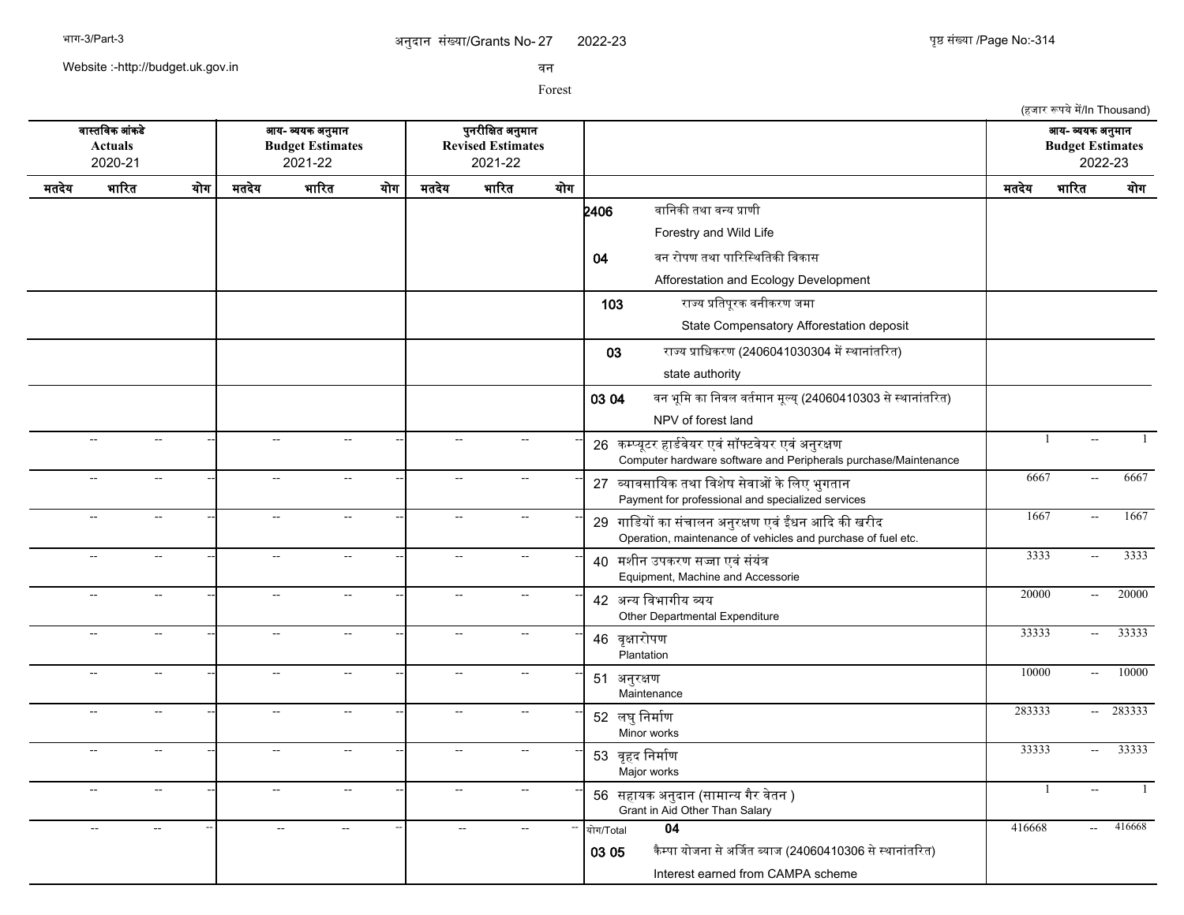अनुदान संख्या/Grants No- 27 2022-23

वन

Forest

(हजार रूपये में/In Thousand)

| वास्तविक आंकड़े Actuals 2020-21 | | | आय- व्ययक अनुमान Budget Estimates 2021-22 | | | पुनरीक्षित अनुमान Revised Estimates 2021-22 | | | | आय- व्ययक अनुमान Budget Estimates 2022-23 | | |
|---|---|---|---|---|---|---|---|---|---|---|---|---|
| मतदेय | भारित | योग | मतदेय | भारित | योग | मतदेय | भारित | योग | | मतदेय | भारित | योग |
| | | | | | | | | | **2406** वानिकी तथा वन्य प्राणी Forestry and Wild Life | | | |
| | | | | | | | | | **04** वन रोपण तथा पारिस्थितिकी विकास Afforestation and Ecology Development | | | |
| | | | | | | | | | **103** राज्य प्रतिपूरक वनीकरण जमा State Compensatory Afforestation deposit | | | |
| | | | | | | | | | **03** राज्य प्राधिकरण (2406041030304 में स्थानांतरित) state authority | | | |
| | | | | | | | | | **03 04** वन भूमि का निवल वर्तमान मूल्य् (24060410303 से स्थानांतरित) NPV of forest land | | | |
| -- | -- | -- | -- | -- | -- | -- | -- | -- | 26 कम्प्यूटर हार्डवेयर एवं सॉफ्टवेयर एवं अनुरक्षण Computer hardware software and Peripherals purchase/Maintenance | 1 | -- | 1 |
| -- | -- | -- | -- | -- | -- | -- | -- | -- | 27 व्यावसायिक तथा विशेष सेवाओं के लिए भुगतान Payment for professional and specialized services | 6667 | -- | 6667 |
| -- | -- | -- | -- | -- | -- | -- | -- | -- | 29 गाडियों का संचालन अनुरक्षण एवं ईंधन आदि की खरीद Operation, maintenance of vehicles and purchase of fuel etc. | 1667 | -- | 1667 |
| -- | -- | -- | -- | -- | -- | -- | -- | -- | 40 मशीन उपकरण सज्जा एवं संयंत्र Equipment, Machine and Accessorie | 3333 | -- | 3333 |
| -- | -- | -- | -- | -- | -- | -- | -- | -- | 42 अन्य विभागीय व्यय Other Departmental Expenditure | 20000 | -- | 20000 |
| -- | -- | -- | -- | -- | -- | -- | -- | -- | 46 वृक्षारोपण Plantation | 33333 | -- | 33333 |
| -- | -- | -- | -- | -- | -- | -- | -- | -- | 51 अनुरक्षण Maintenance | 10000 | -- | 10000 |
| -- | -- | -- | -- | -- | -- | -- | -- | -- | 52 लघु निर्माण Minor works | 283333 | -- | 283333 |
| -- | -- | -- | -- | -- | -- | -- | -- | -- | 53 वृहद निर्माण Major works | 33333 | -- | 33333 |
| -- | -- | -- | -- | -- | -- | -- | -- | -- | 56 सहायक अनुदान (सामान्य गैर वेतन ) Grant in Aid Other Than Salary | 1 | -- | 1 |
| -- | -- | -- | -- | -- | -- | -- | -- | -- | योग/Total **04** | 416668 | -- | 416668 |
| | | | | | | | | | **03 05** कैम्पा योजना से अर्जित ब्याज (24060410306 से स्थानांतरित) Interest earned from CAMPA scheme | | | |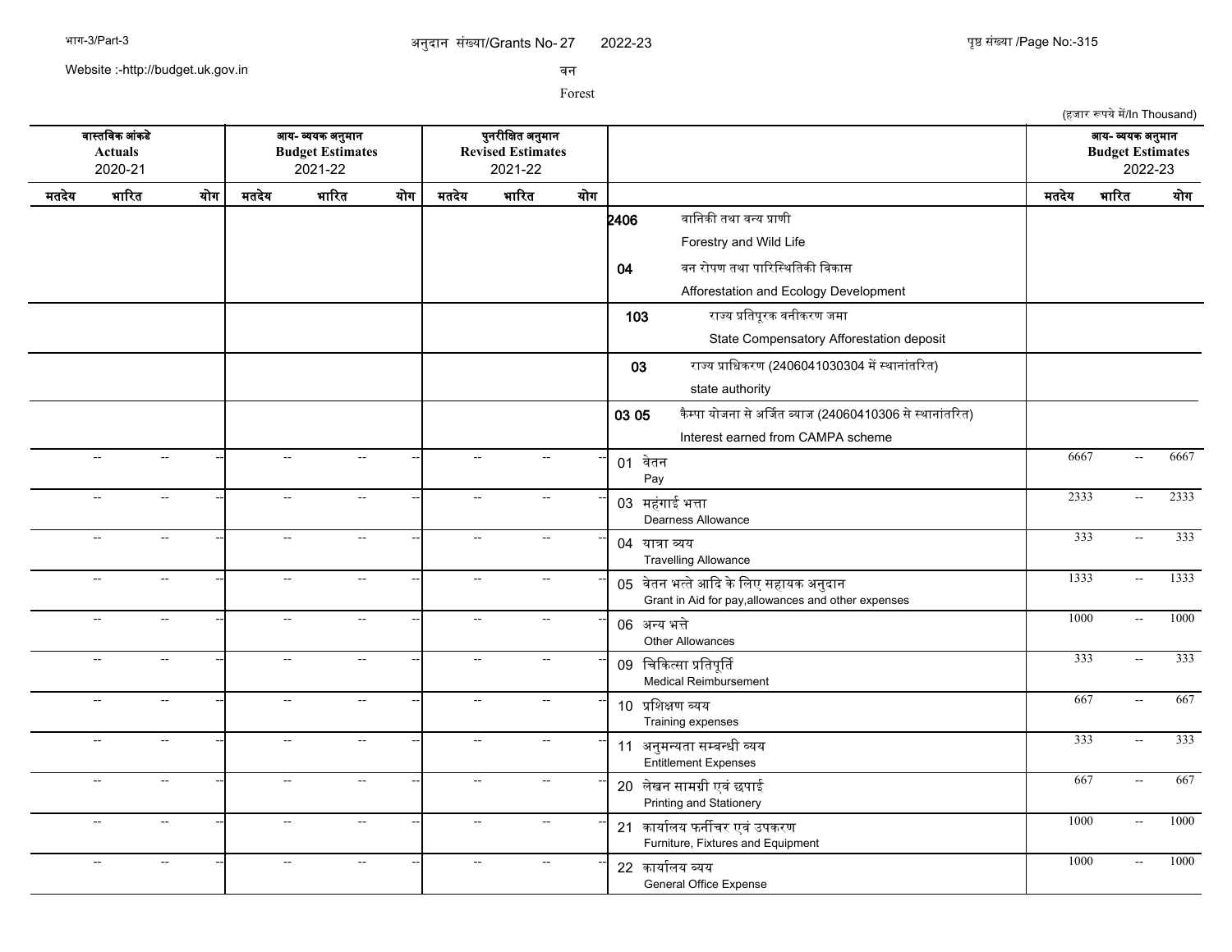अनुदान संख्या/Grants No- 27 2022-23

वन

Forest

(हजार रूपये में/In Thousand)

| वास्तविक आंकडे Actuals 2020-21 | | | आय- व्ययक अनुमान Budget Estimates 2021-22 | | | पुनरीक्षित अनुमान Revised Estimates 2021-22 | | | | आय- व्ययक अनुमान Budget Estimates 2022-23 | | |
|---|---|---|---|---|---|---|---|---|---|---|---|---|
| मतदेय | भारित | योग | मतदेय | भारित | योग | मतदेय | भारित | योग | | मतदेय | भारित | योग |
| | | | | | | | | | **2406** वानिकी तथा वन्य प्राणी Forestry and Wild Life | | | |
| | | | | | | | | | **04** वन रोपण तथा पारिस्थितिकी विकास Afforestation and Ecology Development | | | |
| | | | | | | | | | **103** राज्य प्रतिपूरक वनीकरण जमा State Compensatory Afforestation deposit | | | |
| | | | | | | | | | **03** राज्य प्राधिकरण (2406041030304 में स्थानांतरित) state authority | | | |
| | | | | | | | | | **03 05** कैम्पा योजना से अर्जित ब्याज (24060410306 से स्थानांतरित) Interest earned from CAMPA scheme | | | |
| -- | -- | -- | -- | -- | -- | -- | -- | -- | 01 वेतन Pay | 6667 | -- | 6667 |
| -- | -- | -- | -- | -- | -- | -- | -- | -- | 03 महंगाई भत्ता Dearness Allowance | 2333 | -- | 2333 |
| -- | -- | -- | -- | -- | -- | -- | -- | -- | 04 यात्रा व्यय Travelling Allowance | 333 | -- | 333 |
| -- | -- | -- | -- | -- | -- | -- | -- | -- | 05 वेतन भत्ते आदि के लिए सहायक अनुदान Grant in Aid for pay,allowances and other expenses | 1333 | -- | 1333 |
| -- | -- | -- | -- | -- | -- | -- | -- | -- | 06 अन्य भत्ते Other Allowances | 1000 | -- | 1000 |
| -- | -- | -- | -- | -- | -- | -- | -- | -- | 09 चिकित्सा प्रतिपूर्ति Medical Reimbursement | 333 | -- | 333 |
| -- | -- | -- | -- | -- | -- | -- | -- | -- | 10 प्रशिक्षण व्यय Training expenses | 667 | -- | 667 |
| -- | -- | -- | -- | -- | -- | -- | -- | -- | 11 अनुमन्यता सम्बन्धी व्यय Entitlement Expenses | 333 | -- | 333 |
| -- | -- | -- | -- | -- | -- | -- | -- | -- | 20 लेखन सामग्री एवं छपाई Printing and Stationery | 667 | -- | 667 |
| -- | -- | -- | -- | -- | -- | -- | -- | -- | 21 कार्यालय फर्नीचर एवं उपकरण Furniture, Fixtures and Equipment | 1000 | -- | 1000 |
| -- | -- | -- | -- | -- | -- | -- | -- | -- | 22 कार्यालय व्यय General Office Expense | 1000 | -- | 1000 |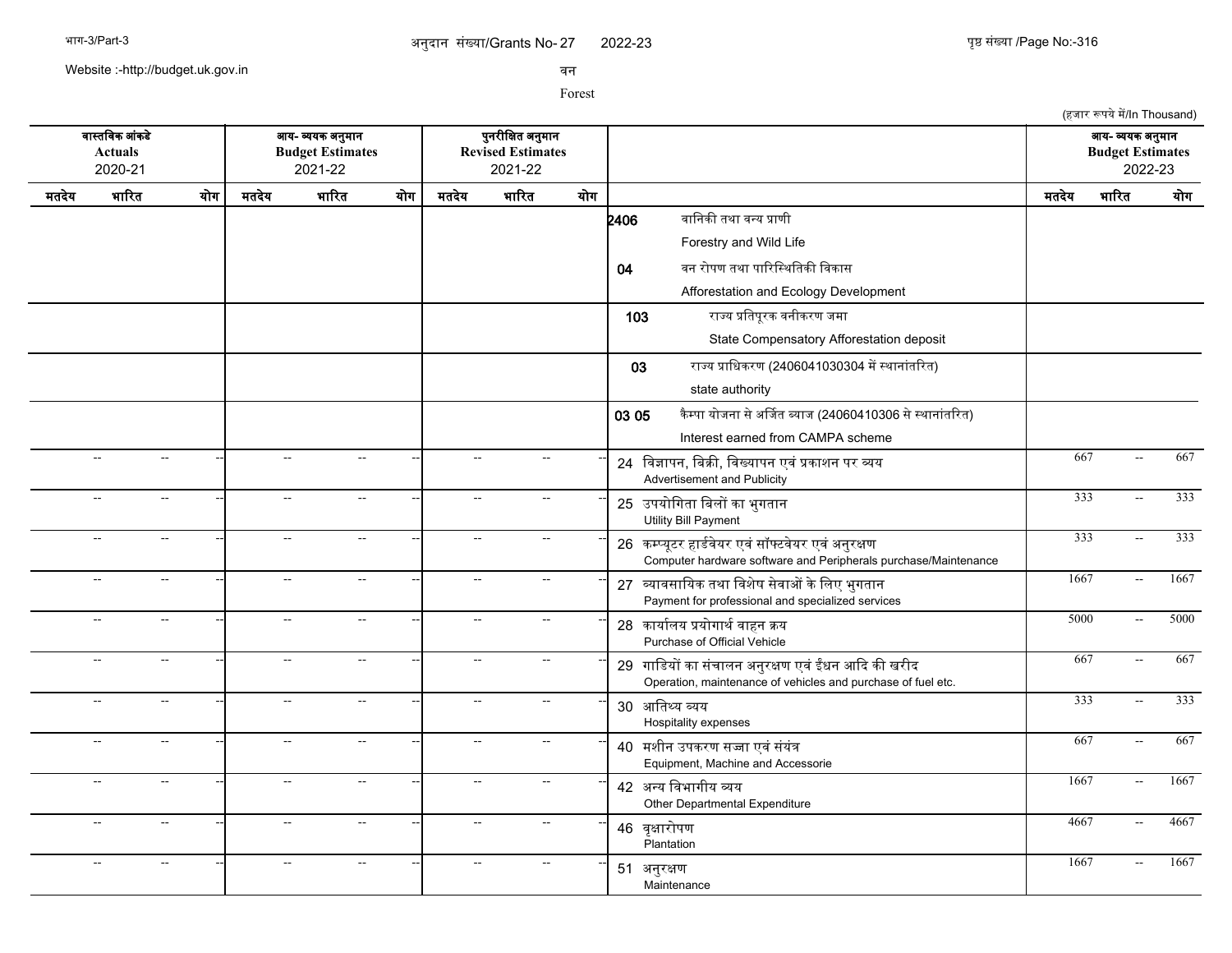अनुदान संख्या/Grants No- 27 2022-23

वन

Forest

(हजार रूपये में/In Thousand)

| वास्तविक आंकडे Actuals 2020-21 | | | आय- व्ययक अनुमान Budget Estimates 2021-22 | | | पुनरीक्षित अनुमान Revised Estimates 2021-22 | | | | आय- व्ययक अनुमान Budget Estimates 2022-23 | | |
|---|---|---|---|---|---|---|---|---|---|---|---|---|
| मतदेय | भारित | योग | मतदेय | भारित | योग | मतदेय | भारित | योग | | मतदेय | भारित | योग |
| | | | | | | | | | 2406 वानिकी तथा वन्य प्राणी Forestry and Wild Life | | | |
| | | | | | | | | | 04 वन रोपण तथा पारिस्थितिकी विकास Afforestation and Ecology Development | | | |
| | | | | | | | | | 103 राज्य प्रतिपूरक वनीकरण जमा State Compensatory Afforestation deposit | | | |
| | | | | | | | | | 03 राज्य प्राधिकरण (2406041030304 में स्थानांतरित) state authority | | | |
| | | | | | | | | | 03 05 कैम्पा योजना से अर्जित ब्याज (24060410306 से स्थानांतरित) Interest earned from CAMPA scheme | | | |
| -- | -- | -- | -- | -- | -- | -- | -- | -- | 24 विज्ञापन, बिक्री, विख्यापन एवं प्रकाशन पर व्यय Advertisement and Publicity | 667 | -- | 667 |
| -- | -- | -- | -- | -- | -- | -- | -- | -- | 25 उपयोगिता बिलों का भुगतान Utility Bill Payment | 333 | -- | 333 |
| -- | -- | -- | -- | -- | -- | -- | -- | -- | 26 कम्प्यूटर हार्डवेयर एवं सॉफ्टवेयर एवं अनुरक्षण Computer hardware software and Peripherals purchase/Maintenance | 333 | -- | 333 |
| -- | -- | -- | -- | -- | -- | -- | -- | -- | 27 व्यावसायिक तथा विशेष सेवाओं के लिए भुगतान Payment for professional and specialized services | 1667 | -- | 1667 |
| -- | -- | -- | -- | -- | -- | -- | -- | -- | 28 कार्यालय प्रयोगार्थ वाहन क्रय Purchase of Official Vehicle | 5000 | -- | 5000 |
| -- | -- | -- | -- | -- | -- | -- | -- | -- | 29 गाडियों का संचालन अनुरक्षण एवं ईंधन आदि की खरीद Operation, maintenance of vehicles and purchase of fuel etc. | 667 | -- | 667 |
| -- | -- | -- | -- | -- | -- | -- | -- | -- | 30 आतिथ्य व्यय Hospitality expenses | 333 | -- | 333 |
| -- | -- | -- | -- | -- | -- | -- | -- | -- | 40 मशीन उपकरण सज्जा एवं संयंत्र Equipment, Machine and Accessorie | 667 | -- | 667 |
| -- | -- | -- | -- | -- | -- | -- | -- | -- | 42 अन्य विभागीय व्यय Other Departmental Expenditure | 1667 | -- | 1667 |
| -- | -- | -- | -- | -- | -- | -- | -- | -- | 46 वृक्षारोपण Plantation | 4667 | -- | 4667 |
| -- | -- | -- | -- | -- | -- | -- | -- | -- | 51 अनुरक्षण Maintenance | 1667 | -- | 1667 |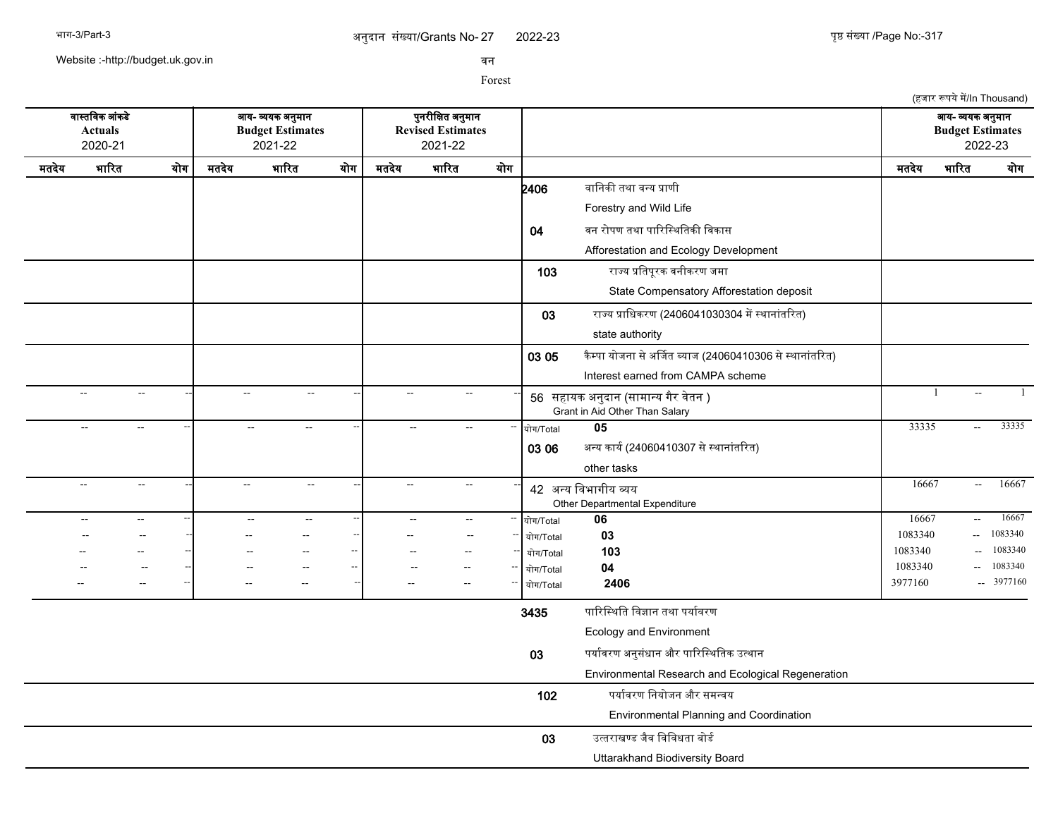अनुदान संख्या/Grants No- 27 2022-23

वन

Forest

(हजार रूपये में/In Thousand)

| वास्तविक आंकडे Actuals 2020-21 | | | आय- व्ययक अनुमान Budget Estimates 2021-22 | | | पुनरीक्षित अनुमान Revised Estimates 2021-22 | | | | आय- व्ययक अनुमान Budget Estimates 2022-23 | | |
|---|---|---|---|---|---|---|---|---|---|---|---|---|
| मतदेय | भारित | योग | मतदेय | भारित | योग | मतदेय | भारित | योग | | मतदेय | भारित | योग |
| | | | | | | | | | **2406** वानिकी तथा वन्य प्राणी Forestry and Wild Life | | | |
| | | | | | | | | | **04** वन रोपण तथा पारिस्थितिकी विकास Afforestation and Ecology Development | | | |
| | | | | | | | | | **103** राज्य प्रतिपूरक वनीकरण जमा State Compensatory Afforestation deposit | | | |
| | | | | | | | | | **03** राज्य प्राधिकरण (2406041030304 में स्थानांतरित) state authority | | | |
| | | | | | | | | | **03 05** कैम्पा योजना से अर्जित ब्याज (24060410306 से स्थानांतरित) Interest earned from CAMPA scheme | | | |
| -- | -- | -- | -- | -- | -- | -- | -- | -- | 56 सहायक अनुदान (सामान्य गैर वेतन ) Grant in Aid Other Than Salary | 1 | -- | 1 |
| -- | -- | -- | -- | -- | -- | -- | -- | -- | योग/Total **05** | 33335 | -- | 33335 |
| | | | | | | | | | **03 06** अन्य कार्य (24060410307 से स्थानांतरित) other tasks | | | |
| -- | -- | -- | -- | -- | -- | -- | -- | -- | 42 अन्य विभागीय व्यय Other Departmental Expenditure | 16667 | -- | 16667 |
| -- | -- | -- | -- | -- | -- | -- | -- | -- | योग/Total **06** | 16667 | -- | 16667 |
| -- | -- | -- | -- | -- | -- | -- | -- | -- | योग/Total **03** | 1083340 | -- | 1083340 |
| -- | -- | -- | -- | -- | -- | -- | -- | -- | योग/Total **103** | 1083340 | -- | 1083340 |
| -- | -- | -- | -- | -- | -- | -- | -- | -- | योग/Total **04** | 1083340 | -- | 1083340 |
| -- | -- | -- | -- | -- | -- | -- | -- | -- | योग/Total **2406** | 3977160 | -- | 3977160 |
| | | | | | | | | | **3435** पारिस्थिति विज्ञान तथा पर्यावरण Ecology and Environment | | | |
| | | | | | | | | | **03** पर्यावरण अनुसंधान और पारिस्थितिक उत्थान Environmental Research and Ecological Regeneration | | | |
| | | | | | | | | | **102** पर्यावरण नियोजन और समन्वय Environmental Planning and Coordination | | | |
| | | | | | | | | | **03** उत्तराखण्ड जैव विविधता बोर्ड Uttarakhand Biodiversity Board | | | |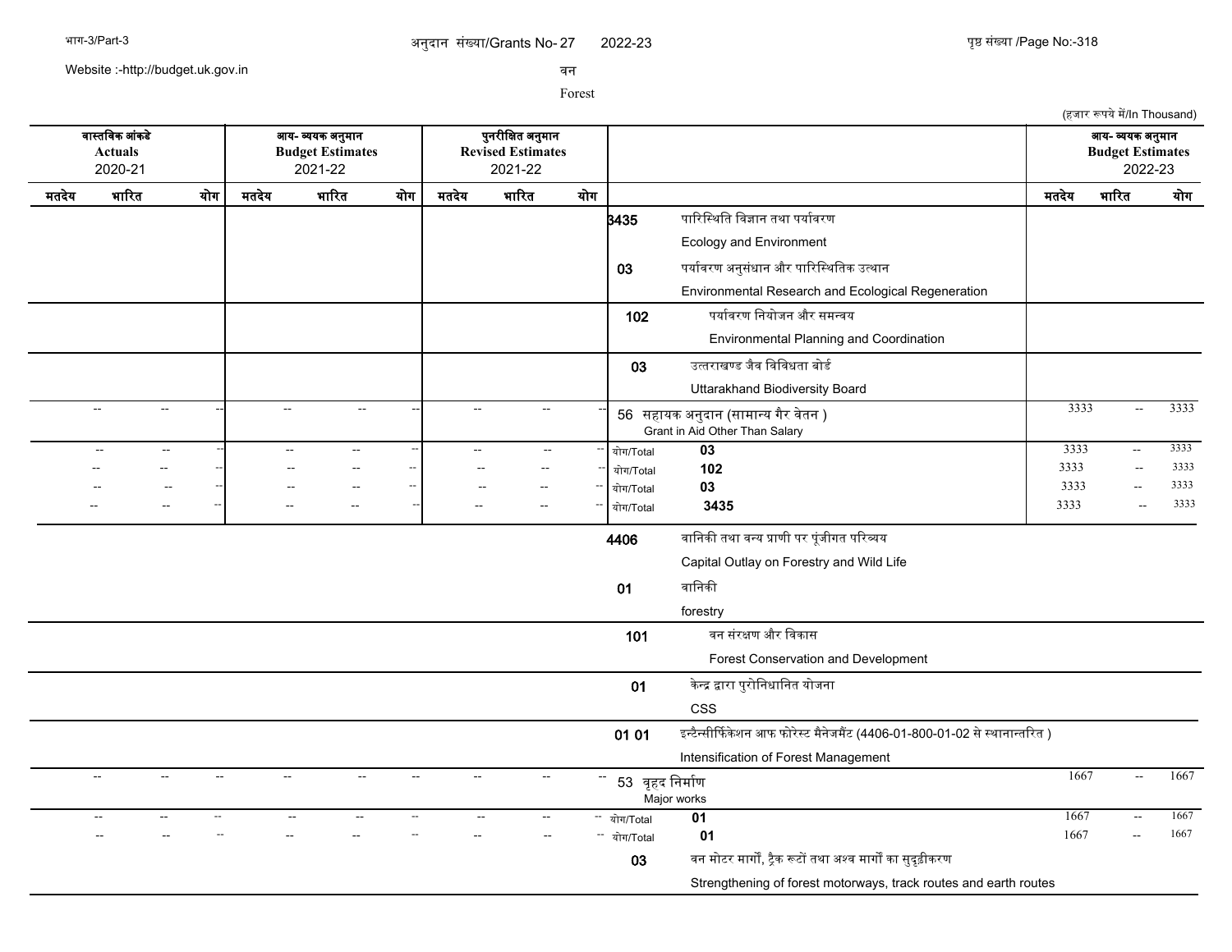अनुदान संख्या/Grants No- 27 2022-23

वन

Forest

(हजार रूपये में/In Thousand)

| वास्तविक आंकडे Actuals 2020-21 | | | आय- व्ययक अनुमान Budget Estimates 2021-22 | | | पुनरीक्षित अनुमान Revised Estimates 2021-22 | | | | आय- व्ययक अनुमान Budget Estimates 2022-23 | | |
|---|---|---|---|---|---|---|---|---|---|---|---|---|
| मतदेय | भारित | योग | मतदेय | भारित | योग | मतदेय | भारित | योग | | मतदेय | भारित | योग |
| | | | | | | | | | **3435** पारिस्थिति विज्ञान तथा पर्यावरण Ecology and Environment | | | |
| | | | | | | | | | **03** पर्यावरण अनुसंधान और पारिस्थितिक उत्थान Environmental Research and Ecological Regeneration | | | |
| | | | | | | | | | **102** पर्यावरण नियोजन और समन्वय Environmental Planning and Coordination | | | |
| | | | | | | | | | **03** उत्तराखण्ड जैव विविधता बोर्ड Uttarakhand Biodiversity Board | | | |
| -- | -- | -- | -- | -- | -- | -- | -- | -- | 56 सहायक अनुदान (सामान्य गैर वेतन ) Grant in Aid Other Than Salary | 3333 | -- | 3333 |
| -- | -- | -- | -- | -- | -- | -- | -- | -- | योग/Total **03** | 3333 | -- | 3333 |
| -- | -- | -- | -- | -- | -- | -- | -- | -- | योग/Total **102** | 3333 | -- | 3333 |
| -- | -- | -- | -- | -- | -- | -- | -- | -- | योग/Total **03** | 3333 | -- | 3333 |
| -- | -- | -- | -- | -- | -- | -- | -- | -- | योग/Total **3435** | 3333 | -- | 3333 |
| | | | | | | | | | **4406** वानिकी तथा वन्य प्राणी पर पूंजीगत परिव्यय Capital Outlay on Forestry and Wild Life | | | |
| | | | | | | | | | **01** वानिकी forestry | | | |
| | | | | | | | | | **101** वन संरक्षण और विकास Forest Conservation and Development | | | |
| | | | | | | | | | **01** केन्द्र द्वारा पुरोनिधानित योजना CSS | | | |
| | | | | | | | | | **01 01** इन्टैन्सीर्फिकेशन आफ फोरेस्ट मैनेजमैंट (4406-01-800-01-02 से स्थानान्तरित ) Intensification of Forest Management | | | |
| -- | -- | -- | -- | -- | -- | -- | -- | -- | 53 वृहद निर्माण Major works | 1667 | -- | 1667 |
| -- | -- | -- | -- | -- | -- | -- | -- | -- | योग/Total **01** | 1667 | -- | 1667 |
| -- | -- | -- | -- | -- | -- | -- | -- | -- | योग/Total **01** | 1667 | -- | 1667 |
| | | | | | | | | | **03** वन मोटर मार्गों, ट्रैक रूटों तथा अश्व मार्गो का सुदृढ़ीकरण Strengthening of forest motorways, track routes and earth routes | | | |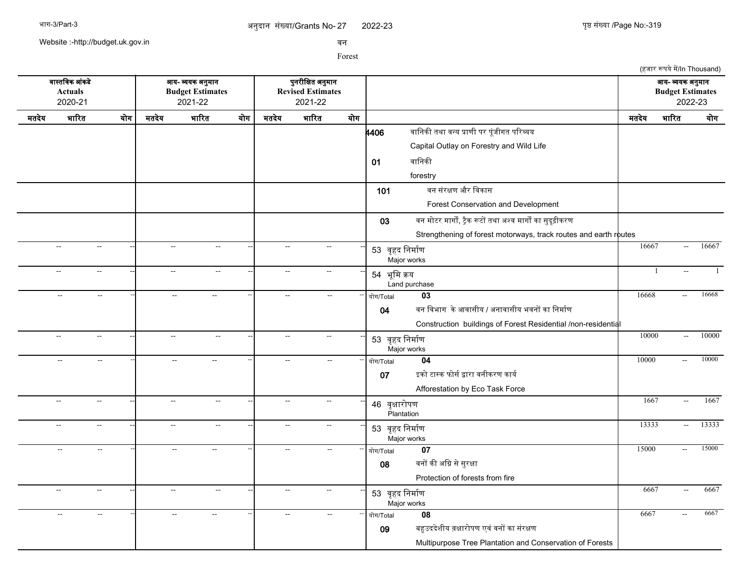अनुदान संख्या/Grants No- 27 2022-23

वन

Forest

(हजार रूपये में/In Thousand)

| वास्तविक आंकडे Actuals 2020-21 | | | आय- व्ययक अनुमान Budget Estimates 2021-22 | | | पुनरीक्षित अनुमान Revised Estimates 2021-22 | | | | आय- व्ययक अनुमान Budget Estimates 2022-23 | | |
|---|---|---|---|---|---|---|---|---|---|---|---|---|
| मतदेय | भारित | योग | मतदेय | भारित | योग | मतदेय | भारित | योग | | मतदेय | भारित | योग |
| | | | | | | | | | **4406** वानिकी तथा वन्य प्राणी पर पूंजीगत परिव्यय Capital Outlay on Forestry and Wild Life | | | |
| | | | | | | | | | **01** वानिकी forestry | | | |
| | | | | | | | | | **101** वन संरक्षण और विकास Forest Conservation and Development | | | |
| | | | | | | | | | **03** वन मोटर मार्गों, ट्रैक रूटों तथा अश्व मार्गों का सुदृढ़ीकरण Strengthening of forest motorways, track routes and earth routes | | | |
| -- | -- | -- | -- | -- | -- | -- | -- | -- | 53 वृहद निर्माण Major works | 16667 | -- | 16667 |
| -- | -- | -- | -- | -- | -- | -- | -- | -- | 54 भूमि क्रय Land purchase | 1 | -- | 1 |
| -- | -- | -- | -- | -- | -- | -- | -- | -- | योग/Total **03** | 16668 | -- | 16668 |
| | | | | | | | | | **04** वन विभाग के आवासीय / अनावासीय भवनों का निर्माण Construction buildings of Forest Residential /non-residential | | | |
| -- | -- | -- | -- | -- | -- | -- | -- | -- | 53 वृहद निर्माण Major works | 10000 | -- | 10000 |
| -- | -- | -- | -- | -- | -- | -- | -- | -- | योग/Total **04** | 10000 | -- | 10000 |
| | | | | | | | | | **07** इको टास्क फोर्स द्वारा वनीकरण कार्य Afforestation by Eco Task Force | | | |
| -- | -- | -- | -- | -- | -- | -- | -- | -- | 46 वृक्षारोपण Plantation | 1667 | -- | 1667 |
| -- | -- | -- | -- | -- | -- | -- | -- | -- | 53 वृहद निर्माण Major works | 13333 | -- | 13333 |
| -- | -- | -- | -- | -- | -- | -- | -- | -- | योग/Total **07** | 15000 | -- | 15000 |
| | | | | | | | | | **08** वनों की अग्नि से सुरक्षा Protection of forests from fire | | | |
| -- | -- | -- | -- | -- | -- | -- | -- | -- | 53 वृहद निर्माण Major works | 6667 | -- | 6667 |
| -- | -- | -- | -- | -- | -- | -- | -- | -- | योग/Total **08** | 6667 | -- | 6667 |
| | | | | | | | | | **09** बहुउददेशीय व्रक्षारोपण एवं वनों का संरक्षण Multipurpose Tree Plantation and Conservation of Forests | | | |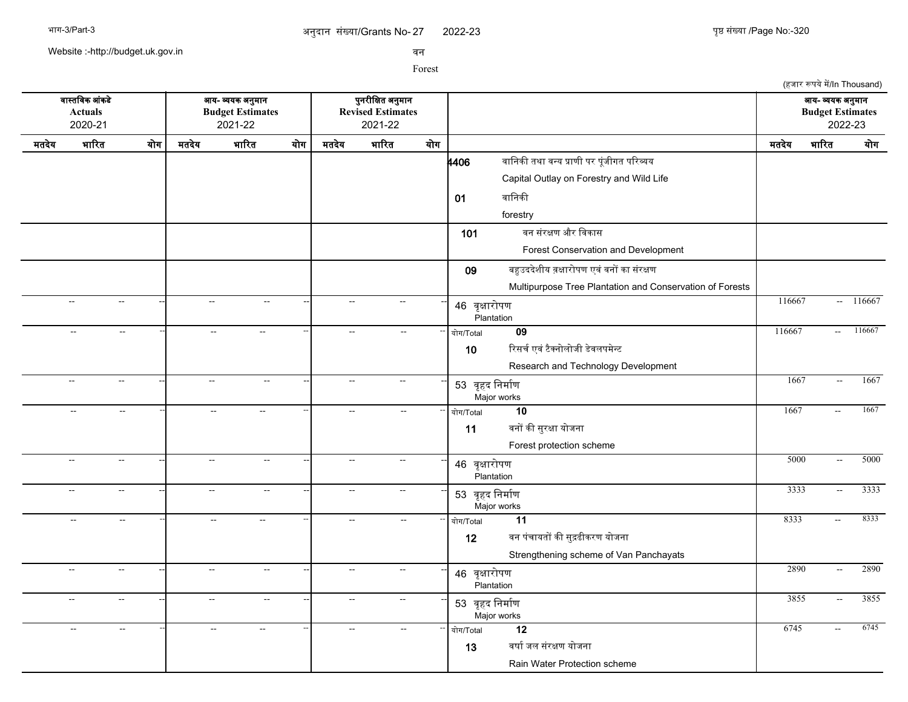अनुदान संख्या/Grants No- 27 2022-23

वन

Forest

(हजार रूपये में/In Thousand)

| वास्तविक आंकडे Actuals 2020-21 | | | आय- व्ययक अनुमान Budget Estimates 2021-22 | | | पुनरीक्षित अनुमान Revised Estimates 2021-22 | | | | आय- व्ययक अनुमान Budget Estimates 2022-23 | | |
|---|---|---|---|---|---|---|---|---|---|---|---|---|
| मतदेय | भारित | योग | मतदेय | भारित | योग | मतदेय | भारित | योग | | मतदेय | भारित | योग |
| | | | | | | | | | **4406** वानिकी तथा वन्य प्राणी पर पूंजीगत परिव्यय Capital Outlay on Forestry and Wild Life | | | |
| | | | | | | | | | **01** वानिकी forestry | | | |
| | | | | | | | | | **101** वन संरक्षण और विकास Forest Conservation and Development | | | |
| | | | | | | | | | **09** बहुउददेशीय व्रक्षारोपण एवं वनों का संरक्षण Multipurpose Tree Plantation and Conservation of Forests | | | |
| -- | -- | -- | -- | -- | -- | -- | -- | -- | 46 वृक्षारोपण Plantation | 116667 | -- | 116667 |
| -- | -- | -- | -- | -- | -- | -- | -- | -- | योग/Total **09** | 116667 | -- | 116667 |
| | | | | | | | | | **10** रिसर्च एवं टैक्नोलोजी डेवलपमेन्ट Research and Technology Development | | | |
| -- | -- | -- | -- | -- | -- | -- | -- | -- | 53 वृहद निर्माण Major works | 1667 | -- | 1667 |
| -- | -- | -- | -- | -- | -- | -- | -- | -- | योग/Total **10** | 1667 | -- | 1667 |
| | | | | | | | | | **11** वनों की सुरक्षा योजना Forest protection scheme | | | |
| -- | -- | -- | -- | -- | -- | -- | -- | -- | 46 वृक्षारोपण Plantation | 5000 | -- | 5000 |
| -- | -- | -- | -- | -- | -- | -- | -- | -- | 53 वृहद निर्माण Major works | 3333 | -- | 3333 |
| -- | -- | -- | -- | -- | -- | -- | -- | -- | योग/Total **11** | 8333 | -- | 8333 |
| | | | | | | | | | **12** वन पंचायतों की सुद्रढीकरण योजना Strengthening scheme of Van Panchayats | | | |
| -- | -- | -- | -- | -- | -- | -- | -- | -- | 46 वृक्षारोपण Plantation | 2890 | -- | 2890 |
| -- | -- | -- | -- | -- | -- | -- | -- | -- | 53 वृहद निर्माण Major works | 3855 | -- | 3855 |
| -- | -- | -- | -- | -- | -- | -- | -- | -- | योग/Total **12** | 6745 | -- | 6745 |
| | | | | | | | | | **13** वर्षा जल संरक्षण योजना Rain Water Protection scheme | | | |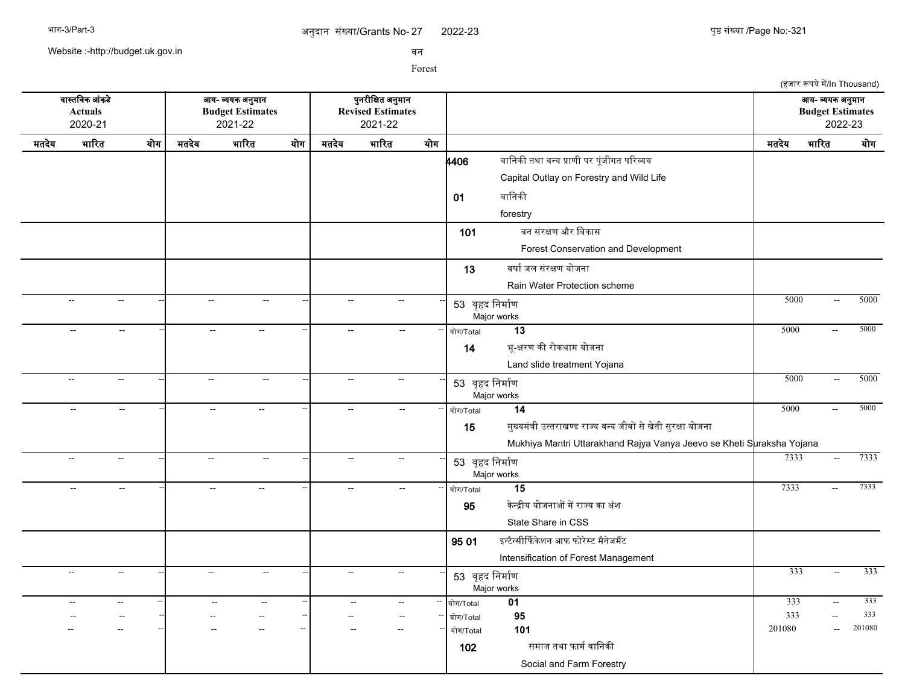अनुदान संख्या/Grants No- 27 2022-23

वन

Forest

(हजार रूपये में/In Thousand)

| वास्तविक आंकडे Actuals 2020-21 | | | आय- व्ययक अनुमान Budget Estimates 2021-22 | | | पुनरीक्षित अनुमान Revised Estimates 2021-22 | | | | आय- व्ययक अनुमान Budget Estimates 2022-23 | | |
|---|---|---|---|---|---|---|---|---|---|---|---|---|
| मतदेय | भारित | योग | मतदेय | भारित | योग | मतदेय | भारित | योग | | मतदेय | भारित | योग |
| | | | | | | | | | 4406 वानिकी तथा वन्य प्राणी पर पूंजीगत परिव्यय Capital Outlay on Forestry and Wild Life | | | |
| | | | | | | | | | 01 वानिकी forestry | | | |
| | | | | | | | | | 101 वन संरक्षण और विकास Forest Conservation and Development | | | |
| | | | | | | | | | 13 वर्षा जल संरक्षण योजना Rain Water Protection scheme | | | |
| -- | -- | -- | -- | -- | -- | -- | -- | -- | 53 वृहद निर्माण Major works | 5000 | -- | 5000 |
| -- | -- | -- | -- | -- | -- | -- | -- | -- | योग/Total 13 | 5000 | -- | 5000 |
| | | | | | | | | | 14 भू-क्षरण की रोकथाम योजना Land slide treatment Yojana | | | |
| -- | -- | -- | -- | -- | -- | -- | -- | -- | 53 वृहद निर्माण Major works | 5000 | -- | 5000 |
| -- | -- | -- | -- | -- | -- | -- | -- | -- | योग/Total 14 | 5000 | -- | 5000 |
| | | | | | | | | | 15 मुख्यमंत्री उत्तराखण्ड राज्य वन्य जीवों से खेती सुरक्षा योजना Mukhiya Mantri Uttarakhand Rajya Vanya Jeevo se Kheti Suraksha Yojana | | | |
| -- | -- | -- | -- | -- | -- | -- | -- | -- | 53 वृहद निर्माण Major works | 7333 | -- | 7333 |
| -- | -- | -- | -- | -- | -- | -- | -- | -- | योग/Total 15 | 7333 | -- | 7333 |
| | | | | | | | | | 95 केन्द्रीय योजनाओं में राज्य का अंश State Share in CSS | | | |
| | | | | | | | | | 95 01 इन्टैन्सीफिकेशन आफ फोरेस्ट मैनेजमैंट Intensification of Forest Management | | | |
| -- | -- | -- | -- | -- | -- | -- | -- | -- | 53 वृहद निर्माण Major works | 333 | -- | 333 |
| -- | -- | -- | -- | -- | -- | -- | -- | -- | योग/Total 01 | 333 | -- | 333 |
| -- | -- | -- | -- | -- | -- | -- | -- | -- | योग/Total 95 | 333 | -- | 333 |
| -- | -- | -- | -- | -- | -- | -- | -- | -- | योग/Total 101 | 201080 | -- | 201080 |
| | | | | | | | | | 102 समाज तथा फार्म वानिकी Social and Farm Forestry | | | |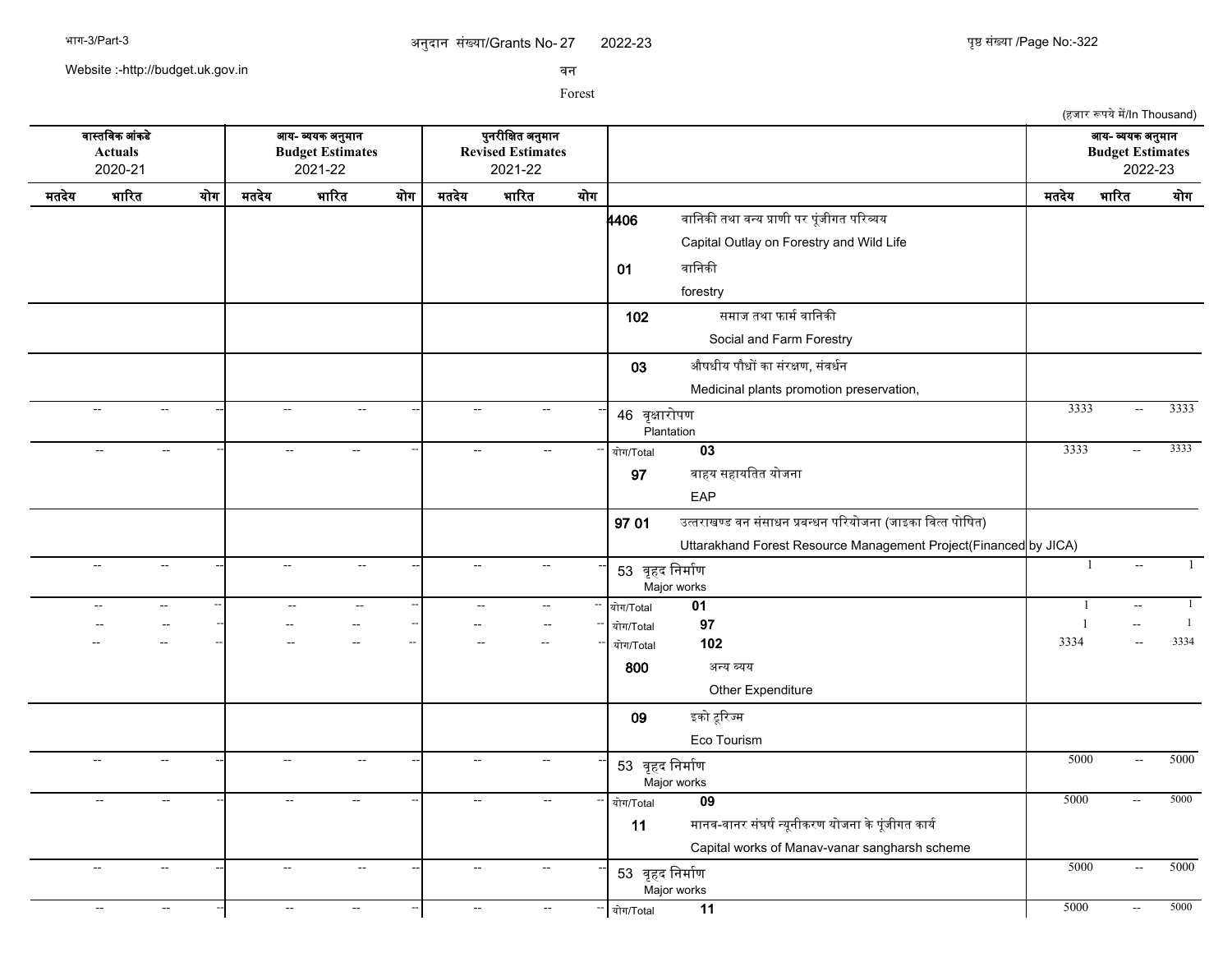अनुदान संख्या/Grants No- 27 2022-23

वन

Forest

(हजार रूपये में/In Thousand)

| वास्तविक आंकडे Actuals 2020-21 | | | आय- व्ययक अनुमान Budget Estimates 2021-22 | | | पुनरीक्षित अनुमान Revised Estimates 2021-22 | | | | आय- व्ययक अनुमान Budget Estimates 2022-23 | | |
|---|---|---|---|---|---|---|---|---|---|---|---|---|
| मतदेय | भारित | योग | मतदेय | भारित | योग | मतदेय | भारित | योग | | मतदेय | भारित | योग |
| | | | | | | | | | 4406 वानिकी तथा वन्य प्राणी पर पूंजीगत परिव्यय Capital Outlay on Forestry and Wild Life | | | |
| | | | | | | | | | 01 वानिकी forestry | | | |
| | | | | | | | | | 102 समाज तथा फार्म वानिकी Social and Farm Forestry | | | |
| | | | | | | | | | 03 औषधीय पौधों का संरक्षण, संवर्धन Medicinal plants promotion preservation, | | | |
| -- | -- | -- | -- | -- | -- | -- | -- | -- | 46 वृक्षारोपण Plantation | 3333 | -- | 3333 |
| -- | -- | -- | -- | -- | -- | -- | -- | -- | योग/Total 03 | 3333 | -- | 3333 |
| | | | | | | | | | 97 वाहय सहायतित योजना EAP | | | |
| | | | | | | | | | 97 01 उत्तराखण्ड वन संसाधन प्रबन्धन परियोजना (जाइका वित्त पोषित) Uttarakhand Forest Resource Management Project(Financed by JICA) | | | |
| -- | -- | -- | -- | -- | -- | -- | -- | -- | 53 वृहद निर्माण Major works | 1 | -- | 1 |
| -- | -- | -- | -- | -- | -- | -- | -- | -- | योग/Total 01 | 1 | -- | 1 |
| -- | -- | -- | -- | -- | -- | -- | -- | -- | योग/Total 97 | 1 | -- | 1 |
| -- | -- | -- | -- | -- | -- | -- | -- | -- | योग/Total 102 | 3334 | -- | 3334 |
| | | | | | | | | | 800 अन्य व्यय Other Expenditure | | | |
| | | | | | | | | | 09 इको टूरिज्म Eco Tourism | | | |
| -- | -- | -- | -- | -- | -- | -- | -- | -- | 53 वृहद निर्माण Major works | 5000 | -- | 5000 |
| -- | -- | -- | -- | -- | -- | -- | -- | -- | योग/Total 09 | 5000 | -- | 5000 |
| | | | | | | | | | 11 मानव-वानर संघर्ष न्यूनीकरण योजना के पूंजीगत कार्य Capital works of Manav-vanar sangharsh scheme | | | |
| -- | -- | -- | -- | -- | -- | -- | -- | -- | 53 वृहद निर्माण Major works | 5000 | -- | 5000 |
| -- | -- | -- | -- | -- | -- | -- | -- | -- | योग/Total 11 | 5000 | -- | 5000 |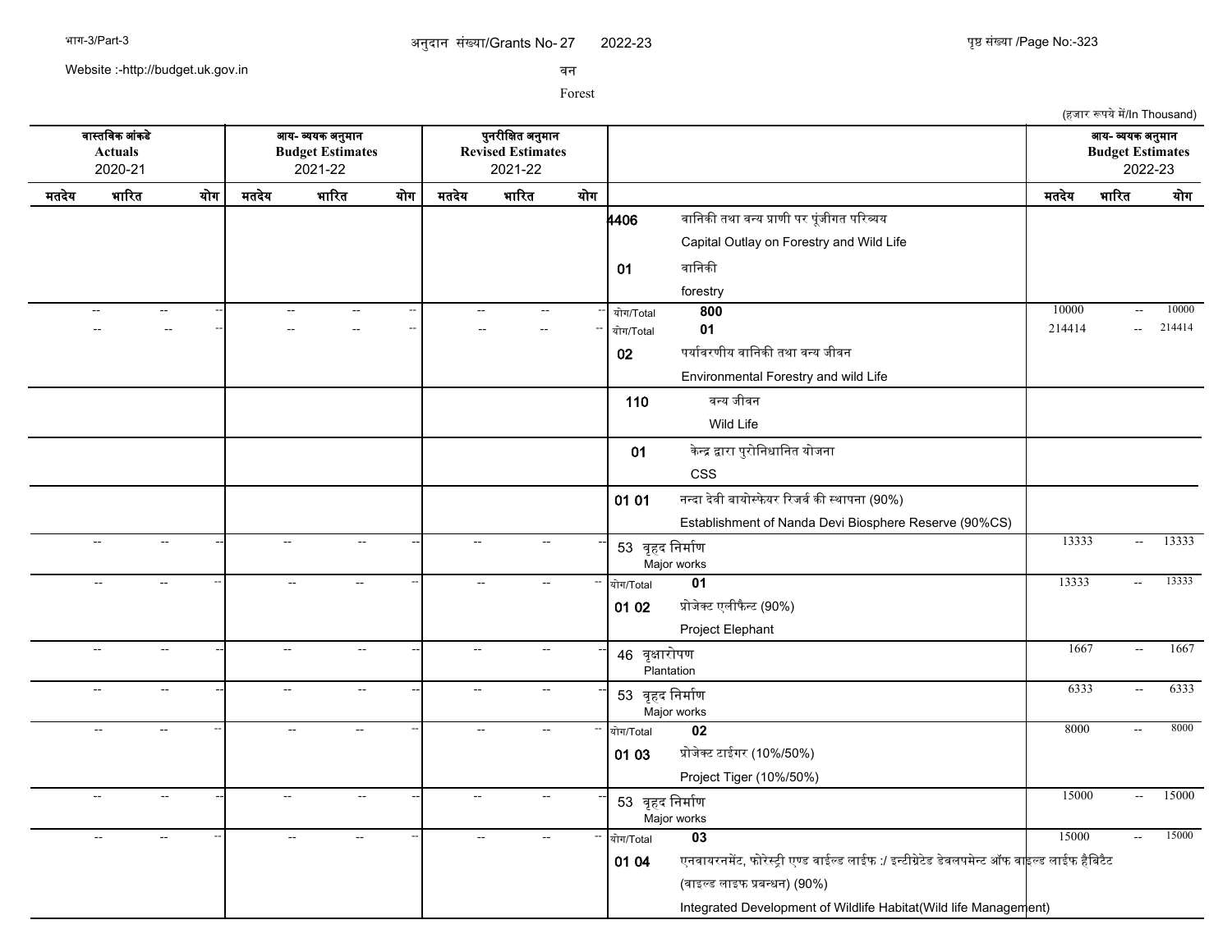अनुदान संख्या/Grants No- 27 2022-23

वन

Forest

(हजार रूपये में/In Thousand)

| वास्तविक आंकडे Actuals 2020-21 | | | आय- व्ययक अनुमान Budget Estimates 2021-22 | | | पुनरीक्षित अनुमान Revised Estimates 2021-22 | | | | आय- व्ययक अनुमान Budget Estimates 2022-23 | | |
|---|---|---|---|---|---|---|---|---|---|---|---|---|
| मतदेय | भारित | योग | मतदेय | भारित | योग | मतदेय | भारित | योग | | मतदेय | भारित | योग |
| | | | | | | | | | 4406 वानिकी तथा वन्य प्राणी पर पूंजीगत परिव्यय Capital Outlay on Forestry and Wild Life | | | |
| | | | | | | | | | 01 वानिकी forestry | | | |
| -- | -- | -- | -- | -- | -- | -- | -- | -- | योग/Total 800 | 10000 | -- | 10000 |
| -- | -- | -- | -- | -- | -- | -- | -- | -- | योग/Total 01 | 214414 | -- | 214414 |
| | | | | | | | | | 02 पर्यावरणीय वानिकी तथा वन्य जीवन Environmental Forestry and wild Life | | | |
| | | | | | | | | | 110 वन्य जीवन Wild Life | | | |
| | | | | | | | | | 01 केन्द्र द्वारा पुरोनिधानित योजना CSS | | | |
| | | | | | | | | | 01 01 नन्दा देवी बायोस्फेयर रिजर्व की स्थापना (90%) Establishment of Nanda Devi Biosphere Reserve (90%CS) | | | |
| -- | -- | -- | -- | -- | -- | -- | -- | -- | 53 वृहद निर्माण Major works | 13333 | -- | 13333 |
| -- | -- | -- | -- | -- | -- | -- | -- | -- | योग/Total 01 | 13333 | -- | 13333 |
| | | | | | | | | | 01 02 प्रोजेक्ट एलीफैन्ट (90%) Project Elephant | | | |
| -- | -- | -- | -- | -- | -- | -- | -- | -- | 46 वृक्षारोपण Plantation | 1667 | -- | 1667 |
| -- | -- | -- | -- | -- | -- | -- | -- | -- | 53 वृहद निर्माण Major works | 6333 | -- | 6333 |
| -- | -- | -- | -- | -- | -- | -- | -- | -- | योग/Total 02 | 8000 | -- | 8000 |
| | | | | | | | | | 01 03 प्रोजेक्ट टाईगर (10%/50%) Project Tiger (10%/50%) | | | |
| -- | -- | -- | -- | -- | -- | -- | -- | -- | 53 वृहद निर्माण Major works | 15000 | -- | 15000 |
| -- | -- | -- | -- | -- | -- | -- | -- | -- | योग/Total 03 | 15000 | -- | 15000 |
| | | | | | | | | | 01 04 एनवायरनमेंट, फोरेस्ट्री एण्ड वाईल्ड लाईफ :/ इन्टीग्रेटेड डेवलपमेन्ट ऑफ वाइल्ड लाईफ हैबिटैट (वाइल्ड लाइफ प्रबन्धन) (90%) Integrated Development of Wildlife Habitat(Wild life Management) | | | |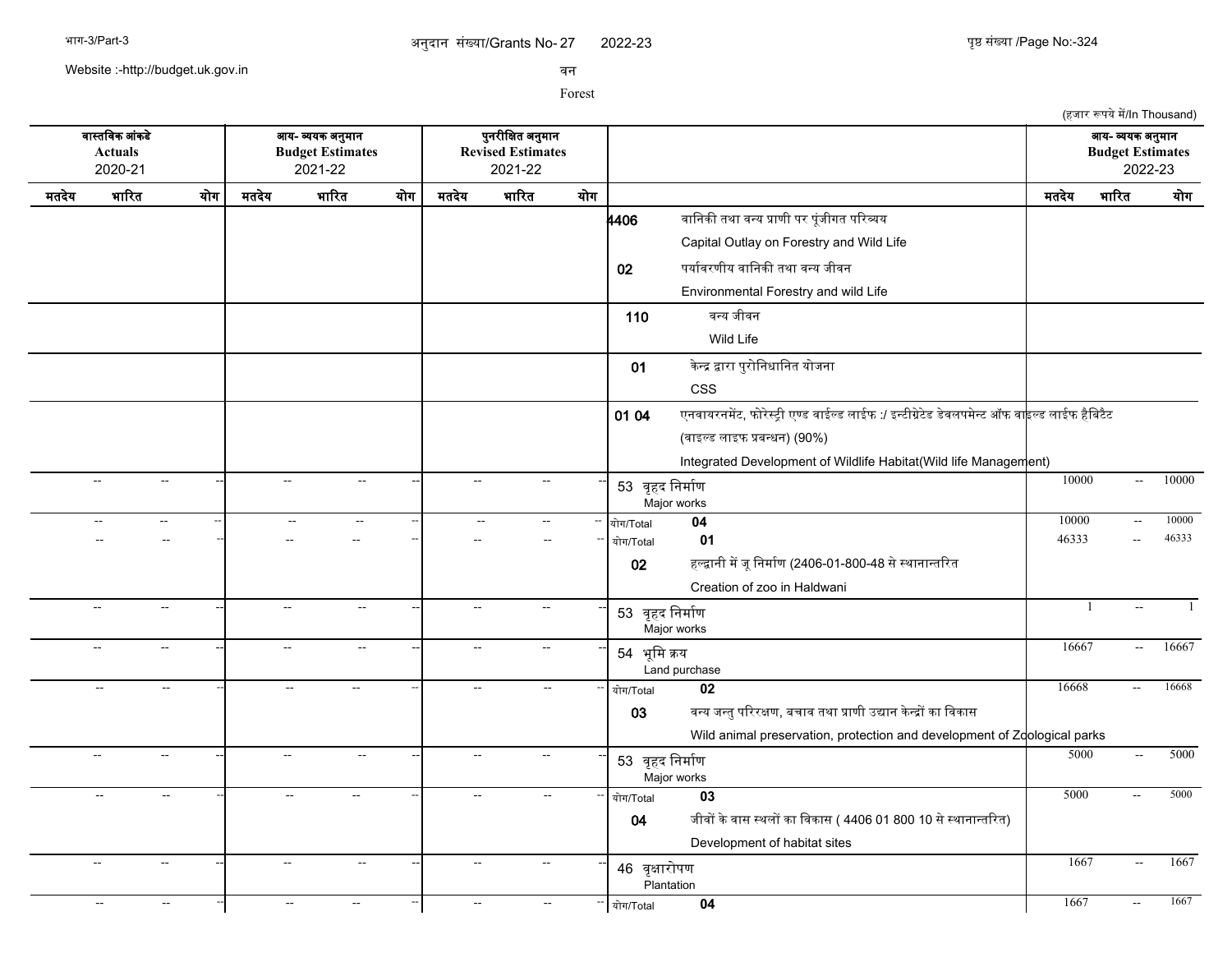वन

Forest

(हज़ार रूपये में/In Thousand)

| वास्तविक आंकडे Actuals 2020-21 | | | आय- व्ययक अनुमान Budget Estimates 2021-22 | | | पुनरीक्षित अनुमान Revised Estimates 2021-22 | | | | आय- व्ययक अनुमान Budget Estimates 2022-23 | | |
|---|---|---|---|---|---|---|---|---|---|---|---|---|
| मतदेय | भारित | योग | मतदेय | भारित | योग | मतदेय | भारित | योग | | मतदेय | भारित | योग |
| | | | | | | | | | 4406 वानिकी तथा वन्य प्राणी पर पूंजीगत परिव्यय Capital Outlay on Forestry and Wild Life | | | |
| | | | | | | | | | 02 पर्यावरणीय वानिकी तथा वन्य जीवन Environmental Forestry and wild Life | | | |
| | | | | | | | | | 110 वन्य जीवन Wild Life | | | |
| | | | | | | | | | 01 केन्द्र द्वारा पुरोनिधानित योजना CSS | | | |
| | | | | | | | | | 01 04 एनवायरनमेंट, फोरेस्ट्री एण्ड वाईल्ड लाईफ :/ इन्टीग्रेटेड डेवलपमेन्ट ऑफ वाइल्ड लाईफ हैबिटैट (वाइल्ड लाइफ प्रबन्धन) (90%) Integrated Development of Wildlife Habitat(Wild life Management) | | | |
| -- | -- | -- | -- | -- | -- | -- | -- | -- | 53 वृहद निर्माण Major works | 10000 | -- | 10000 |
| -- | -- | -- | -- | -- | -- | -- | -- | -- | योग/Total 04 | 10000 | -- | 10000 |
| -- | -- | -- | -- | -- | -- | -- | -- | -- | योग/Total 01 | 46333 | -- | 46333 |
| | | | | | | | | | 02 हल्द्वानी में जू निर्माण (2406-01-800-48 से स्थानान्तरित Creation of zoo in Haldwani | | | |
| -- | -- | -- | -- | -- | -- | -- | -- | -- | 53 वृहद निर्माण Major works | 1 | -- | 1 |
| -- | -- | -- | -- | -- | -- | -- | -- | -- | 54 भूमि क्रय Land purchase | 16667 | -- | 16667 |
| -- | -- | -- | -- | -- | -- | -- | -- | -- | योग/Total 02 | 16668 | -- | 16668 |
| | | | | | | | | | 03 वन्य जन्तु परिरक्षण, बचाव तथा प्राणी उद्यान केन्द्रों का विकास Wild animal preservation, protection and development of Zoological parks | | | |
| -- | -- | -- | -- | -- | -- | -- | -- | -- | 53 वृहद निर्माण Major works | 5000 | -- | 5000 |
| -- | -- | -- | -- | -- | -- | -- | -- | -- | योग/Total 03 | 5000 | -- | 5000 |
| | | | | | | | | | 04 जीवों के वास स्थलों का विकास ( 4406 01 800 10 से स्थानान्तरित) Development of habitat sites | | | |
| -- | -- | -- | -- | -- | -- | -- | -- | -- | 46 वृक्षारोपण Plantation | 1667 | -- | 1667 |
| -- | -- | -- | -- | -- | -- | -- | -- | -- | योग/Total 04 | 1667 | -- | 1667 |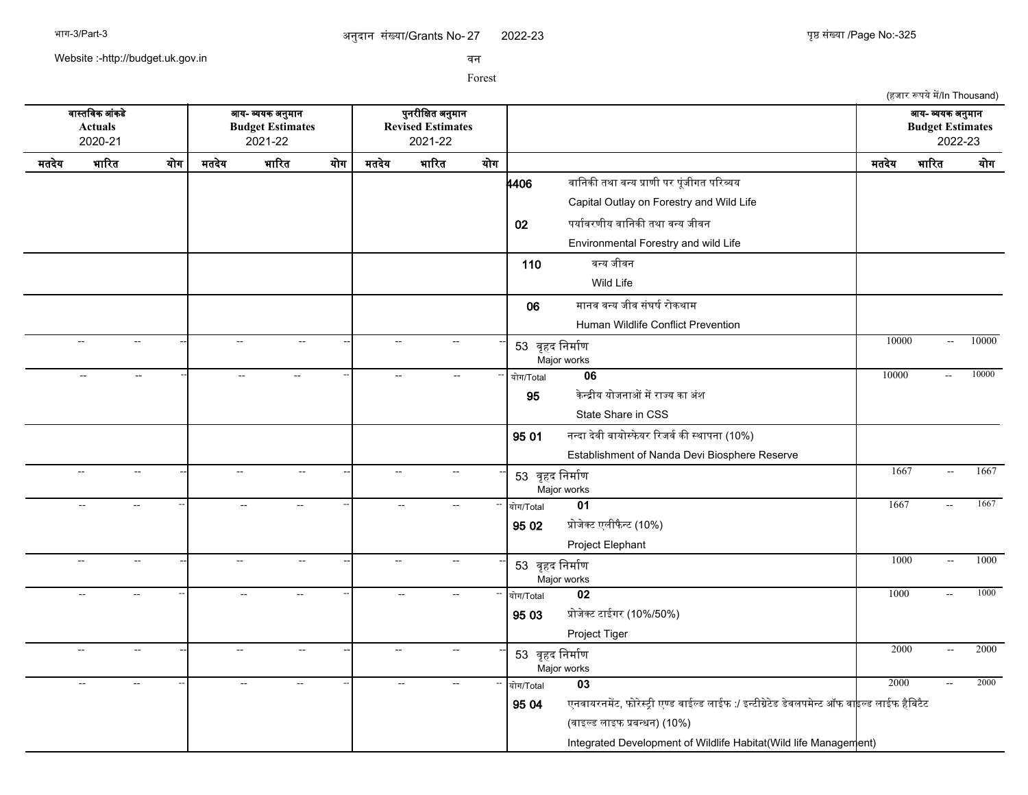अनुदान संख्या/Grants No- 27 2022-23

वन

Forest

(हजार रूपये में/In Thousand)

| वास्तविक आंकडे Actuals 2020-21 | | | आय- व्ययक अनुमान Budget Estimates 2021-22 | | | पुनरीक्षित अनुमान Revised Estimates 2021-22 | | | | आय- व्ययक अनुमान Budget Estimates 2022-23 | | |
|---|---|---|---|---|---|---|---|---|---|---|---|---|
| मतदेय | भारित | योग | मतदेय | भारित | योग | मतदेय | भारित | योग | | मतदेय | भारित | योग |
| | | | | | | | | | **4406** वानिकी तथा वन्य प्राणी पर पूंजीगत परिव्यय Capital Outlay on Forestry and Wild Life | | | |
| | | | | | | | | | **02** पर्यावरणीय वानिकी तथा वन्य जीवन Environmental Forestry and wild Life | | | |
| | | | | | | | | | **110** वन्य जीवन Wild Life | | | |
| | | | | | | | | | **06** मानव वन्य जीव संघर्ष रोकथाम Human Wildlife Conflict Prevention | | | |
| -- | -- | -- | -- | -- | -- | -- | -- | -- | 53 वृहद निर्माण Major works | 10000 | -- | 10000 |
| -- | -- | -- | -- | -- | -- | -- | -- | -- | योग/Total **06** | 10000 | -- | 10000 |
| | | | | | | | | | **95** केन्द्रीय योजनाओं में राज्य का अंश State Share in CSS | | | |
| | | | | | | | | | **95 01** नन्दा देवी बायोस्फेयर रिजर्व की स्थापना (10%) Establishment of Nanda Devi Biosphere Reserve | | | |
| -- | -- | -- | -- | -- | -- | -- | -- | -- | 53 वृहद निर्माण Major works | 1667 | -- | 1667 |
| -- | -- | -- | -- | -- | -- | -- | -- | -- | योग/Total **01** | 1667 | -- | 1667 |
| | | | | | | | | | **95 02** प्रोजेक्ट एलीफैन्ट (10%) Project Elephant | | | |
| -- | -- | -- | -- | -- | -- | -- | -- | -- | 53 वृहद निर्माण Major works | 1000 | -- | 1000 |
| -- | -- | -- | -- | -- | -- | -- | -- | -- | योग/Total **02** | 1000 | -- | 1000 |
| | | | | | | | | | **95 03** प्रोजेक्ट टाईगर (10%/50%) Project Tiger | | | |
| -- | -- | -- | -- | -- | -- | -- | -- | -- | 53 वृहद निर्माण Major works | 2000 | -- | 2000 |
| -- | -- | -- | -- | -- | -- | -- | -- | -- | योग/Total **03** | 2000 | -- | 2000 |
| | | | | | | | | | **95 04** एनवायरनमेंट, फोरेस्ट्री एण्ड वाईल्ड लाईफ :/ इन्टीग्रेटेड डेवलपमेन्ट ऑफ वाइल्ड लाईफ हैबिटैट (वाइल्ड लाइफ प्रबन्धन) (10%) Integrated Development of Wildlife Habitat(Wild life Management) | | | |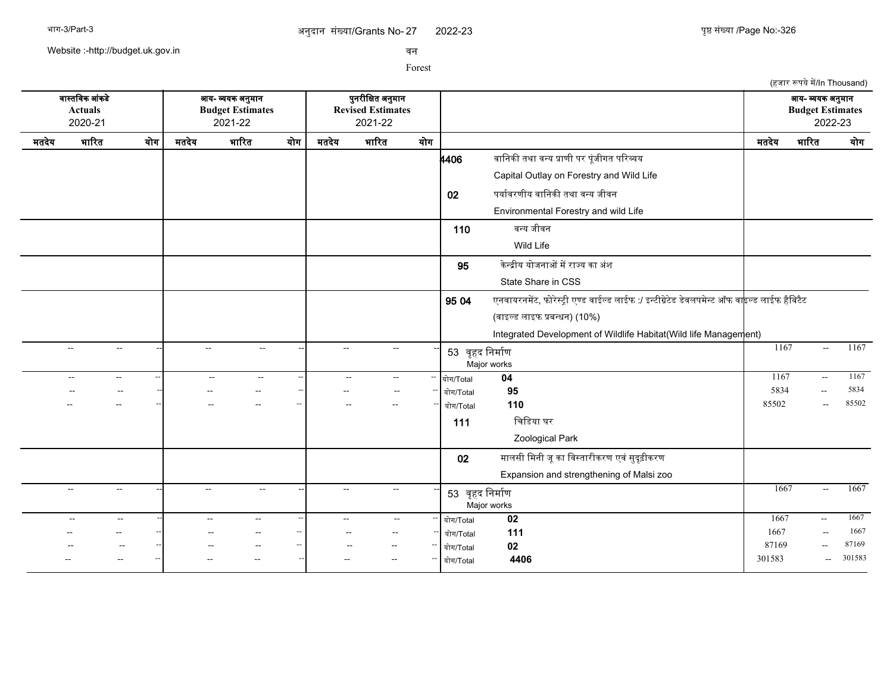अनुदान संख्या/Grants No- 27 2022-23

वन

Forest

(हजार रूपये में/In Thousand)

| वास्तविक आंकडे Actuals 2020-21 | | | आय- व्ययक अनुमान Budget Estimates 2021-22 | | | पुनरीक्षित अनुमान Revised Estimates 2021-22 | | | | आय- व्ययक अनुमान Budget Estimates 2022-23 | | |
|---|---|---|---|---|---|---|---|---|---|---|---|---|
| मतदेय | भारित | योग | मतदेय | भारित | योग | मतदेय | भारित | योग | | मतदेय | भारित | योग |
| | | | | | | | | | 4406 वानिकी तथा वन्य प्राणी पर पूंजीगत परिव्यय Capital Outlay on Forestry and Wild Life | | | |
| | | | | | | | | | 02 पर्यावरणीय वानिकी तथा वन्य जीवन Environmental Forestry and wild Life | | | |
| | | | | | | | | | 110 वन्य जीवन Wild Life | | | |
| | | | | | | | | | 95 केन्द्रीय योजनाओं में राज्य का अंश State Share in CSS | | | |
| | | | | | | | | | 95 04 एनवायरनमेंट, फोरेस्ट्री एण्ड वाईल्ड लाईफ :/ इन्टीग्रेटेड डेवलपमेन्ट ऑफ वाइल्ड लाईफ हैबिटैट (वाइल्ड लाइफ प्रबन्धन) (10%) Integrated Development of Wildlife Habitat(Wild life Management) | | | |
| -- | -- | -- | -- | -- | -- | -- | -- | -- | 53 वृहद निर्माण Major works | 1167 | -- | 1167 |
| -- | -- | -- | -- | -- | -- | -- | -- | -- | योग/Total 04 | 1167 | -- | 1167 |
| -- | -- | -- | -- | -- | -- | -- | -- | -- | योग/Total 95 | 5834 | -- | 5834 |
| -- | -- | -- | -- | -- | -- | -- | -- | -- | योग/Total 110 | 85502 | -- | 85502 |
| | | | | | | | | | 111 चिडिया घर Zoological Park | | | |
| | | | | | | | | | 02 मालसी मिनी जू का विस्तारीकरण एवं सुदृढीकरण Expansion and strengthening of Malsi zoo | | | |
| -- | -- | -- | -- | -- | -- | -- | -- | -- | 53 वृहद निर्माण Major works | 1667 | -- | 1667 |
| -- | -- | -- | -- | -- | -- | -- | -- | -- | योग/Total 02 | 1667 | -- | 1667 |
| -- | -- | -- | -- | -- | -- | -- | -- | -- | योग/Total 111 | 1667 | -- | 1667 |
| -- | -- | -- | -- | -- | -- | -- | -- | -- | योग/Total 02 | 87169 | -- | 87169 |
| -- | -- | -- | -- | -- | -- | -- | -- | -- | योग/Total 4406 | 301583 | -- | 301583 |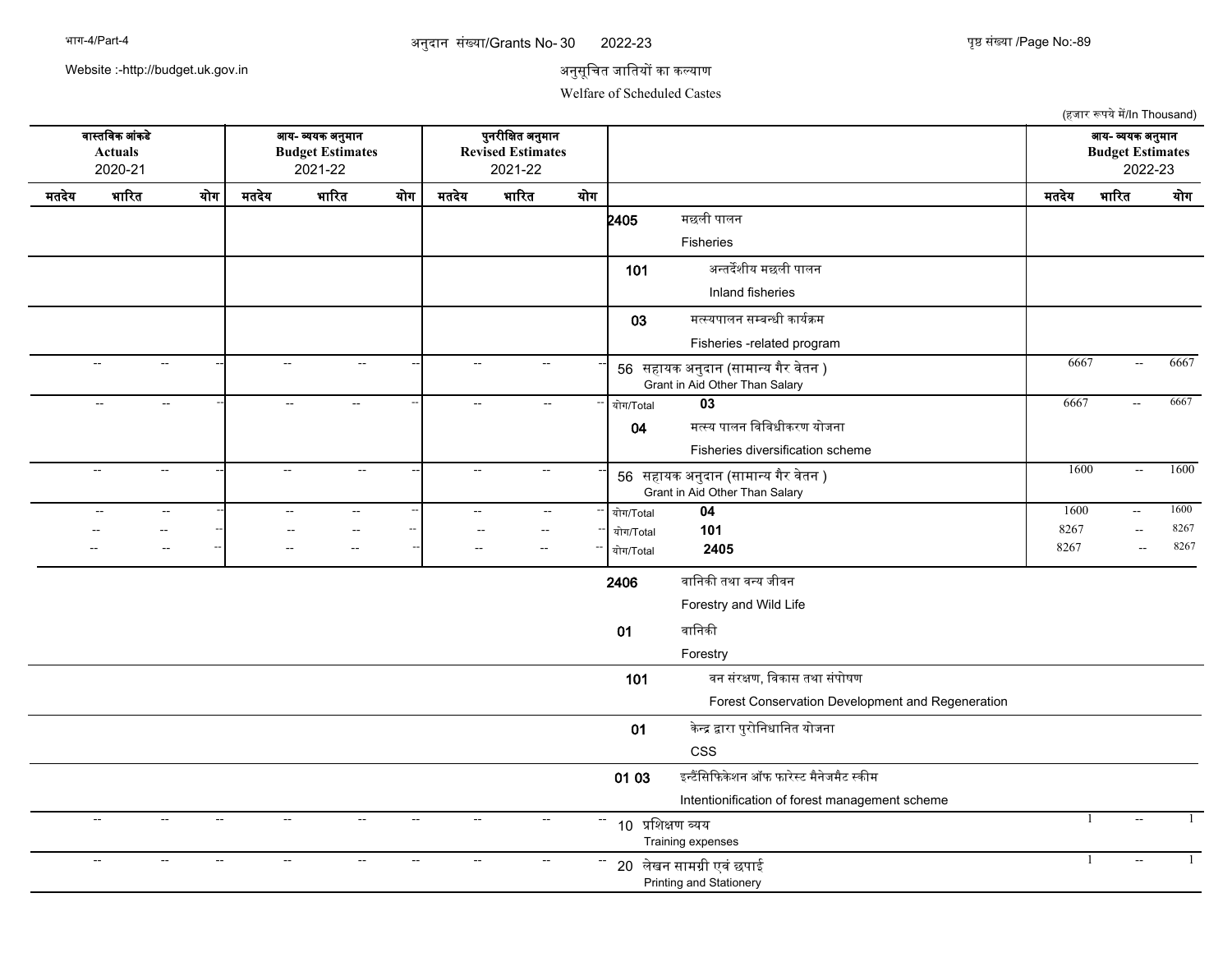अनुसूचित जातियों का कल्याण

Welfare of Scheduled Castes

(हजार रूपये में/In Thousand)

| वास्तविक आंकडे Actuals 2020-21 | | | आय- व्ययक अनुमान Budget Estimates 2021-22 | | | पुनरीक्षित अनुमान Revised Estimates 2021-22 | | | | आय- व्ययक अनुमान Budget Estimates 2022-23 | | |
|---|---|---|---|---|---|---|---|---|---|---|---|---|
| मतदेय | भारित | योग | मतदेय | भारित | योग | मतदेय | भारित | योग | | मतदेय | भारित | योग |
| | | | | | | | | | 2405 मछली पालन Fisheries | | | |
| | | | | | | | | | 101 अन्तर्देशीय मछली पालन Inland fisheries | | | |
| | | | | | | | | | 03 मत्स्यपालन सम्बन्धी कार्यक्रम Fisheries -related program | | | |
| -- | -- | -- | -- | -- | -- | -- | -- | -- | 56 सहायक अनुदान (सामान्य गैर वेतन ) Grant in Aid Other Than Salary | 6667 | -- | 6667 |
| -- | -- | -- | -- | -- | -- | -- | -- | -- | योग/Total 03 | 6667 | -- | 6667 |
| | | | | | | | | | 04 मत्स्य पालन विविधीकरण योजना Fisheries diversification scheme | | | |
| -- | -- | -- | -- | -- | -- | -- | -- | -- | 56 सहायक अनुदान (सामान्य गैर वेतन ) Grant in Aid Other Than Salary | 1600 | -- | 1600 |
| -- | -- | -- | -- | -- | -- | -- | -- | -- | योग/Total 04 | 1600 | -- | 1600 |
| -- | -- | -- | -- | -- | -- | -- | -- | -- | योग/Total 101 | 8267 | -- | 8267 |
| -- | -- | -- | -- | -- | -- | -- | -- | -- | योग/Total 2405 | 8267 | -- | 8267 |
| | | | | | | | | | 2406 वानिकी तथा वन्य जीवन Forestry and Wild Life | | | |
| | | | | | | | | | 01 वानिकी Forestry | | | |
| | | | | | | | | | 101 वन संरक्षण, विकास तथा संपोषण Forest Conservation Development and Regeneration | | | |
| | | | | | | | | | 01 केन्द्र द्वारा पुरोनिधानित योजना CSS | | | |
| | | | | | | | | | 01 03 इन्टैंसिफिकेशन ऑफ फारेस्ट मैनेजमैंट स्कीम Intentionification of forest management scheme | | | |
| -- | -- | -- | -- | -- | -- | -- | -- | -- | 10 प्रशिक्षण व्यय Training expenses | 1 | -- | 1 |
| -- | -- | -- | -- | -- | -- | -- | -- | -- | 20 लेखन सामग्री एवं छपाई Printing and Stationery | 1 | -- | 1 |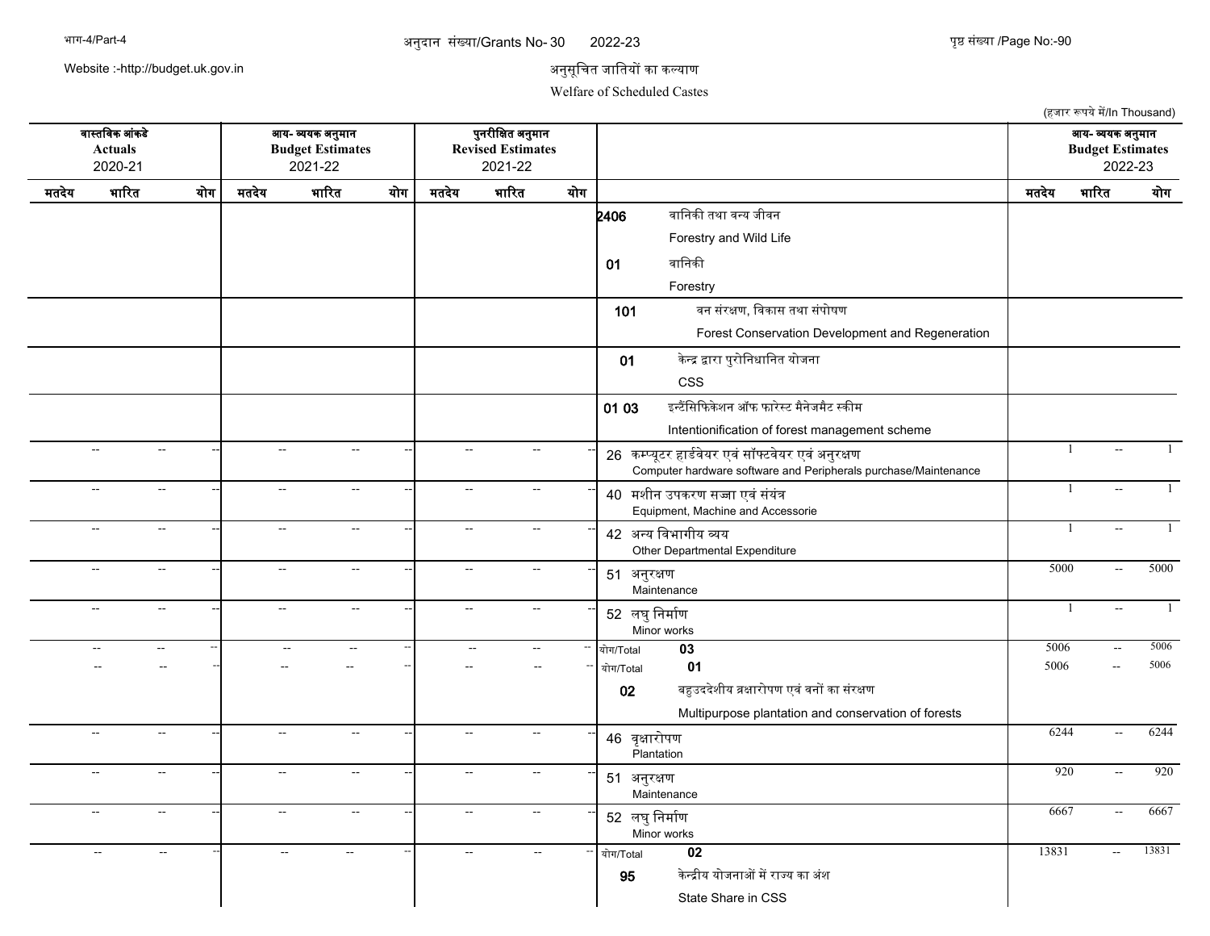अनुदान संख्या/Grants No- 30 2022-23

अनुसूचित जातियों का कल्याण

Welfare of Scheduled Castes

(हजार रूपये में/In Thousand)

| वास्तविक आंकडे Actuals 2020-21 | | | आय- व्ययक अनुमान Budget Estimates 2021-22 | | | पुनरीक्षित अनुमान Revised Estimates 2021-22 | | | | आय- व्ययक अनुमान Budget Estimates 2022-23 | | |
|---|---|---|---|---|---|---|---|---|---|---|---|---|
| मतदेय | भारित | योग | मतदेय | भारित | योग | मतदेय | भारित | योग | | मतदेय | भारित | योग |
| | | | | | | | | | 2406 वानिकी तथा वन्य जीवन Forestry and Wild Life | | | |
| | | | | | | | | | 01 वानिकी Forestry | | | |
| | | | | | | | | | 101 वन संरक्षण, विकास तथा संपोषण Forest Conservation Development and Regeneration | | | |
| | | | | | | | | | 01 केन्द्र द्वारा पुरोनिधानित योजना CSS | | | |
| | | | | | | | | | 01 03 इन्टैंसिफिकेशन ऑफ फारेस्ट मैनेजमैंट स्कीम Intentionification of forest management scheme | | | |
| -- | -- | -- | -- | -- | -- | -- | -- | -- | 26 कम्प्यूटर हार्डवेयर एवं सॉफ्टवेयर एवं अनुरक्षण Computer hardware software and Peripherals purchase/Maintenance | 1 | -- | 1 |
| -- | -- | -- | -- | -- | -- | -- | -- | -- | 40 मशीन उपकरण सज्जा एवं संयंत्र Equipment, Machine and Accessorie | 1 | -- | 1 |
| -- | -- | -- | -- | -- | -- | -- | -- | -- | 42 अन्य विभागीय व्यय Other Departmental Expenditure | 1 | -- | 1 |
| -- | -- | -- | -- | -- | -- | -- | -- | -- | 51 अनुरक्षण Maintenance | 5000 | -- | 5000 |
| -- | -- | -- | -- | -- | -- | -- | -- | -- | 52 लघु निर्माण Minor works | 1 | -- | 1 |
| -- | -- | -- | -- | -- | -- | -- | -- | -- | योग/Total 03 | 5006 | -- | 5006 |
| -- | -- | -- | -- | -- | -- | -- | -- | -- | योग/Total 01 | 5006 | -- | 5006 |
| | | | | | | | | | 02 बहुउददेशीय व्रक्षारोपण एवं वनों का संरक्षण Multipurpose plantation and conservation of forests | | | |
| -- | -- | -- | -- | -- | -- | -- | -- | -- | 46 वृक्षारोपण Plantation | 6244 | -- | 6244 |
| -- | -- | -- | -- | -- | -- | -- | -- | -- | 51 अनुरक्षण Maintenance | 920 | -- | 920 |
| -- | -- | -- | -- | -- | -- | -- | -- | -- | 52 लघु निर्माण Minor works | 6667 | -- | 6667 |
| -- | -- | -- | -- | -- | -- | -- | -- | -- | योग/Total 02 | 13831 | -- | 13831 |
| | | | | | | | | | 95 केन्द्रीय योजनाओं में राज्य का अंश State Share in CSS | | | |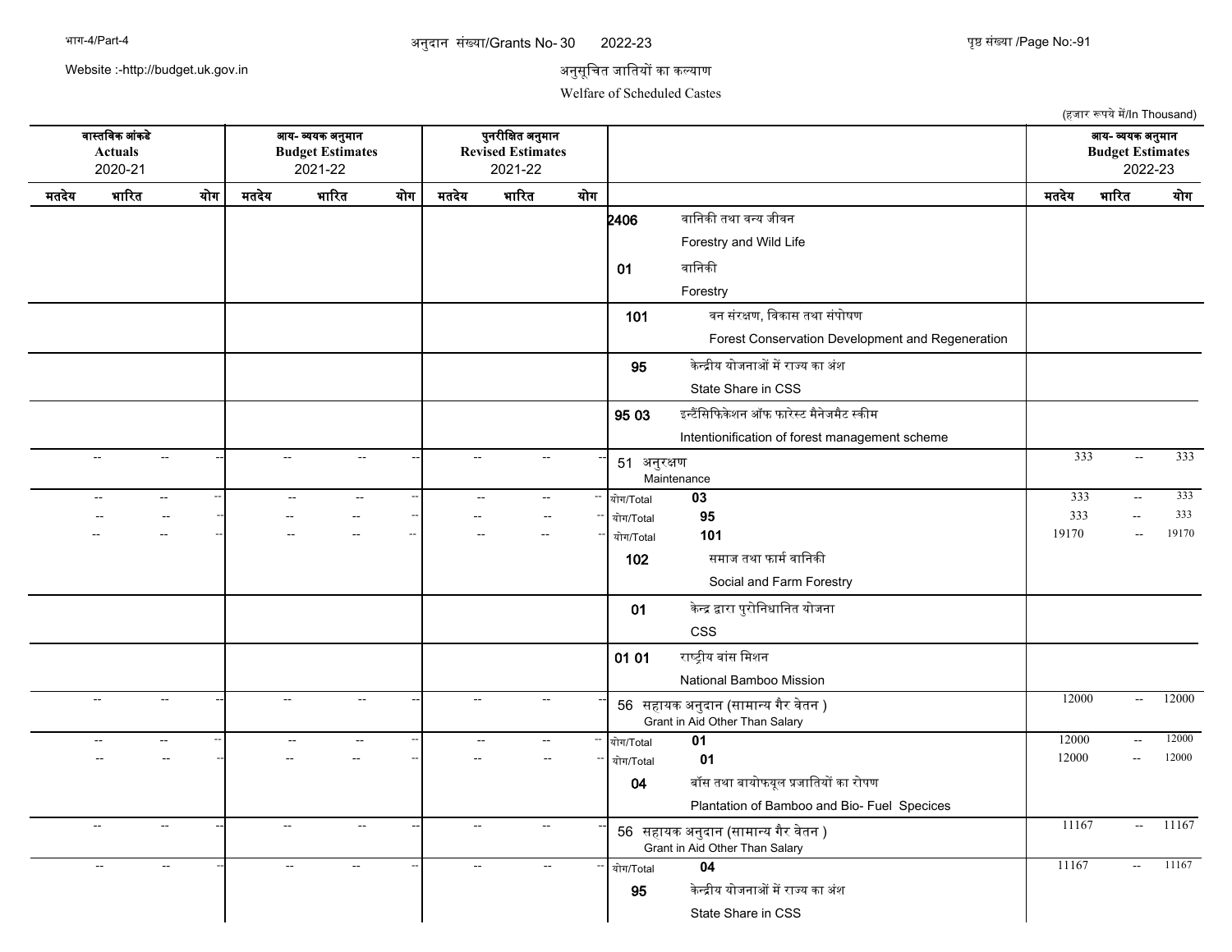अनुदान संख्या/Grants No- 30 2022-23

Website :-http://budget.uk.gov.in

अनुसूचित जातियों का कल्याण

Welfare of Scheduled Castes

(हजार रूपये में/In Thousand)

| वास्तविक आंकडे Actuals 2020-21 | | | आय- व्ययक अनुमान Budget Estimates 2021-22 | | | पुनरीक्षित अनुमान Revised Estimates 2021-22 | | | | आय- व्ययक अनुमान Budget Estimates 2022-23 | | |
|---|---|---|---|---|---|---|---|---|---|---|---|---|
| मतदेय | भारित | योग | मतदेय | भारित | योग | मतदेय | भारित | योग | | मतदेय | भारित | योग |
| | | | | | | | | | 2406 वानिकी तथा वन्य जीवन Forestry and Wild Life | | | |
| | | | | | | | | | 01 वानिकी Forestry | | | |
| | | | | | | | | | 101 वन संरक्षण, विकास तथा संपोषण Forest Conservation Development and Regeneration | | | |
| | | | | | | | | | 95 केन्द्रीय योजनाओं में राज्य का अंश State Share in CSS | | | |
| | | | | | | | | | 95 03 इन्टैंसिफिकेशन ऑफ फारेस्ट मैनेजमैट स्कीम Intentionification of forest management scheme | | | |
| -- | -- | -- | -- | -- | -- | -- | -- | -- | 51 अनुरक्षण Maintenance | 333 | -- | 333 |
| -- | -- | -- | -- | -- | -- | -- | -- | -- | योग/Total 03 | 333 | -- | 333 |
| -- | -- | -- | -- | -- | -- | -- | -- | -- | योग/Total 95 | 333 | -- | 333 |
| -- | -- | -- | -- | -- | -- | -- | -- | -- | योग/Total 101 | 19170 | -- | 19170 |
| | | | | | | | | | 102 समाज तथा फार्म वानिकी Social and Farm Forestry | | | |
| | | | | | | | | | 01 केन्द्र द्वारा पुरोनिधानित योजना CSS | | | |
| | | | | | | | | | 01 01 राष्ट्रीय बांस मिशन National Bamboo Mission | | | |
| -- | -- | -- | -- | -- | -- | -- | -- | -- | 56 सहायक अनुदान (सामान्य गैर वेतन ) Grant in Aid Other Than Salary | 12000 | -- | 12000 |
| -- | -- | -- | -- | -- | -- | -- | -- | -- | योग/Total 01 | 12000 | -- | 12000 |
| -- | -- | -- | -- | -- | -- | -- | -- | -- | योग/Total 01 | 12000 | -- | 12000 |
| | | | | | | | | | 04 बॉस तथा बायोफयूल प्रजातियों का रोपण Plantation of Bamboo and Bio- Fuel Specices | | | |
| -- | -- | -- | -- | -- | -- | -- | -- | -- | 56 सहायक अनुदान (सामान्य गैर वेतन ) Grant in Aid Other Than Salary | 11167 | -- | 11167 |
| -- | -- | -- | -- | -- | -- | -- | -- | -- | योग/Total 04 | 11167 | -- | 11167 |
| | | | | | | | | | 95 केन्द्रीय योजनाओं में राज्य का अंश State Share in CSS | | | |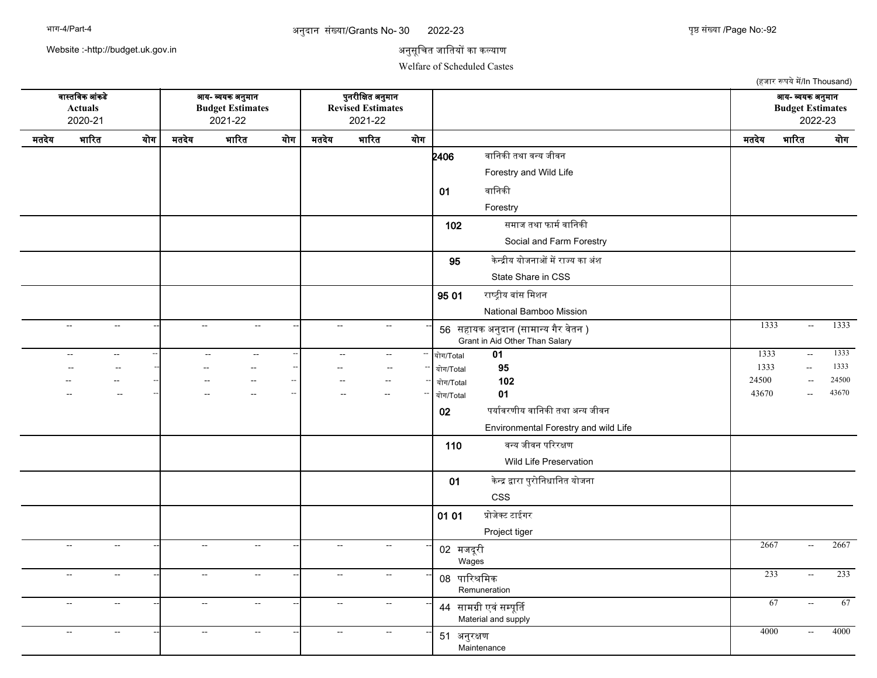अनुसूचित जातियों का कल्याण

Welfare of Scheduled Castes

(हजार रूपये में/In Thousand)

| वास्तविक आंकडे Actuals 2020-21 | | | आय- व्ययक अनुमान Budget Estimates 2021-22 | | | पुनरीक्षित अनुमान Revised Estimates 2021-22 | | | | आय- व्ययक अनुमान Budget Estimates 2022-23 | | |
|---|---|---|---|---|---|---|---|---|---|---|---|---|
| मतदेय | भारित | योग | मतदेय | भारित | योग | मतदेय | भारित | योग | | मतदेय | भारित | योग |
| | | | | | | | | | 2406 वानिकी तथा वन्य जीवन Forestry and Wild Life | | | |
| | | | | | | | | | 01 वानिकी Forestry | | | |
| | | | | | | | | | 102 समाज तथा फार्म वानिकी Social and Farm Forestry | | | |
| | | | | | | | | | 95 केन्द्रीय योजनाओं में राज्य का अंश State Share in CSS | | | |
| | | | | | | | | | 95 01 राष्ट्रीय बांस मिशन National Bamboo Mission | | | |
| -- | -- | -- | -- | -- | -- | -- | -- | -- | 56 सहायक अनुदान (सामान्य गैर वेतन ) Grant in Aid Other Than Salary | 1333 | -- | 1333 |
| -- | -- | -- | -- | -- | -- | -- | -- | -- | योग/Total 01 | 1333 | -- | 1333 |
| -- | -- | -- | -- | -- | -- | -- | -- | -- | योग/Total 95 | 1333 | -- | 1333 |
| -- | -- | -- | -- | -- | -- | -- | -- | -- | योग/Total 102 | 24500 | -- | 24500 |
| -- | -- | -- | -- | -- | -- | -- | -- | -- | योग/Total 01 | 43670 | -- | 43670 |
| | | | | | | | | | 02 पर्यावरणीय वानिकी तथा अन्य जीवन Environmental Forestry and wild Life | | | |
| | | | | | | | | | 110 वन्य जीवन परिरक्षण Wild Life Preservation | | | |
| | | | | | | | | | 01 केन्द्र द्वारा पुरोनिधानित योजना CSS | | | |
| | | | | | | | | | 01 01 प्रोजेक्ट टाईगर Project tiger | | | |
| -- | -- | -- | -- | -- | -- | -- | -- | -- | 02 मजदूरी Wages | 2667 | -- | 2667 |
| -- | -- | -- | -- | -- | -- | -- | -- | -- | 08 पारिश्रमिक Remuneration | 233 | -- | 233 |
| -- | -- | -- | -- | -- | -- | -- | -- | -- | 44 सामग्री एवं सम्पूर्ति Material and supply | 67 | -- | 67 |
| -- | -- | -- | -- | -- | -- | -- | -- | -- | 51 अनुरक्षण Maintenance | 4000 | -- | 4000 |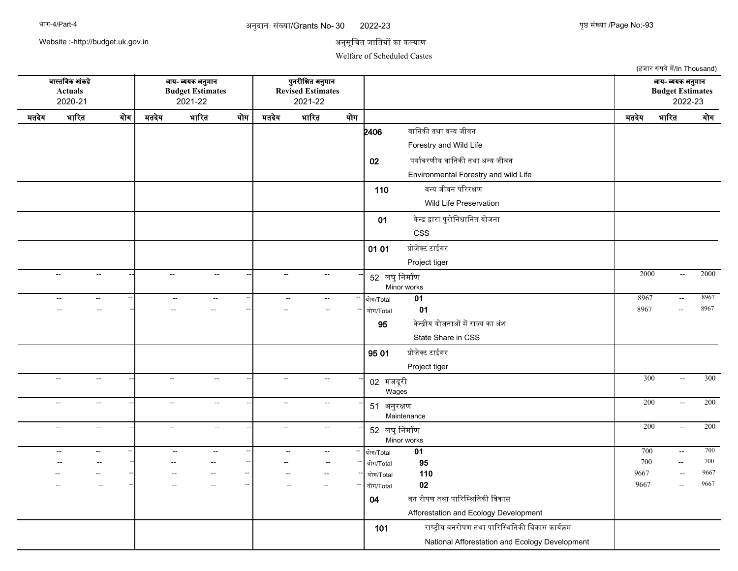# अनुसूचित जातियों का कल्याण

Welfare of Scheduled Castes

(हजार रूपये में/In Thousand)

| वास्तविक आंकडे Actuals 2020-21 | | | आय- व्ययक अनुमान Budget Estimates 2021-22 | | | पुनरीक्षित अनुमान Revised Estimates 2021-22 | | | | आय- व्ययक अनुमान Budget Estimates 2022-23 | | |
|---|---|---|---|---|---|---|---|---|---|---|---|---|
| मतदेय | भारित | योग | मतदेय | भारित | योग | मतदेय | भारित | योग | | मतदेय | भारित | योग |
| | | | | | | | | | 2406 वानिकी तथा वन्य जीवन Forestry and Wild Life | | | |
| | | | | | | | | | 02 पर्यावरणीय वानिकी तथा अन्य जीवन Environmental Forestry and wild Life | | | |
| | | | | | | | | | 110 वन्य जीवन परिरक्षण Wild Life Preservation | | | |
| | | | | | | | | | 01 केन्द्र द्वारा पुरोनिधानित योजना CSS | | | |
| | | | | | | | | | 01 01 प्रोजेक्ट टाईगर Project tiger | | | |
| -- | -- | -- | -- | -- | -- | -- | -- | -- | 52 लघु निर्माण Minor works | 2000 | -- | 2000 |
| -- | -- | -- | -- | -- | -- | -- | -- | -- | योग/Total 01 | 8967 | -- | 8967 |
| -- | -- | -- | -- | -- | -- | -- | -- | -- | योग/Total 01 | 8967 | -- | 8967 |
| | | | | | | | | | 95 केन्द्रीय योजनाओं में राज्य का अंश State Share in CSS | | | |
| | | | | | | | | | 95 01 प्रोजेक्ट टाईगर Project tiger | | | |
| -- | -- | -- | -- | -- | -- | -- | -- | -- | 02 मजदूरी Wages | 300 | -- | 300 |
| -- | -- | -- | -- | -- | -- | -- | -- | -- | 51 अनुरक्षण Maintenance | 200 | -- | 200 |
| -- | -- | -- | -- | -- | -- | -- | -- | -- | 52 लघु निर्माण Minor works | 200 | -- | 200 |
| -- | -- | -- | -- | -- | -- | -- | -- | -- | योग/Total 01 | 700 | -- | 700 |
| -- | -- | -- | -- | -- | -- | -- | -- | -- | योग/Total 95 | 700 | -- | 700 |
| -- | -- | -- | -- | -- | -- | -- | -- | -- | योग/Total 110 | 9667 | -- | 9667 |
| -- | -- | -- | -- | -- | -- | -- | -- | -- | योग/Total 02 | 9667 | -- | 9667 |
| | | | | | | | | | 04 वन रोपण तथा पारिस्थितिकी विकास Afforestation and Ecology Development | | | |
| | | | | | | | | | 101 राष्ट्रीय वनरोपण तथा पारिस्थितिकी विकास कार्यक्रम National Afforestation and Ecology Development | | | |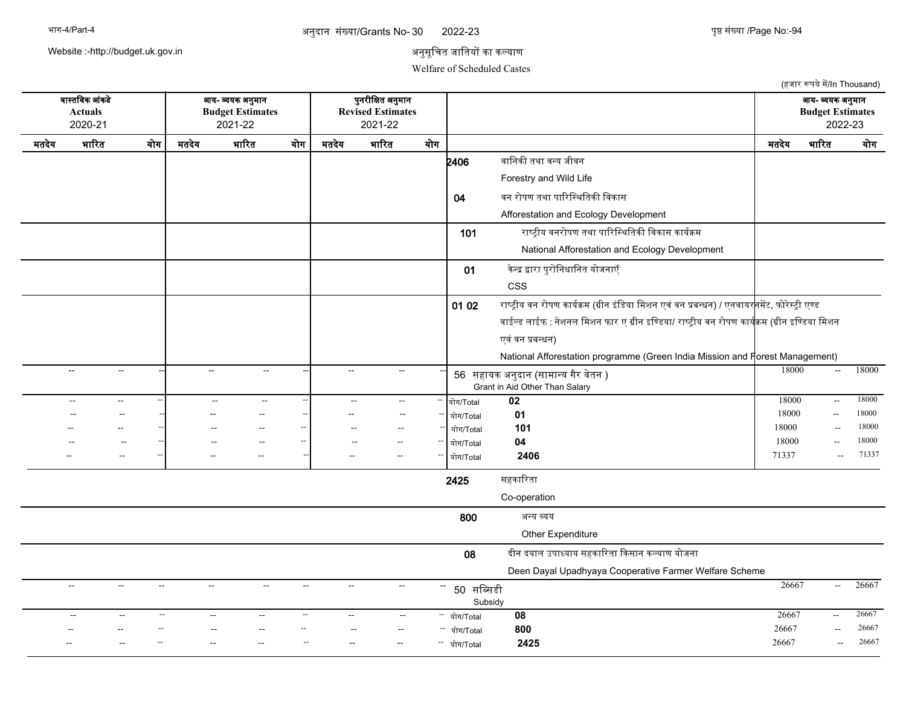अनुदान संख्या/Grants No- 30 2022-23

Website :-http://budget.uk.gov.in

अनुसूचित जातियों का कल्याण

Welfare of Scheduled Castes

(हजार रूपये में/In Thousand)

| वास्तविक आंकडे Actuals 2020-21 | | | आय- व्ययक अनुमान Budget Estimates 2021-22 | | | पुनरीक्षित अनुमान Revised Estimates 2021-22 | | | | आय- व्ययक अनुमान Budget Estimates 2022-23 | | |
|---|---|---|---|---|---|---|---|---|---|---|---|---|
| मतदेय | भारित | योग | मतदेय | भारित | योग | मतदेय | भारित | योग | | मतदेय | भारित | योग |
| | | | | | | | | | **2406** वानिकी तथा वन्य जीवन Forestry and Wild Life | | | |
| | | | | | | | | | **04** वन रोपण तथा पारिस्थितिकी विकास Afforestation and Ecology Development | | | |
| | | | | | | | | | **101** राष्ट्रीय वनरोपण तथा पारिस्थितिकी विकास कार्यक्रम National Afforestation and Ecology Development | | | |
| | | | | | | | | | **01** केन्द्र द्वारा पुरोनिधानित योजनाएँ CSS | | | |
| | | | | | | | | | **01 02** राष्ट्रीय वन रोपण कार्यक्रम (ग्रीन इंडिया मिशन एवं वन प्रबन्धन) / एनवायरनमेंट, फोरेस्ट्री एण्ड वाईल्ड लाईफ : नेशनल मिशन फार ए ग्रीन इण्डिया/ राष्ट्रीय वन रोपण कार्यक्रम (ग्रीन इण्डिया मिशन एवं वन प्रबन्धन) National Afforestation programme (Green India Mission and Forest Management) | | | |
| -- | -- | -- | -- | -- | -- | -- | -- | -- | 56 सहायक अनुदान (सामान्य गैर वेतन ) Grant in Aid Other Than Salary | 18000 | -- | 18000 |
| -- | -- | -- | -- | -- | -- | -- | -- | -- | योग/Total **02** | 18000 | -- | 18000 |
| -- | -- | -- | -- | -- | -- | -- | -- | -- | योग/Total **01** | 18000 | -- | 18000 |
| -- | -- | -- | -- | -- | -- | -- | -- | -- | योग/Total **101** | 18000 | -- | 18000 |
| -- | -- | -- | -- | -- | -- | -- | -- | -- | योग/Total **04** | 18000 | -- | 18000 |
| -- | -- | -- | -- | -- | -- | -- | -- | -- | योग/Total **2406** | 71337 | -- | 71337 |
| | | | | | | | | | **2425** सहकारिता Co-operation | | | |
| | | | | | | | | | **800** अन्य व्यय Other Expenditure | | | |
| | | | | | | | | | **08** दीन दयाल उपाध्याय सहकारिता किसान कल्याण योजना Deen Dayal Upadhyaya Cooperative Farmer Welfare Scheme | | | |
| -- | -- | -- | -- | -- | -- | -- | -- | -- | 50 सब्सिडी Subsidy | 26667 | -- | 26667 |
| -- | -- | -- | -- | -- | -- | -- | -- | -- | योग/Total **08** | 26667 | -- | 26667 |
| -- | -- | -- | -- | -- | -- | -- | -- | -- | योग/Total **800** | 26667 | -- | 26667 |
| -- | -- | -- | -- | -- | -- | -- | -- | -- | योग/Total **2425** | 26667 | -- | 26667 |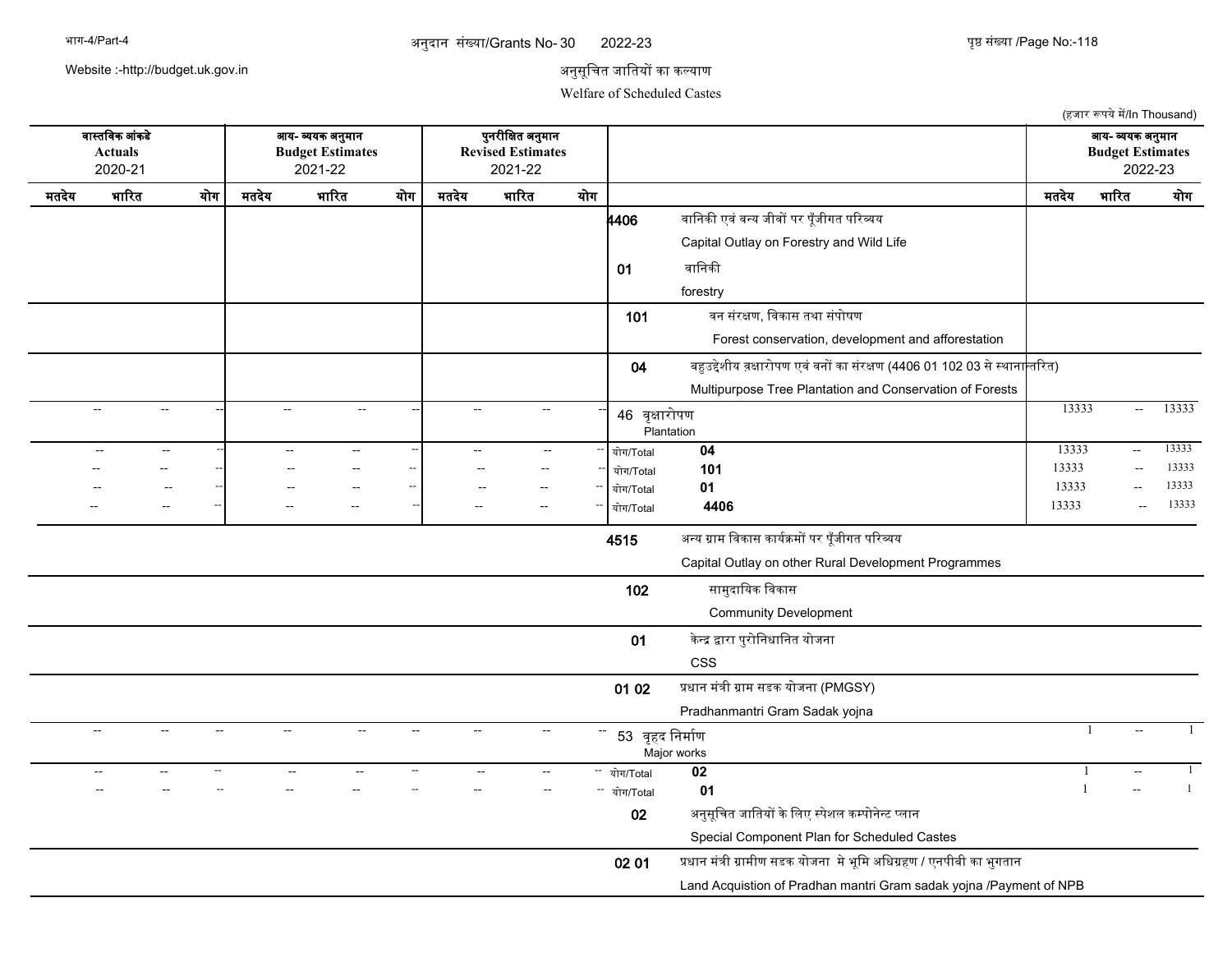अनुसूचित जातियों का कल्याण

Welfare of Scheduled Castes

(हजार रूपये में/In Thousand)

| वास्तविक आंकड़े Actuals 2020-21 | | | आय- व्ययक अनुमान Budget Estimates 2021-22 | | | पुनरीक्षित अनुमान Revised Estimates 2021-22 | | | | आय- व्ययक अनुमान Budget Estimates 2022-23 | | |
|---|---|---|---|---|---|---|---|---|---|---|---|---|
| मतदेय | भारित | योग | मतदेय | भारित | योग | मतदेय | भारित | योग | | मतदेय | भारित | योग |
| | | | | | | | | | 4406 वानिकी एवं वन्य जीवों पर पूँजीगत परिव्यय Capital Outlay on Forestry and Wild Life | | | |
| | | | | | | | | | 01 वानिकी forestry | | | |
| | | | | | | | | | 101 वन संरक्षण, विकास तथा संपोषण Forest conservation, development and afforestation | | | |
| | | | | | | | | | 04 बहुउद्देशीय वृक्षारोपण एवं वनों का संरक्षण (4406 01 102 03 से स्थानान्तरित) Multipurpose Tree Plantation and Conservation of Forests | | | |
| -- | -- | -- | -- | -- | -- | -- | -- | -- | 46 वृक्षारोपण Plantation | 13333 | -- | 13333 |
| -- | -- | -- | -- | -- | -- | -- | -- | -- | योग/Total 04 | 13333 | -- | 13333 |
| -- | -- | -- | -- | -- | -- | -- | -- | -- | योग/Total 101 | 13333 | -- | 13333 |
| -- | -- | -- | -- | -- | -- | -- | -- | -- | योग/Total 01 | 13333 | -- | 13333 |
| -- | -- | -- | -- | -- | -- | -- | -- | -- | योग/Total 4406 | 13333 | -- | 13333 |
| | | | | | | | | | 4515 अन्य ग्राम विकास कार्यक्रमों पर पूँजीगत परिव्यय Capital Outlay on other Rural Development Programmes | | | |
| | | | | | | | | | 102 सामुदायिक विकास Community Development | | | |
| | | | | | | | | | 01 केन्द्र द्वारा पुरोनिधानित योजना CSS | | | |
| | | | | | | | | | 01 02 प्रधान मंत्री ग्राम सडक योजना (PMGSY) Pradhanmantri Gram Sadak yojna | | | |
| -- | -- | -- | -- | -- | -- | -- | -- | -- | 53 वृहद निर्माण Major works | 1 | -- | 1 |
| -- | -- | -- | -- | -- | -- | -- | -- | -- | योग/Total 02 | 1 | -- | 1 |
| -- | -- | -- | -- | -- | -- | -- | -- | -- | योग/Total 01 | 1 | -- | 1 |
| | | | | | | | | | 02 अनुसूचित जातियों के लिए स्पेशल कम्पोनेन्ट प्लान Special Component Plan for Scheduled Castes | | | |
| | | | | | | | | | 02 01 प्रधान मंत्री ग्रामीण सडक योजना मे भूमि अधिग्रहण / एनपीवी का भुगतान Land Acquistion of Pradhan mantri Gram sadak yojna /Payment of NPB | | | |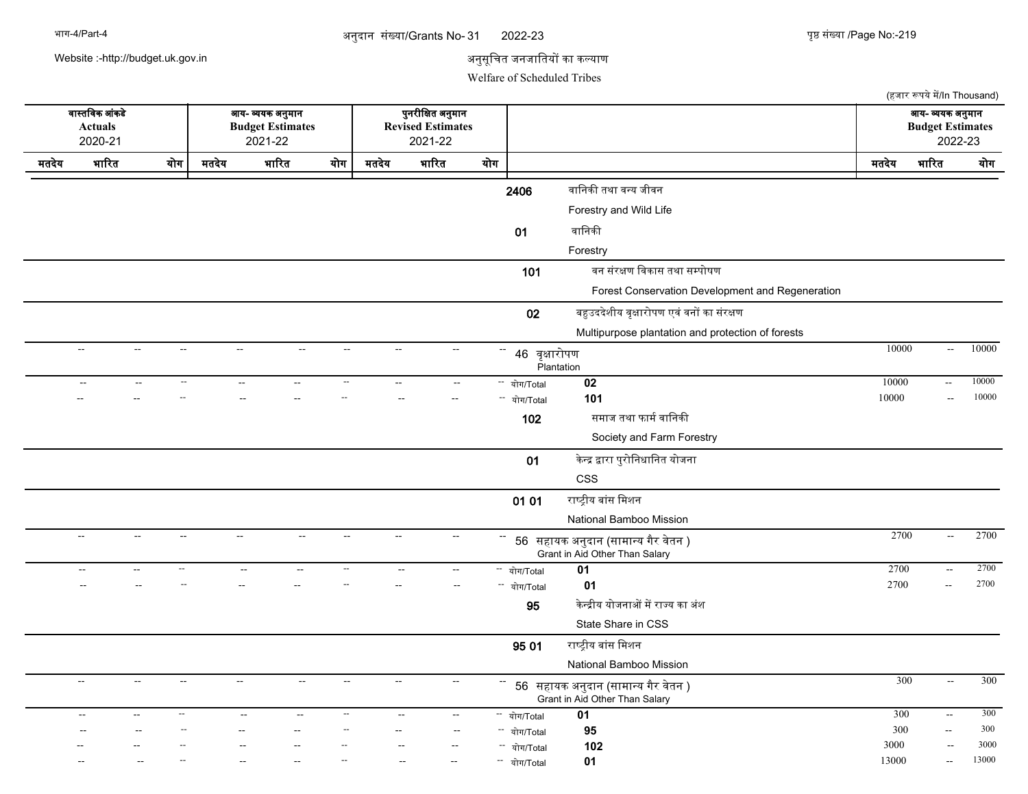अनुसूचित जनजातियों का कल्याण

Welfare of Scheduled Tribes

(हजार रूपये में/In Thousand)

| वास्तविक आंकडे Actuals 2020-21 | | | आय- व्ययक अनुमान Budget Estimates 2021-22 | | | पुनरीक्षित अनुमान Revised Estimates 2021-22 | | | | आय- व्ययक अनुमान Budget Estimates 2022-23 | | |
|---|---|---|---|---|---|---|---|---|---|---|---|---|
| मतदेय | भारित | योग | मतदेय | भारित | योग | मतदेय | भारित | योग | | मतदेय | भारित | योग |
| | | | | | | | | | **2406** वानिकी तथा वन्य जीवन Forestry and Wild Life | | | |
| | | | | | | | | | **01** वानिकी Forestry | | | |
| | | | | | | | | | **101** वन संरक्षण विकास तथा सम्पोषण Forest Conservation Development and Regeneration | | | |
| | | | | | | | | | **02** बहुउददेशीय वृक्षारोपण एवं वनों का संरक्षण Multipurpose plantation and protection of forests | | | |
| -- | -- | -- | -- | -- | -- | -- | -- | -- | 46 वृक्षारोपण Plantation | 10000 | -- | 10000 |
| -- | -- | -- | -- | -- | -- | -- | -- | -- | योग/Total **02** | 10000 | -- | 10000 |
| -- | -- | -- | -- | -- | -- | -- | -- | -- | योग/Total **101** | 10000 | -- | 10000 |
| | | | | | | | | | **102** समाज तथा फार्म वानिकी Society and Farm Forestry | | | |
| | | | | | | | | | **01** केन्द्र द्वारा पुरोनिधानित योजना CSS | | | |
| | | | | | | | | | **01 01** राष्ट्रीय बांस मिशन National Bamboo Mission | | | |
| -- | -- | -- | -- | -- | -- | -- | -- | -- | 56 सहायक अनुदान (सामान्य गैर वेतन ) Grant in Aid Other Than Salary | 2700 | -- | 2700 |
| -- | -- | -- | -- | -- | -- | -- | -- | -- | योग/Total **01** | 2700 | -- | 2700 |
| -- | -- | -- | -- | -- | -- | -- | -- | -- | योग/Total **01** | 2700 | -- | 2700 |
| | | | | | | | | | **95** केन्द्रीय योजनाओं में राज्य का अंश State Share in CSS | | | |
| | | | | | | | | | **95 01** राष्ट्रीय बांस मिशन National Bamboo Mission | | | |
| -- | -- | -- | -- | -- | -- | -- | -- | -- | 56 सहायक अनुदान (सामान्य गैर वेतन ) Grant in Aid Other Than Salary | 300 | -- | 300 |
| -- | -- | -- | -- | -- | -- | -- | -- | -- | योग/Total **01** | 300 | -- | 300 |
| -- | -- | -- | -- | -- | -- | -- | -- | -- | योग/Total **95** | 300 | -- | 300 |
| -- | -- | -- | -- | -- | -- | -- | -- | -- | योग/Total **102** | 3000 | -- | 3000 |
| -- | -- | -- | -- | -- | -- | -- | -- | -- | योग/Total **01** | 13000 | -- | 13000 |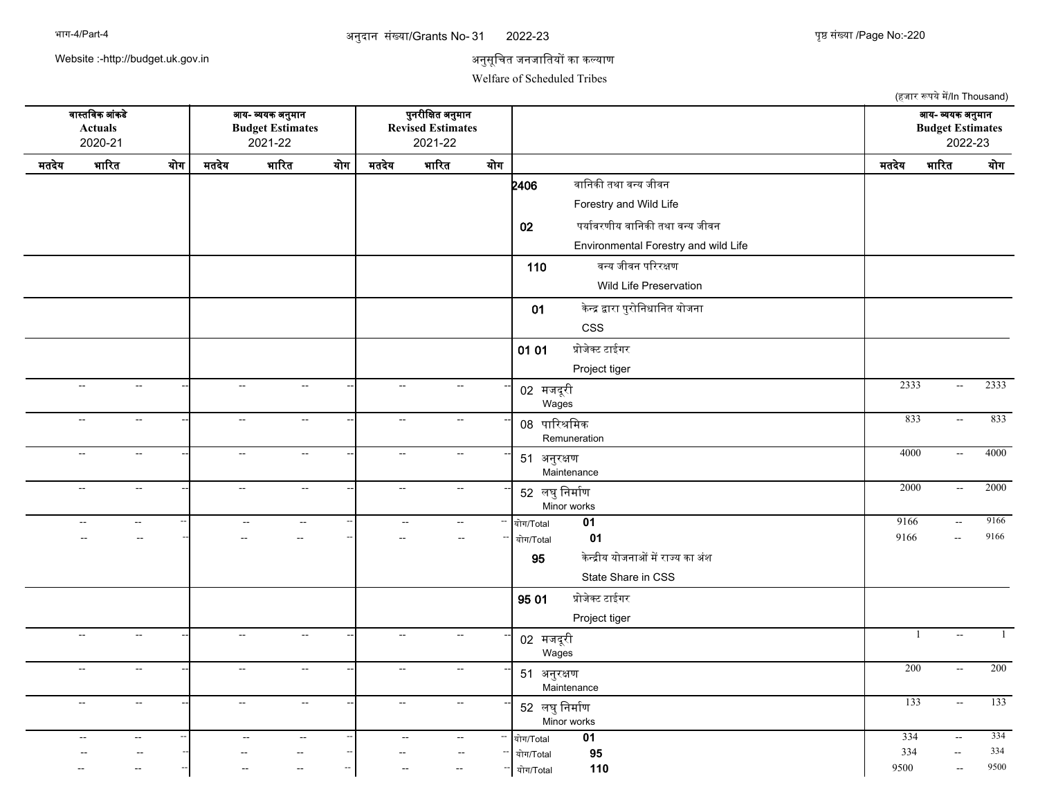अनुदान संख्या/Grants No- 31 2022-23

अनुसूचित जनजातियों का कल्याण

Welfare of Scheduled Tribes

(हजार रूपये में/In Thousand)

| वास्तविक आंकडे Actuals 2020-21 | | | आय- व्ययक अनुमान Budget Estimates 2021-22 | | | पुनरीक्षित अनुमान Revised Estimates 2021-22 | | | | आय- व्ययक अनुमान Budget Estimates 2022-23 | | |
|---|---|---|---|---|---|---|---|---|---|---|---|---|
| मतदेय | भारित | योग | मतदेय | भारित | योग | मतदेय | भारित | योग | | मतदेय | भारित | योग |
| | | | | | | | | | 2406 वानिकी तथा वन्य जीवन Forestry and Wild Life | | | |
| | | | | | | | | | 02 पर्यावरणीय वानिकी तथा वन्य जीवन Environmental Forestry and wild Life | | | |
| | | | | | | | | | 110 वन्य जीवन परिरक्षण Wild Life Preservation | | | |
| | | | | | | | | | 01 केन्द्र द्वारा पुरोनिधानित योजना CSS | | | |
| | | | | | | | | | 01 01 प्रोजेक्ट टाईगर Project tiger | | | |
| -- | -- | -- | -- | -- | -- | -- | -- | -- | 02 मजदूरी Wages | 2333 | -- | 2333 |
| -- | -- | -- | -- | -- | -- | -- | -- | -- | 08 पारिश्रमिक Remuneration | 833 | -- | 833 |
| -- | -- | -- | -- | -- | -- | -- | -- | -- | 51 अनुरक्षण Maintenance | 4000 | -- | 4000 |
| -- | -- | -- | -- | -- | -- | -- | -- | -- | 52 लघु निर्माण Minor works | 2000 | -- | 2000 |
| -- | -- | -- | -- | -- | -- | -- | -- | -- | योग/Total 01 | 9166 | -- | 9166 |
| -- | -- | -- | -- | -- | -- | -- | -- | -- | योग/Total 01 | 9166 | -- | 9166 |
| | | | | | | | | | 95 केन्द्रीय योजनाओं में राज्य का अंश State Share in CSS | | | |
| | | | | | | | | | 95 01 प्रोजेक्ट टाईगर Project tiger | | | |
| -- | -- | -- | -- | -- | -- | -- | -- | -- | 02 मजदूरी Wages | 1 | -- | 1 |
| -- | -- | -- | -- | -- | -- | -- | -- | -- | 51 अनुरक्षण Maintenance | 200 | -- | 200 |
| -- | -- | -- | -- | -- | -- | -- | -- | -- | 52 लघु निर्माण Minor works | 133 | -- | 133 |
| -- | -- | -- | -- | -- | -- | -- | -- | -- | योग/Total 01 | 334 | -- | 334 |
| -- | -- | -- | -- | -- | -- | -- | -- | -- | योग/Total 95 | 334 | -- | 334 |
| -- | -- | -- | -- | -- | -- | -- | -- | -- | योग/Total 110 | 9500 | -- | 9500 |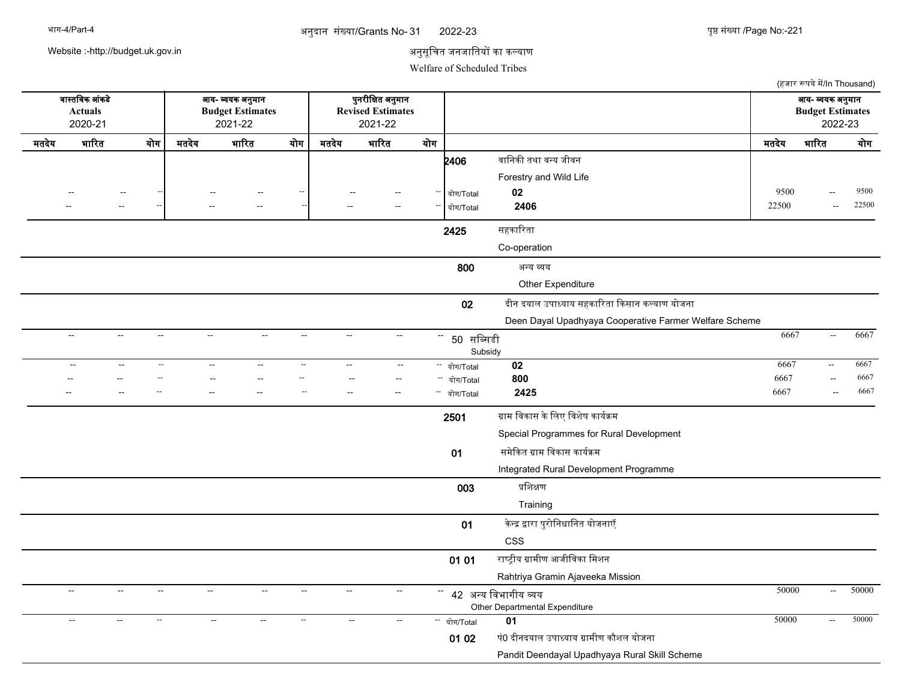अनुसूचित जनजातियों का कल्याण

Welfare of Scheduled Tribes

(हजार रूपये में/In Thousand)

| वास्तविक आंकडे Actuals 2020-21 | | | आय- व्ययक अनुमान Budget Estimates 2021-22 | | | पुनरीक्षित अनुमान Revised Estimates 2021-22 | | | | आय- व्ययक अनुमान Budget Estimates 2022-23 | | |
|---|---|---|---|---|---|---|---|---|---|---|---|---|
| मतदेय | भारित | योग | मतदेय | भारित | योग | मतदेय | भारित | योग | | मतदेय | भारित | योग |
| | | | | | | | | | **2406** वानिकी तथा वन्य जीवन Forestry and Wild Life | | | |
| -- | -- | -- | -- | -- | -- | -- | -- | -- | योग/Total **02** | 9500 | -- | 9500 |
| -- | -- | -- | -- | -- | -- | -- | -- | -- | योग/Total **2406** | 22500 | -- | 22500 |
| | | | | | | | | | **2425** सहकारिता Co-operation | | | |
| | | | | | | | | | **800** अन्य व्यय Other Expenditure | | | |
| | | | | | | | | | **02** दीन दयाल उपाध्याय सहकारिता किसान कल्याण योजना Deen Dayal Upadhyaya Cooperative Farmer Welfare Scheme | | | |
| -- | -- | -- | -- | -- | -- | -- | -- | -- | 50 सब्सिडी Subsidy | 6667 | -- | 6667 |
| -- | -- | -- | -- | -- | -- | -- | -- | -- | योग/Total **02** | 6667 | -- | 6667 |
| -- | -- | -- | -- | -- | -- | -- | -- | -- | योग/Total **800** | 6667 | -- | 6667 |
| -- | -- | -- | -- | -- | -- | -- | -- | -- | योग/Total **2425** | 6667 | -- | 6667 |
| | | | | | | | | | **2501** ग्राम विकास के लिए विशेष कार्यक्रम Special Programmes for Rural Development | | | |
| | | | | | | | | | **01** समेकित ग्राम विकास कार्यक्रम Integrated Rural Development Programme | | | |
| | | | | | | | | | **003** प्रशिक्षण Training | | | |
| | | | | | | | | | **01** केन्द्र द्वारा पुरोनिधानित योजनाएँ CSS | | | |
| | | | | | | | | | **01 01** राष्ट्रीय ग्रामीण आजीविका मिशन Rahtriya Gramin Ajaveeka Mission | | | |
| -- | -- | -- | -- | -- | -- | -- | -- | -- | 42 अन्य विभागीय व्यय Other Departmental Expenditure | 50000 | -- | 50000 |
| -- | -- | -- | -- | -- | -- | -- | -- | -- | योग/Total **01** | 50000 | -- | 50000 |
| | | | | | | | | | **01 02** पं0 दीनदयाल उपाध्याय ग्रामीण कौशल योजना Pandit Deendayal Upadhyaya Rural Skill Scheme | | | |